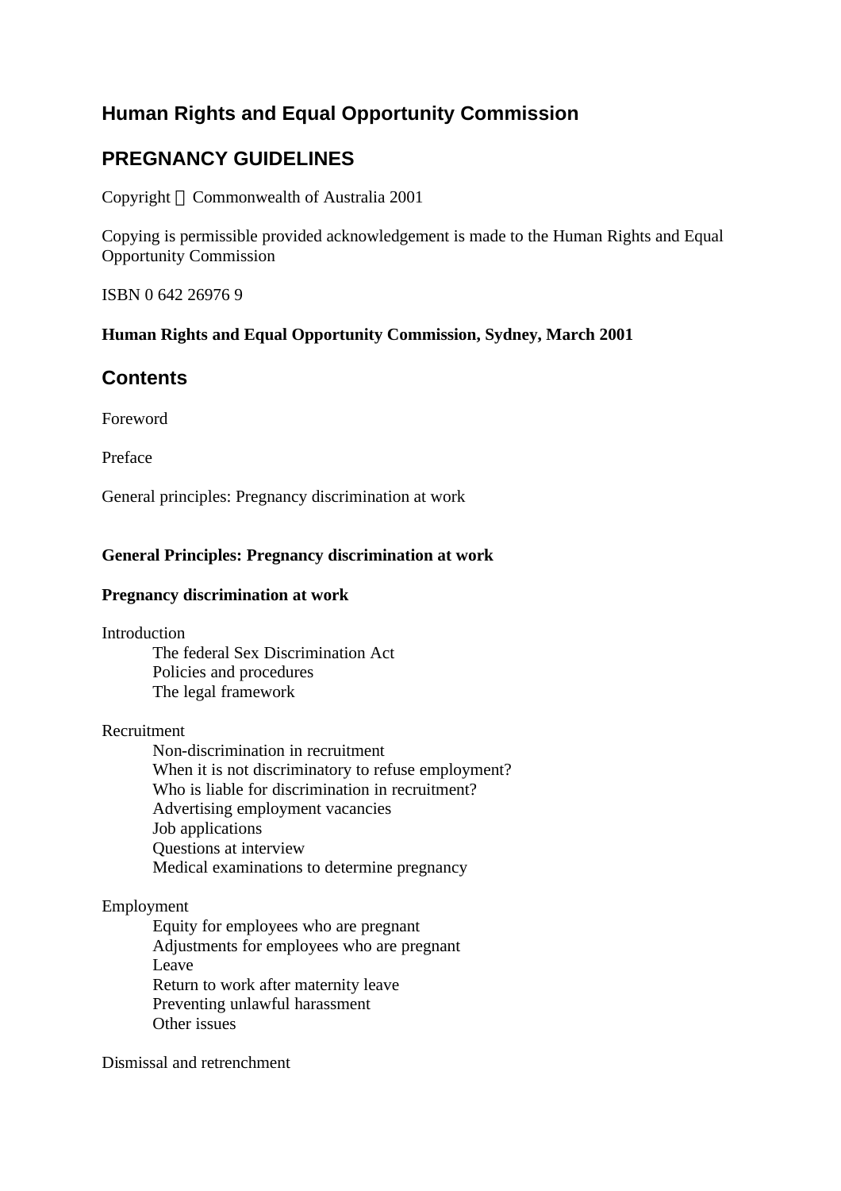# Human Rights and Equal Opportunity Commission

## PREGNANCY GUIDELINES

Copyright © Commonwealth of Australia 2001

Copying is permissible provided acknowledgement is made to the Human Rights and Equal Opportunity Commission

ISBN 0 642 26976 9

**Human Rights and Equal Opportunity Commission, Sydney, March 2001**

## Contents

Foreword

Preface

General principles: Pregnancy discrimination at work

**General Principles: Pregnancy discrimination at work**

**Pregnancy discrimination at work**

Introduction
- The federal Sex Discrimination Act
- Policies and procedures
- The legal framework

Recruitment
- Non-discrimination in recruitment
- When it is not discriminatory to refuse employment?
- Who is liable for discrimination in recruitment?
- Advertising employment vacancies
- Job applications
- Questions at interview
- Medical examinations to determine pregnancy

Employment
- Equity for employees who are pregnant
- Adjustments for employees who are pregnant
- Leave
- Return to work after maternity leave
- Preventing unlawful harassment
- Other issues

Dismissal and retrenchment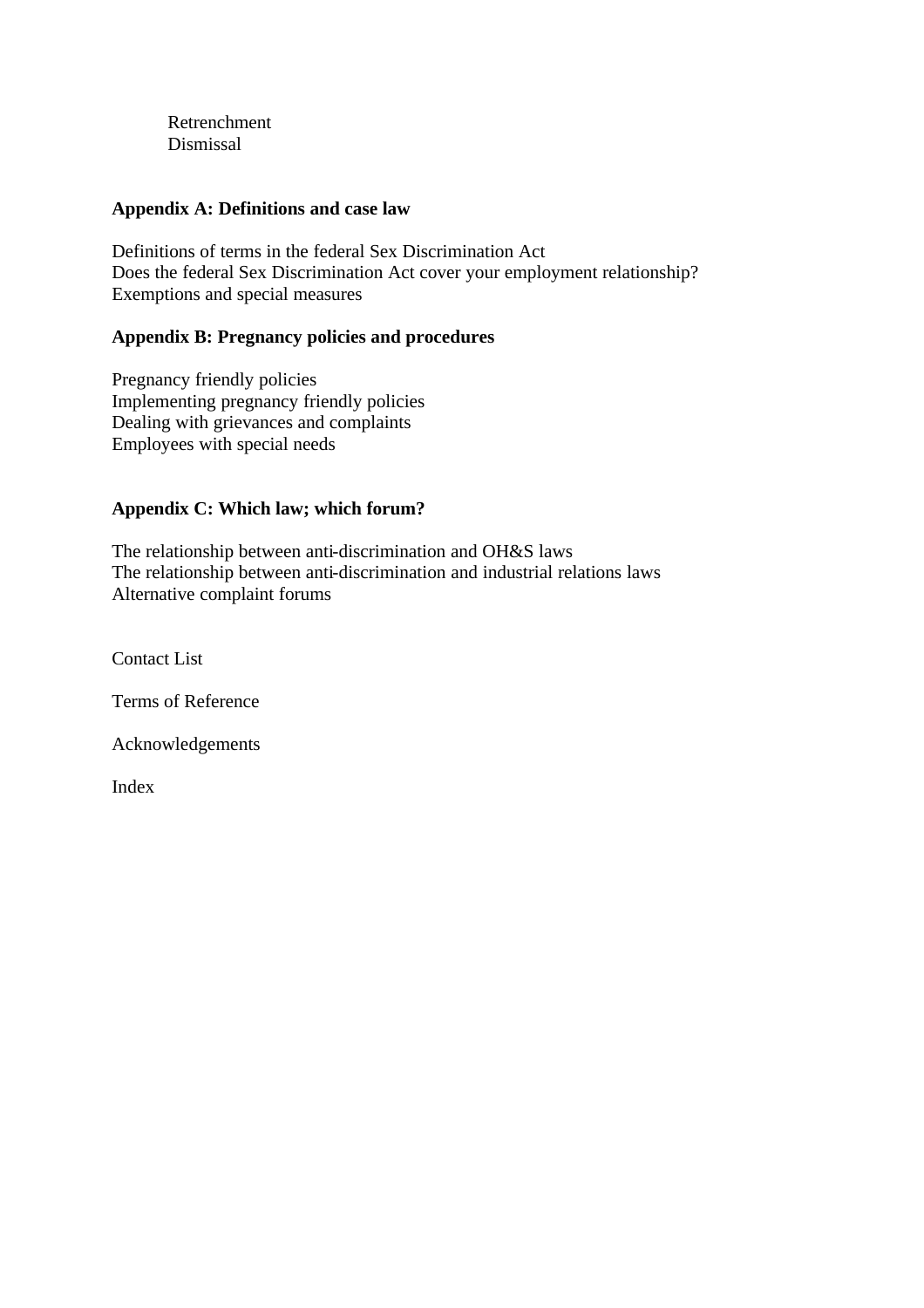Retrenchment
Dismissal

**Appendix A: Definitions and case law**

Definitions of terms in the federal Sex Discrimination Act
Does the federal Sex Discrimination Act cover your employment relationship?
Exemptions and special measures

**Appendix B: Pregnancy policies and procedures**

Pregnancy friendly policies
Implementing pregnancy friendly policies
Dealing with grievances and complaints
Employees with special needs

**Appendix C: Which law; which forum?**

The relationship between anti-discrimination and OH&S laws
The relationship between anti-discrimination and industrial relations laws
Alternative complaint forums

Contact List

Terms of Reference

Acknowledgements

Index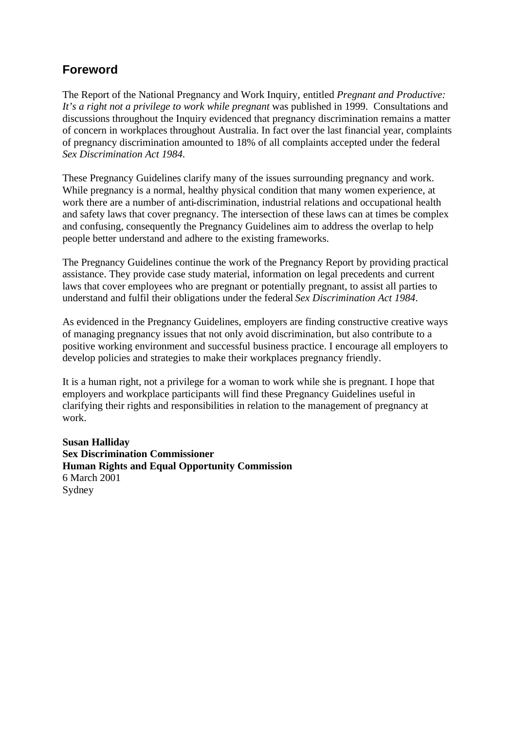## Foreword

The Report of the National Pregnancy and Work Inquiry, entitled *Pregnant and Productive: It's a right not a privilege to work while pregnant* was published in 1999. Consultations and discussions throughout the Inquiry evidenced that pregnancy discrimination remains a matter of concern in workplaces throughout Australia. In fact over the last financial year, complaints of pregnancy discrimination amounted to 18% of all complaints accepted under the federal *Sex Discrimination Act 1984*.

These Pregnancy Guidelines clarify many of the issues surrounding pregnancy and work. While pregnancy is a normal, healthy physical condition that many women experience, at work there are a number of anti-discrimination, industrial relations and occupational health and safety laws that cover pregnancy. The intersection of these laws can at times be complex and confusing, consequently the Pregnancy Guidelines aim to address the overlap to help people better understand and adhere to the existing frameworks.

The Pregnancy Guidelines continue the work of the Pregnancy Report by providing practical assistance. They provide case study material, information on legal precedents and current laws that cover employees who are pregnant or potentially pregnant, to assist all parties to understand and fulfil their obligations under the federal *Sex Discrimination Act 1984*.

As evidenced in the Pregnancy Guidelines, employers are finding constructive creative ways of managing pregnancy issues that not only avoid discrimination, but also contribute to a positive working environment and successful business practice. I encourage all employers to develop policies and strategies to make their workplaces pregnancy friendly.

It is a human right, not a privilege for a woman to work while she is pregnant. I hope that employers and workplace participants will find these Pregnancy Guidelines useful in clarifying their rights and responsibilities in relation to the management of pregnancy at work.

**Susan Halliday**
**Sex Discrimination Commissioner**
**Human Rights and Equal Opportunity Commission**
6 March 2001
Sydney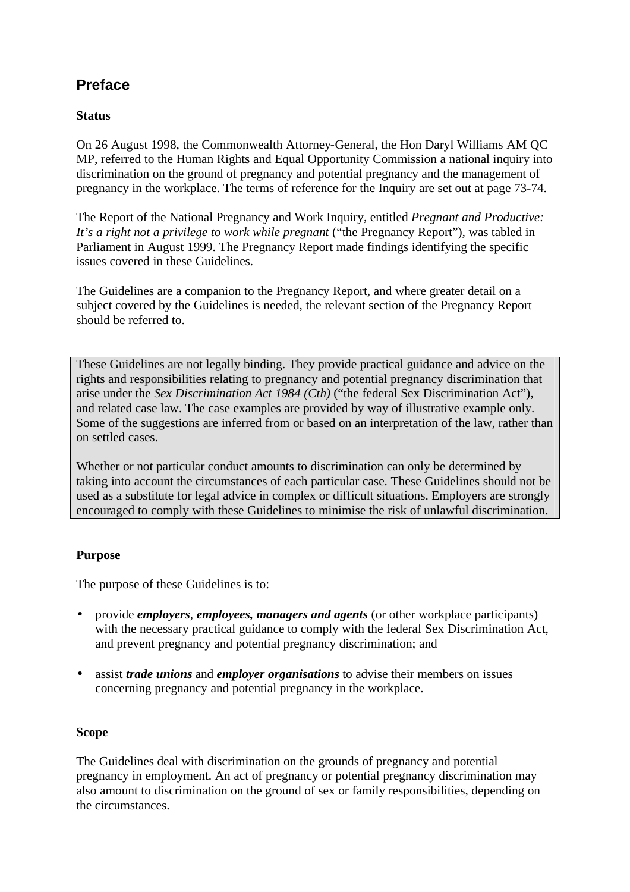## Preface

**Status**

On 26 August 1998, the Commonwealth Attorney-General, the Hon Daryl Williams AM QC MP, referred to the Human Rights and Equal Opportunity Commission a national inquiry into discrimination on the ground of pregnancy and potential pregnancy and the management of pregnancy in the workplace. The terms of reference for the Inquiry are set out at page 73-74.

The Report of the National Pregnancy and Work Inquiry, entitled *Pregnant and Productive: It's a right not a privilege to work while pregnant* ("the Pregnancy Report"), was tabled in Parliament in August 1999. The Pregnancy Report made findings identifying the specific issues covered in these Guidelines.

The Guidelines are a companion to the Pregnancy Report, and where greater detail on a subject covered by the Guidelines is needed, the relevant section of the Pregnancy Report should be referred to.

> These Guidelines are not legally binding. They provide practical guidance and advice on the rights and responsibilities relating to pregnancy and potential pregnancy discrimination that arise under the *Sex Discrimination Act 1984 (Cth)* ("the federal Sex Discrimination Act"), and related case law. The case examples are provided by way of illustrative example only. Some of the suggestions are inferred from or based on an interpretation of the law, rather than on settled cases.
>
> Whether or not particular conduct amounts to discrimination can only be determined by taking into account the circumstances of each particular case. These Guidelines should not be used as a substitute for legal advice in complex or difficult situations. Employers are strongly encouraged to comply with these Guidelines to minimise the risk of unlawful discrimination.

**Purpose**

The purpose of these Guidelines is to:

- provide ***employers***, ***employees, managers and agents*** (or other workplace participants) with the necessary practical guidance to comply with the federal Sex Discrimination Act, and prevent pregnancy and potential pregnancy discrimination; and
- assist ***trade unions*** and ***employer organisations*** to advise their members on issues concerning pregnancy and potential pregnancy in the workplace.

**Scope**

The Guidelines deal with discrimination on the grounds of pregnancy and potential pregnancy in employment. An act of pregnancy or potential pregnancy discrimination may also amount to discrimination on the ground of sex or family responsibilities, depending on the circumstances.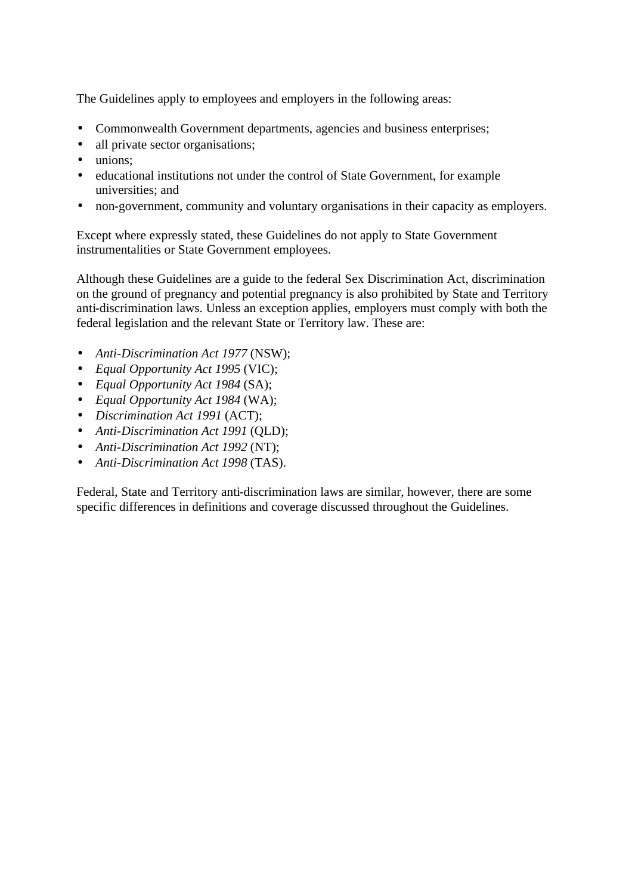The Guidelines apply to employees and employers in the following areas:

- Commonwealth Government departments, agencies and business enterprises;
- all private sector organisations;
- unions;
- educational institutions not under the control of State Government, for example universities; and
- non-government, community and voluntary organisations in their capacity as employers.

Except where expressly stated, these Guidelines do not apply to State Government instrumentalities or State Government employees.

Although these Guidelines are a guide to the federal Sex Discrimination Act, discrimination on the ground of pregnancy and potential pregnancy is also prohibited by State and Territory anti-discrimination laws. Unless an exception applies, employers must comply with both the federal legislation and the relevant State or Territory law. These are:

- *Anti-Discrimination Act 1977* (NSW);
- *Equal Opportunity Act 1995* (VIC);
- *Equal Opportunity Act 1984* (SA);
- *Equal Opportunity Act 1984* (WA);
- *Discrimination Act 1991* (ACT);
- *Anti-Discrimination Act 1991* (QLD);
- *Anti-Discrimination Act 1992* (NT);
- *Anti-Discrimination Act 1998* (TAS).

Federal, State and Territory anti-discrimination laws are similar, however, there are some specific differences in definitions and coverage discussed throughout the Guidelines.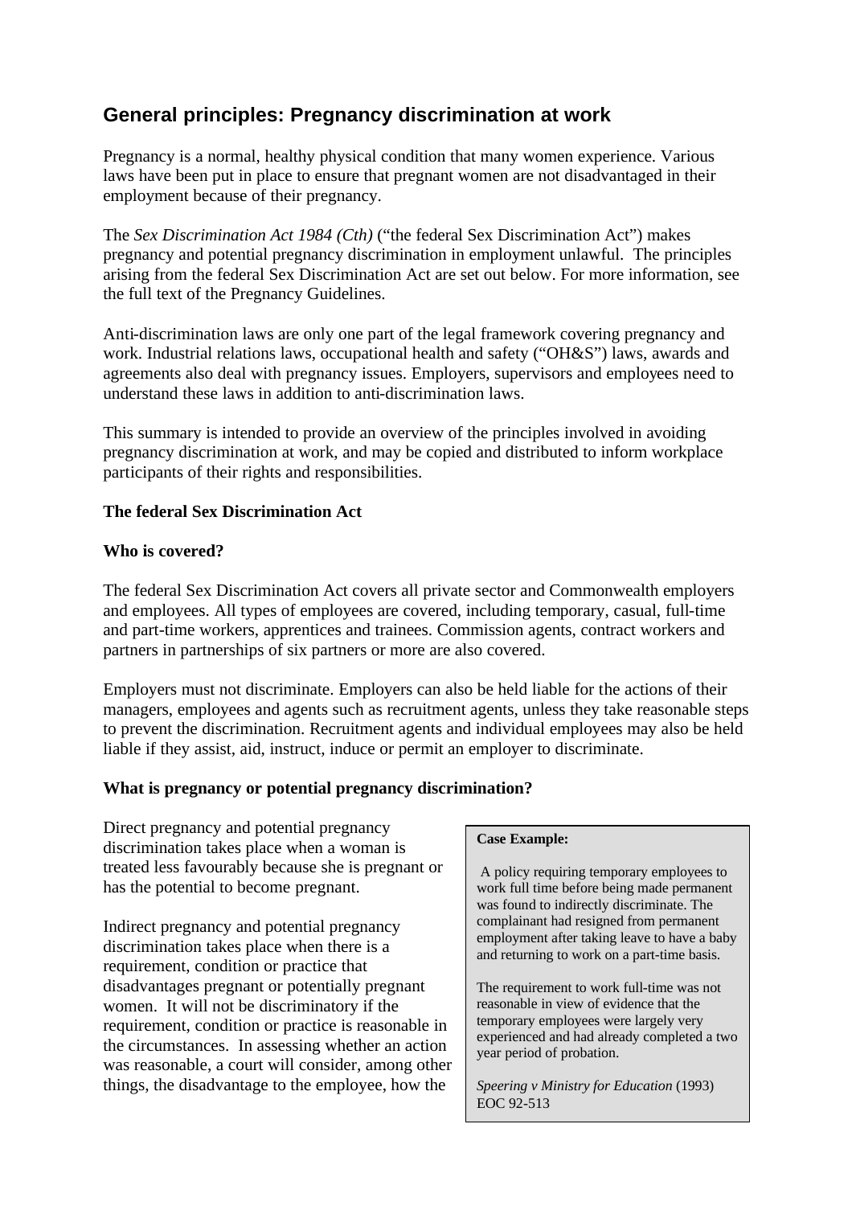## General principles: Pregnancy discrimination at work

Pregnancy is a normal, healthy physical condition that many women experience. Various laws have been put in place to ensure that pregnant women are not disadvantaged in their employment because of their pregnancy.

The *Sex Discrimination Act 1984 (Cth)* ("the federal Sex Discrimination Act") makes pregnancy and potential pregnancy discrimination in employment unlawful. The principles arising from the federal Sex Discrimination Act are set out below. For more information, see the full text of the Pregnancy Guidelines.

Anti-discrimination laws are only one part of the legal framework covering pregnancy and work. Industrial relations laws, occupational health and safety ("OH&S") laws, awards and agreements also deal with pregnancy issues. Employers, supervisors and employees need to understand these laws in addition to anti-discrimination laws.

This summary is intended to provide an overview of the principles involved in avoiding pregnancy discrimination at work, and may be copied and distributed to inform workplace participants of their rights and responsibilities.

**The federal Sex Discrimination Act**

**Who is covered?**

The federal Sex Discrimination Act covers all private sector and Commonwealth employers and employees. All types of employees are covered, including temporary, casual, full-time and part-time workers, apprentices and trainees. Commission agents, contract workers and partners in partnerships of six partners or more are also covered.

Employers must not discriminate. Employers can also be held liable for the actions of their managers, employees and agents such as recruitment agents, unless they take reasonable steps to prevent the discrimination. Recruitment agents and individual employees may also be held liable if they assist, aid, instruct, induce or permit an employer to discriminate.

**What is pregnancy or potential pregnancy discrimination?**

Direct pregnancy and potential pregnancy discrimination takes place when a woman is treated less favourably because she is pregnant or has the potential to become pregnant.

Indirect pregnancy and potential pregnancy discrimination takes place when there is a requirement, condition or practice that disadvantages pregnant or potentially pregnant women. It will not be discriminatory if the requirement, condition or practice is reasonable in the circumstances. In assessing whether an action was reasonable, a court will consider, among other things, the disadvantage to the employee, how the

> **Case Example:**
>
> A policy requiring temporary employees to work full time before being made permanent was found to indirectly discriminate. The complainant had resigned from permanent employment after taking leave to have a baby and returning to work on a part-time basis.
>
> The requirement to work full-time was not reasonable in view of evidence that the temporary employees were largely very experienced and had already completed a two year period of probation.
>
> *Speering v Ministry for Education* (1993) EOC 92-513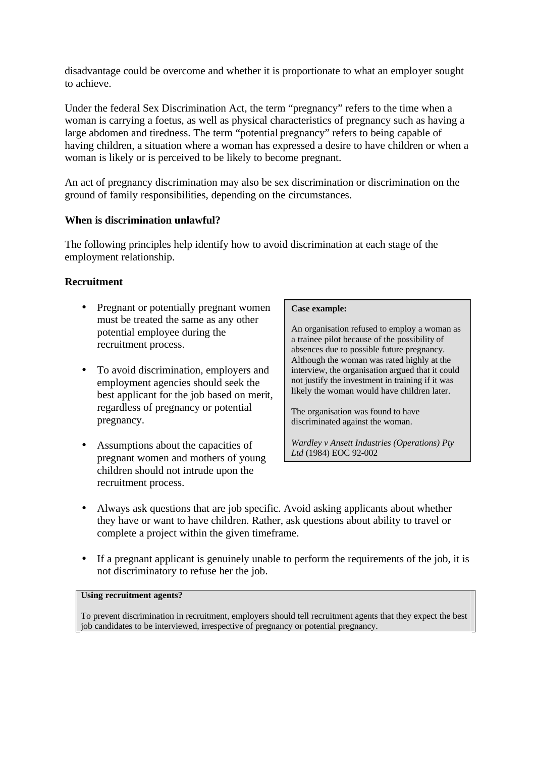disadvantage could be overcome and whether it is proportionate to what an employer sought to achieve.

Under the federal Sex Discrimination Act, the term “pregnancy” refers to the time when a woman is carrying a foetus, as well as physical characteristics of pregnancy such as having a large abdomen and tiredness. The term “potential pregnancy” refers to being capable of having children, a situation where a woman has expressed a desire to have children or when a woman is likely or is perceived to be likely to become pregnant.

An act of pregnancy discrimination may also be sex discrimination or discrimination on the ground of family responsibilities, depending on the circumstances.

**When is discrimination unlawful?**

The following principles help identify how to avoid discrimination at each stage of the employment relationship.

**Recruitment**

- Pregnant or potentially pregnant women must be treated the same as any other potential employee during the recruitment process.
- To avoid discrimination, employers and employment agencies should seek the best applicant for the job based on merit, regardless of pregnancy or potential pregnancy.
- Assumptions about the capacities of pregnant women and mothers of young children should not intrude upon the recruitment process.

> **Case example:**
>
> An organisation refused to employ a woman as a trainee pilot because of the possibility of absences due to possible future pregnancy. Although the woman was rated highly at the interview, the organisation argued that it could not justify the investment in training if it was likely the woman would have children later.
>
> The organisation was found to have discriminated against the woman.
>
> *Wardley v Ansett Industries (Operations) Pty Ltd* (1984) EOC 92-002

- Always ask questions that are job specific. Avoid asking applicants about whether they have or want to have children. Rather, ask questions about ability to travel or complete a project within the given timeframe.
- If a pregnant applicant is genuinely unable to perform the requirements of the job, it is not discriminatory to refuse her the job.

> **Using recruitment agents?**
>
> To prevent discrimination in recruitment, employers should tell recruitment agents that they expect the best job candidates to be interviewed, irrespective of pregnancy or potential pregnancy.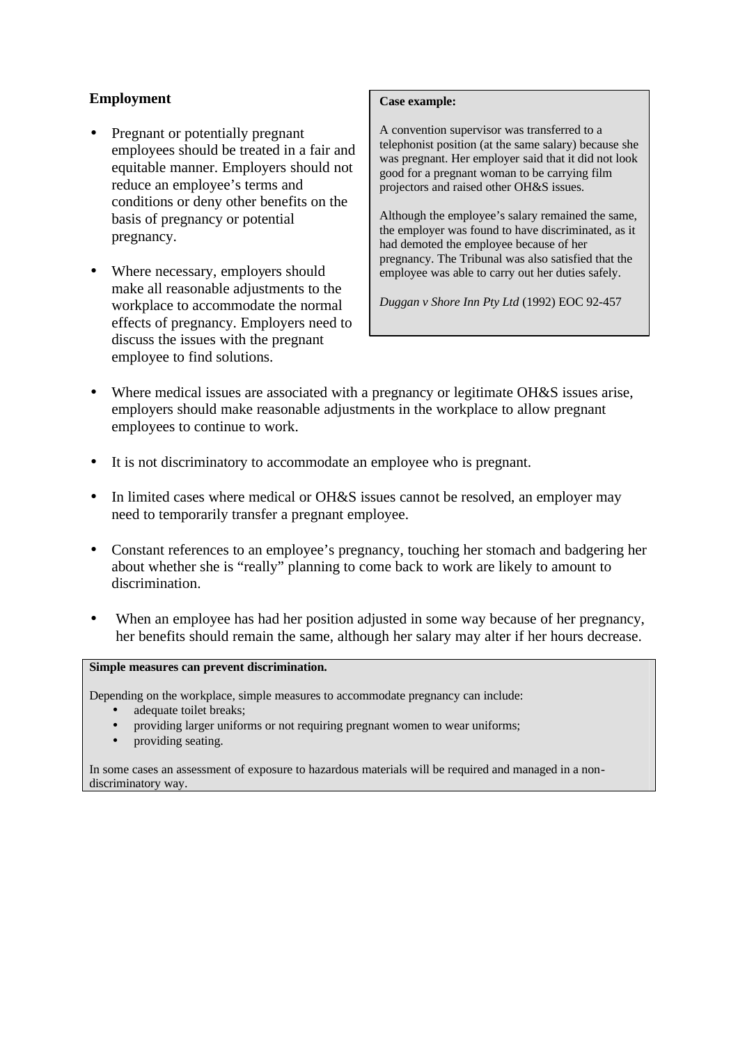## Employment

- Pregnant or potentially pregnant employees should be treated in a fair and equitable manner. Employers should not reduce an employee's terms and conditions or deny other benefits on the basis of pregnancy or potential pregnancy.
- Where necessary, employers should make all reasonable adjustments to the workplace to accommodate the normal effects of pregnancy. Employers need to discuss the issues with the pregnant employee to find solutions.

> **Case example:**
>
> A convention supervisor was transferred to a telephonist position (at the same salary) because she was pregnant. Her employer said that it did not look good for a pregnant woman to be carrying film projectors and raised other OH&S issues.
>
> Although the employee's salary remained the same, the employer was found to have discriminated, as it had demoted the employee because of her pregnancy. The Tribunal was also satisfied that the employee was able to carry out her duties safely.
>
> *Duggan v Shore Inn Pty Ltd* (1992) EOC 92-457

- Where medical issues are associated with a pregnancy or legitimate OH&S issues arise, employers should make reasonable adjustments in the workplace to allow pregnant employees to continue to work.
- It is not discriminatory to accommodate an employee who is pregnant.
- In limited cases where medical or OH&S issues cannot be resolved, an employer may need to temporarily transfer a pregnant employee.
- Constant references to an employee's pregnancy, touching her stomach and badgering her about whether she is "really" planning to come back to work are likely to amount to discrimination.
- When an employee has had her position adjusted in some way because of her pregnancy, her benefits should remain the same, although her salary may alter if her hours decrease.

> **Simple measures can prevent discrimination.**
>
> Depending on the workplace, simple measures to accommodate pregnancy can include:
>
> - adequate toilet breaks;
> - providing larger uniforms or not requiring pregnant women to wear uniforms;
> - providing seating.
>
> In some cases an assessment of exposure to hazardous materials will be required and managed in a non-discriminatory way.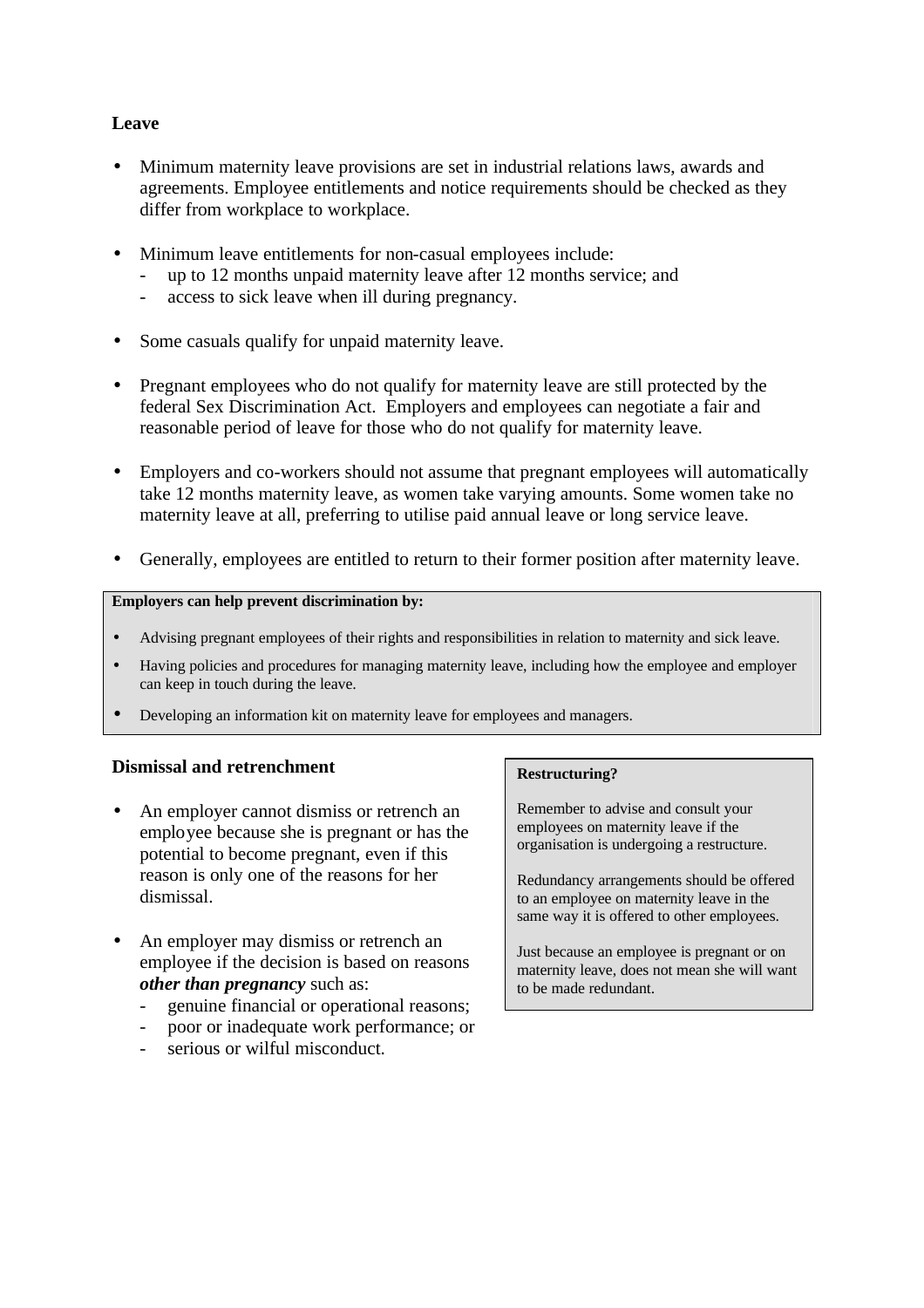### Leave

- Minimum maternity leave provisions are set in industrial relations laws, awards and agreements. Employee entitlements and notice requirements should be checked as they differ from workplace to workplace.

- Minimum leave entitlements for non-casual employees include:
  - up to 12 months unpaid maternity leave after 12 months service; and
  - access to sick leave when ill during pregnancy.

- Some casuals qualify for unpaid maternity leave.

- Pregnant employees who do not qualify for maternity leave are still protected by the federal Sex Discrimination Act. Employers and employees can negotiate a fair and reasonable period of leave for those who do not qualify for maternity leave.

- Employers and co-workers should not assume that pregnant employees will automatically take 12 months maternity leave, as women take varying amounts. Some women take no maternity leave at all, preferring to utilise paid annual leave or long service leave.

- Generally, employees are entitled to return to their former position after maternity leave.

**Employers can help prevent discrimination by:**

- Advising pregnant employees of their rights and responsibilities in relation to maternity and sick leave.
- Having policies and procedures for managing maternity leave, including how the employee and employer can keep in touch during the leave.
- Developing an information kit on maternity leave for employees and managers.

### Dismissal and retrenchment

- An employer cannot dismiss or retrench an employee because she is pregnant or has the potential to become pregnant, even if this reason is only one of the reasons for her dismissal.

- An employer may dismiss or retrench an employee if the decision is based on reasons ***other than pregnancy*** such as:
  - genuine financial or operational reasons;
  - poor or inadequate work performance; or
  - serious or wilful misconduct.

**Restructuring?**

Remember to advise and consult your employees on maternity leave if the organisation is undergoing a restructure.

Redundancy arrangements should be offered to an employee on maternity leave in the same way it is offered to other employees.

Just because an employee is pregnant or on maternity leave, does not mean she will want to be made redundant.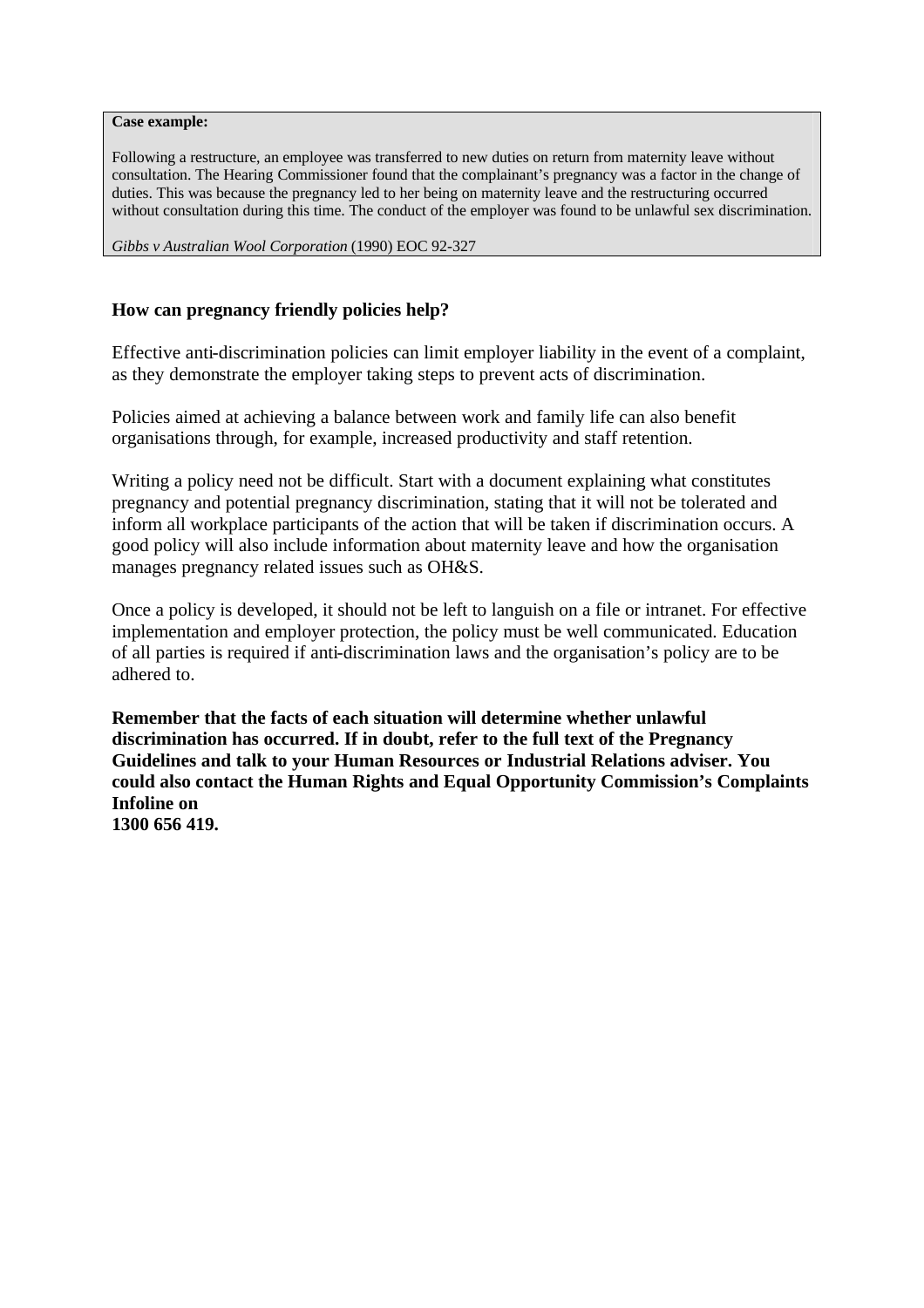**Case example:**

Following a restructure, an employee was transferred to new duties on return from maternity leave without consultation. The Hearing Commissioner found that the complainant's pregnancy was a factor in the change of duties. This was because the pregnancy led to her being on maternity leave and the restructuring occurred without consultation during this time. The conduct of the employer was found to be unlawful sex discrimination.

*Gibbs v Australian Wool Corporation* (1990) EOC 92-327

### How can pregnancy friendly policies help?

Effective anti-discrimination policies can limit employer liability in the event of a complaint, as they demonstrate the employer taking steps to prevent acts of discrimination.

Policies aimed at achieving a balance between work and family life can also benefit organisations through, for example, increased productivity and staff retention.

Writing a policy need not be difficult. Start with a document explaining what constitutes pregnancy and potential pregnancy discrimination, stating that it will not be tolerated and inform all workplace participants of the action that will be taken if discrimination occurs. A good policy will also include information about maternity leave and how the organisation manages pregnancy related issues such as OH&S.

Once a policy is developed, it should not be left to languish on a file or intranet. For effective implementation and employer protection, the policy must be well communicated. Education of all parties is required if anti-discrimination laws and the organisation's policy are to be adhered to.

**Remember that the facts of each situation will determine whether unlawful discrimination has occurred. If in doubt, refer to the full text of the Pregnancy Guidelines and talk to your Human Resources or Industrial Relations adviser. You could also contact the Human Rights and Equal Opportunity Commission's Complaints Infoline on 1300 656 419.**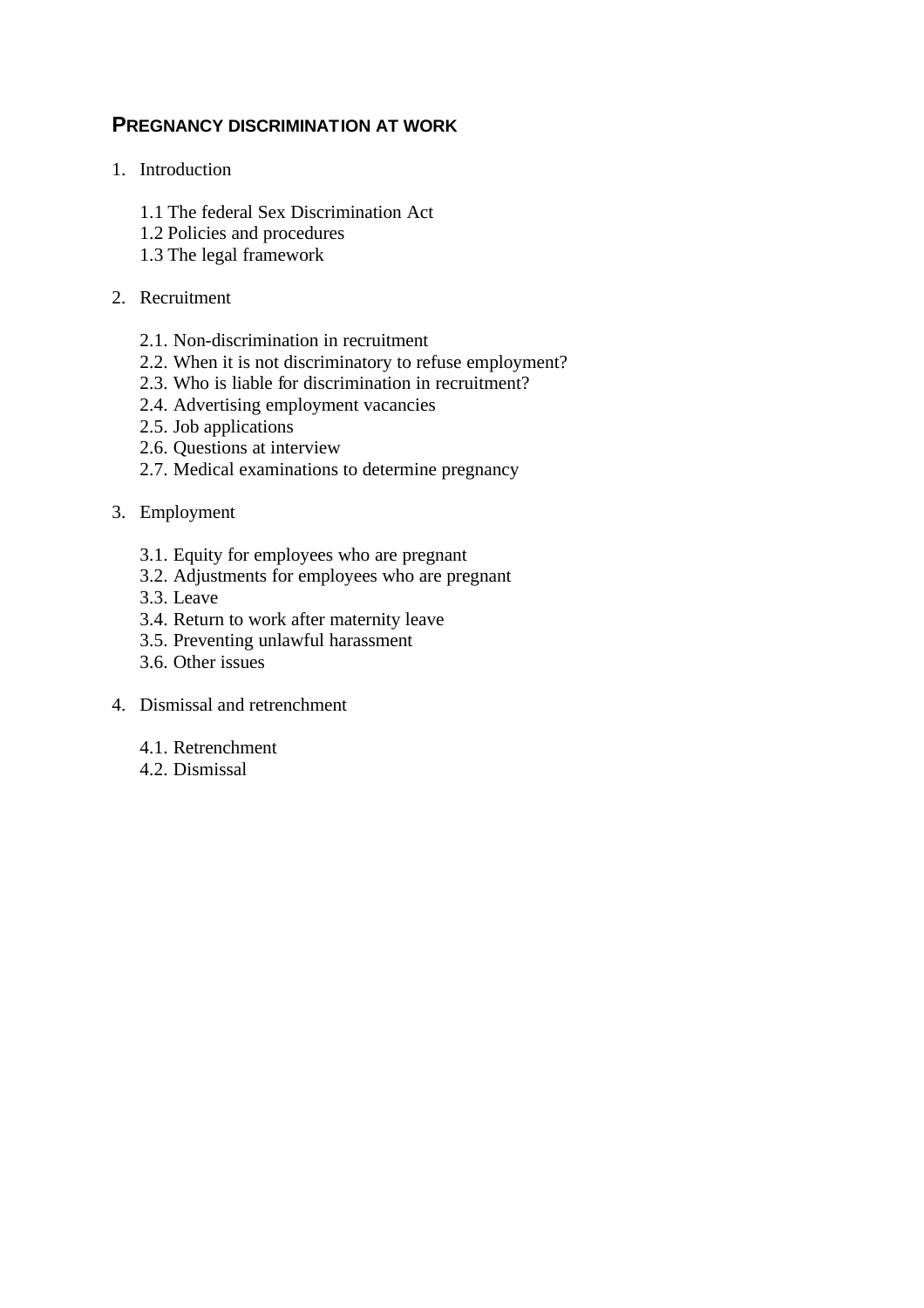## PREGNANCY DISCRIMINATION AT WORK

1. Introduction

    1.1 The federal Sex Discrimination Act
    1.2 Policies and procedures
    1.3 The legal framework

2. Recruitment

    2.1. Non-discrimination in recruitment
    2.2. When it is not discriminatory to refuse employment?
    2.3. Who is liable for discrimination in recruitment?
    2.4. Advertising employment vacancies
    2.5. Job applications
    2.6. Questions at interview
    2.7. Medical examinations to determine pregnancy

3. Employment

    3.1. Equity for employees who are pregnant
    3.2. Adjustments for employees who are pregnant
    3.3. Leave
    3.4. Return to work after maternity leave
    3.5. Preventing unlawful harassment
    3.6. Other issues

4. Dismissal and retrenchment

    4.1. Retrenchment
    4.2. Dismissal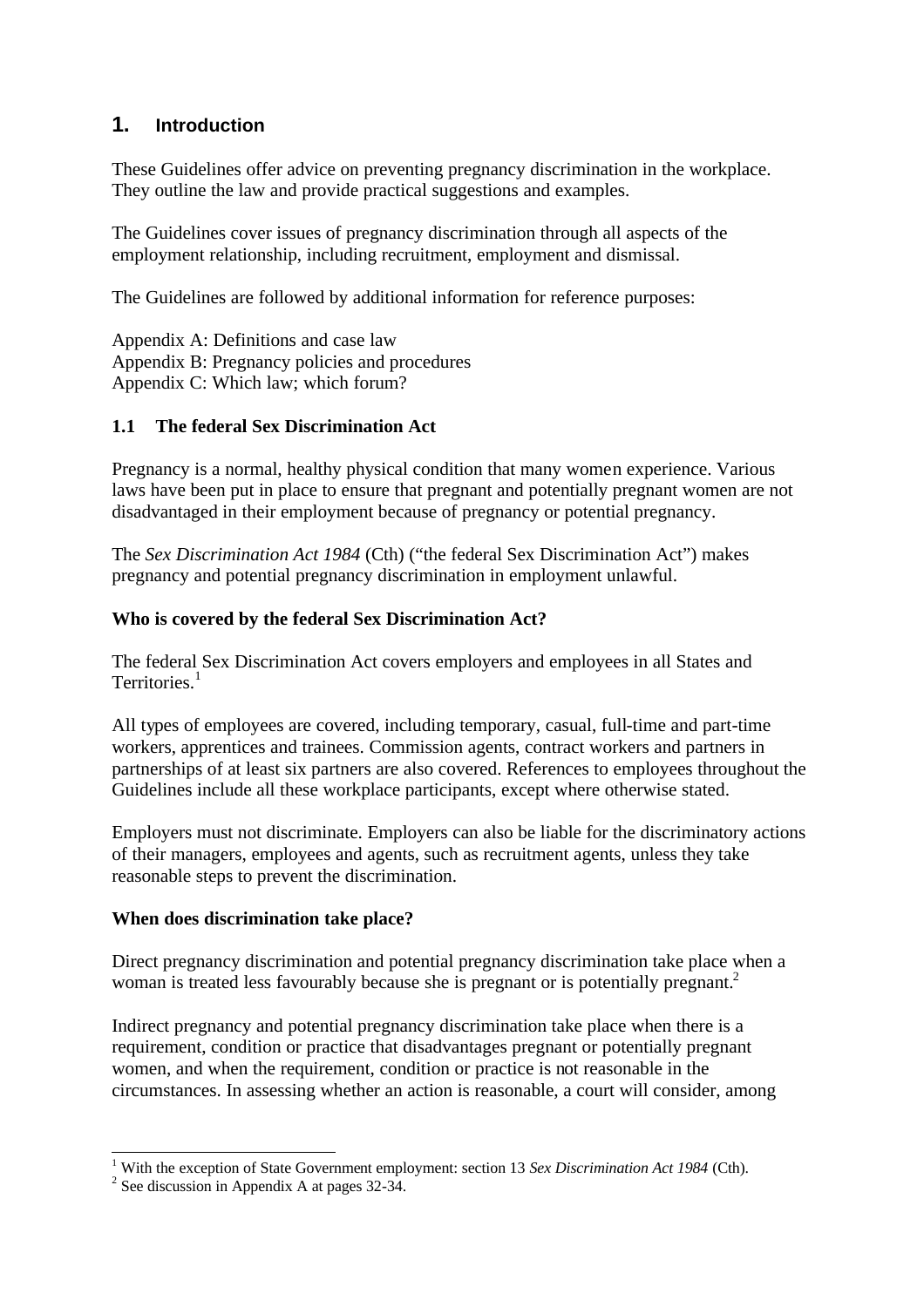# 1. Introduction

These Guidelines offer advice on preventing pregnancy discrimination in the workplace. They outline the law and provide practical suggestions and examples.

The Guidelines cover issues of pregnancy discrimination through all aspects of the employment relationship, including recruitment, employment and dismissal.

The Guidelines are followed by additional information for reference purposes:

Appendix A: Definitions and case law
Appendix B: Pregnancy policies and procedures
Appendix C: Which law; which forum?

## 1.1 The federal Sex Discrimination Act

Pregnancy is a normal, healthy physical condition that many women experience. Various laws have been put in place to ensure that pregnant and potentially pregnant women are not disadvantaged in their employment because of pregnancy or potential pregnancy.

The *Sex Discrimination Act 1984* (Cth) ("the federal Sex Discrimination Act") makes pregnancy and potential pregnancy discrimination in employment unlawful.

**Who is covered by the federal Sex Discrimination Act?**

The federal Sex Discrimination Act covers employers and employees in all States and Territories.[1]

All types of employees are covered, including temporary, casual, full-time and part-time workers, apprentices and trainees. Commission agents, contract workers and partners in partnerships of at least six partners are also covered. References to employees throughout the Guidelines include all these workplace participants, except where otherwise stated.

Employers must not discriminate. Employers can also be liable for the discriminatory actions of their managers, employees and agents, such as recruitment agents, unless they take reasonable steps to prevent the discrimination.

**When does discrimination take place?**

Direct pregnancy discrimination and potential pregnancy discrimination take place when a woman is treated less favourably because she is pregnant or is potentially pregnant.[2]

Indirect pregnancy and potential pregnancy discrimination take place when there is a requirement, condition or practice that disadvantages pregnant or potentially pregnant women, and when the requirement, condition or practice is not reasonable in the circumstances. In assessing whether an action is reasonable, a court will consider, among

[1] With the exception of State Government employment: section 13 *Sex Discrimination Act 1984* (Cth).
[2] See discussion in Appendix A at pages 32-34.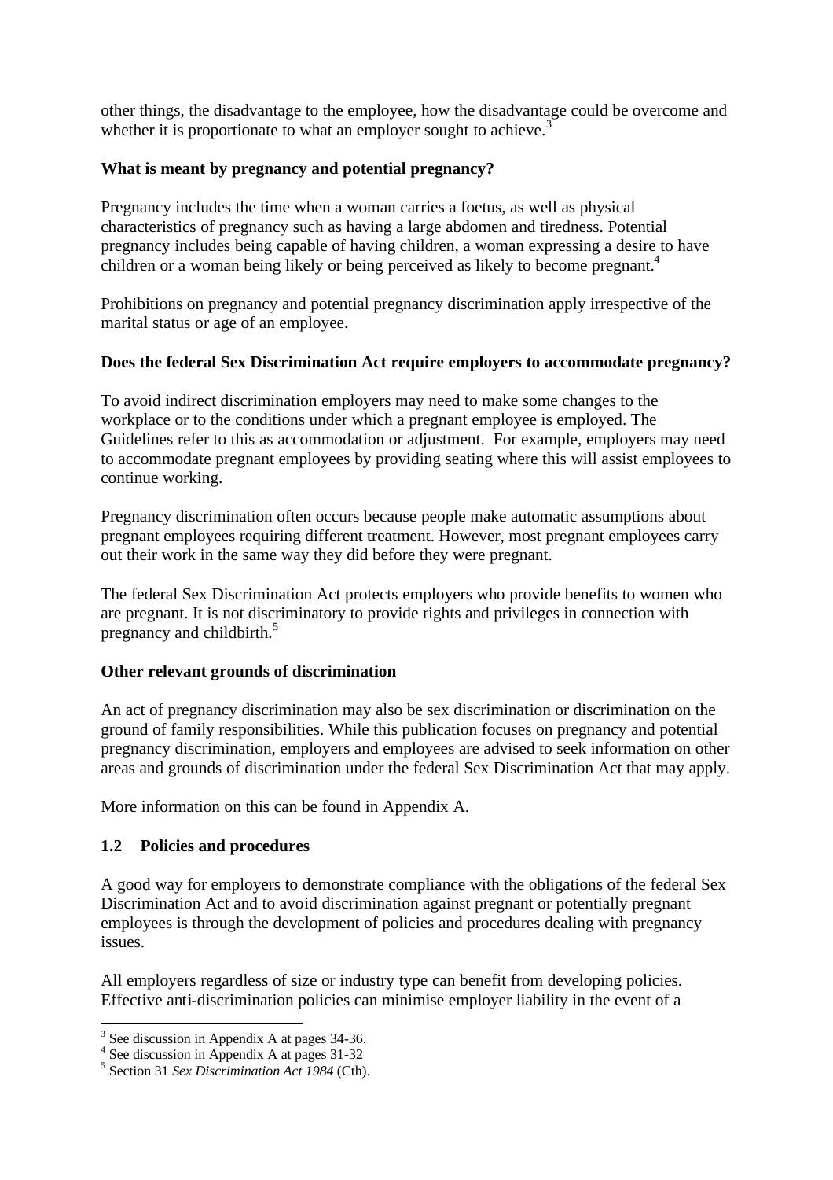other things, the disadvantage to the employee, how the disadvantage could be overcome and whether it is proportionate to what an employer sought to achieve.[3]

**What is meant by pregnancy and potential pregnancy?**

Pregnancy includes the time when a woman carries a foetus, as well as physical characteristics of pregnancy such as having a large abdomen and tiredness. Potential pregnancy includes being capable of having children, a woman expressing a desire to have children or a woman being likely or being perceived as likely to become pregnant.[4]

Prohibitions on pregnancy and potential pregnancy discrimination apply irrespective of the marital status or age of an employee.

**Does the federal Sex Discrimination Act require employers to accommodate pregnancy?**

To avoid indirect discrimination employers may need to make some changes to the workplace or to the conditions under which a pregnant employee is employed. The Guidelines refer to this as accommodation or adjustment. For example, employers may need to accommodate pregnant employees by providing seating where this will assist employees to continue working.

Pregnancy discrimination often occurs because people make automatic assumptions about pregnant employees requiring different treatment. However, most pregnant employees carry out their work in the same way they did before they were pregnant.

The federal Sex Discrimination Act protects employers who provide benefits to women who are pregnant. It is not discriminatory to provide rights and privileges in connection with pregnancy and childbirth.[5]

**Other relevant grounds of discrimination**

An act of pregnancy discrimination may also be sex discrimination or discrimination on the ground of family responsibilities. While this publication focuses on pregnancy and potential pregnancy discrimination, employers and employees are advised to seek information on other areas and grounds of discrimination under the federal Sex Discrimination Act that may apply.

More information on this can be found in Appendix A.

### 1.2 Policies and procedures

A good way for employers to demonstrate compliance with the obligations of the federal Sex Discrimination Act and to avoid discrimination against pregnant or potentially pregnant employees is through the development of policies and procedures dealing with pregnancy issues.

All employers regardless of size or industry type can benefit from developing policies. Effective anti-discrimination policies can minimise employer liability in the event of a

---

[3] See discussion in Appendix A at pages 34-36.

[4] See discussion in Appendix A at pages 31-32

[5] Section 31 *Sex Discrimination Act 1984* (Cth).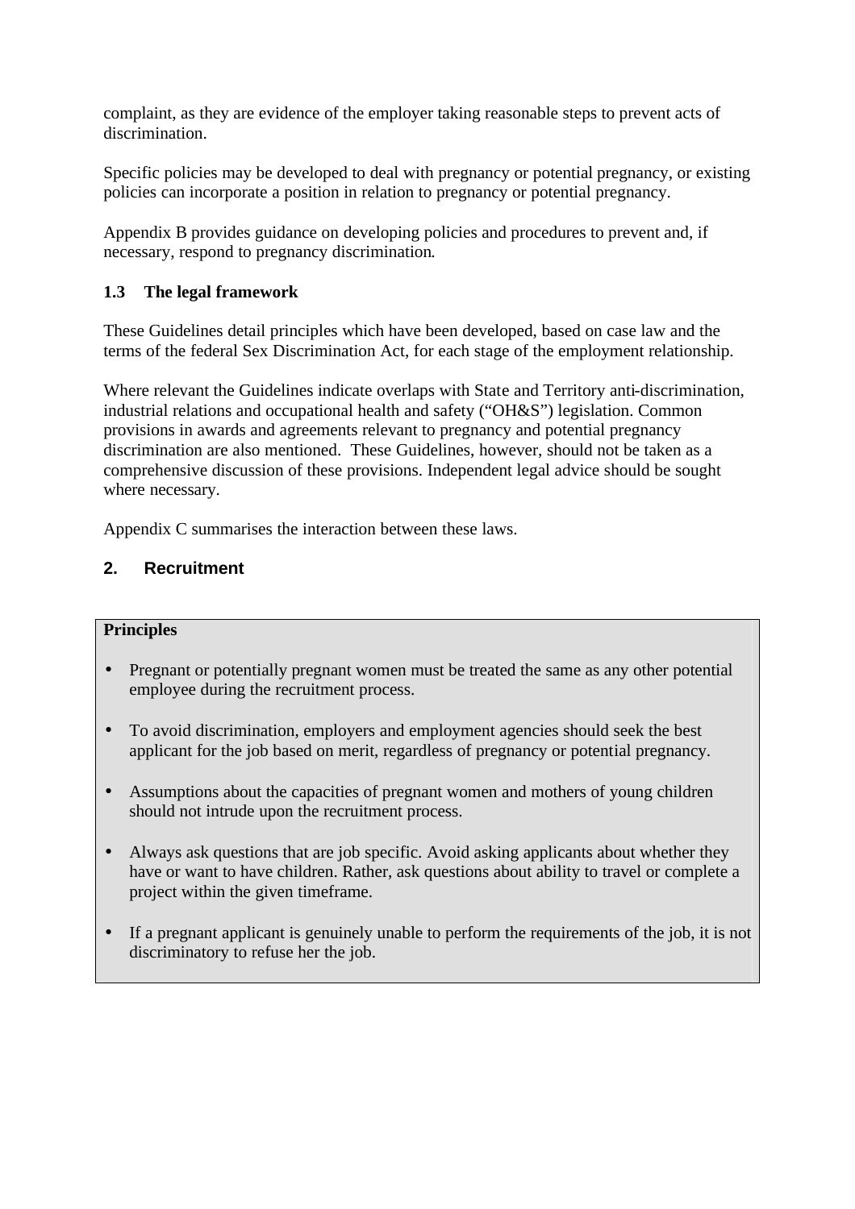complaint, as they are evidence of the employer taking reasonable steps to prevent acts of discrimination.

Specific policies may be developed to deal with pregnancy or potential pregnancy, or existing policies can incorporate a position in relation to pregnancy or potential pregnancy.

Appendix B provides guidance on developing policies and procedures to prevent and, if necessary, respond to pregnancy discrimination.

### 1.3 The legal framework

These Guidelines detail principles which have been developed, based on case law and the terms of the federal Sex Discrimination Act, for each stage of the employment relationship.

Where relevant the Guidelines indicate overlaps with State and Territory anti-discrimination, industrial relations and occupational health and safety ("OH&S") legislation. Common provisions in awards and agreements relevant to pregnancy and potential pregnancy discrimination are also mentioned. These Guidelines, however, should not be taken as a comprehensive discussion of these provisions. Independent legal advice should be sought where necessary.

Appendix C summarises the interaction between these laws.

## 2. Recruitment

**Principles**

- Pregnant or potentially pregnant women must be treated the same as any other potential employee during the recruitment process.
- To avoid discrimination, employers and employment agencies should seek the best applicant for the job based on merit, regardless of pregnancy or potential pregnancy.
- Assumptions about the capacities of pregnant women and mothers of young children should not intrude upon the recruitment process.
- Always ask questions that are job specific. Avoid asking applicants about whether they have or want to have children. Rather, ask questions about ability to travel or complete a project within the given timeframe.
- If a pregnant applicant is genuinely unable to perform the requirements of the job, it is not discriminatory to refuse her the job.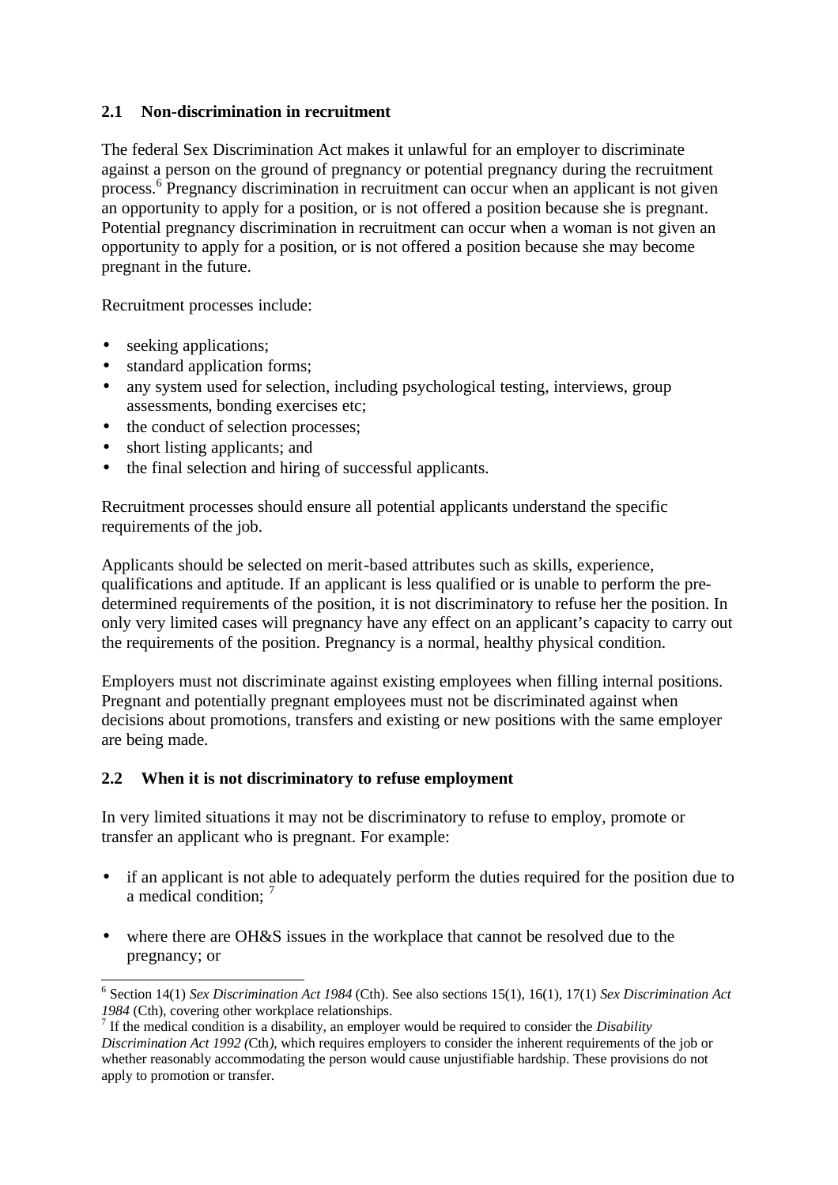## 2.1 Non-discrimination in recruitment

The federal Sex Discrimination Act makes it unlawful for an employer to discriminate against a person on the ground of pregnancy or potential pregnancy during the recruitment process.[6] Pregnancy discrimination in recruitment can occur when an applicant is not given an opportunity to apply for a position, or is not offered a position because she is pregnant. Potential pregnancy discrimination in recruitment can occur when a woman is not given an opportunity to apply for a position, or is not offered a position because she may become pregnant in the future.

Recruitment processes include:

- seeking applications;
- standard application forms;
- any system used for selection, including psychological testing, interviews, group assessments, bonding exercises etc;
- the conduct of selection processes;
- short listing applicants; and
- the final selection and hiring of successful applicants.

Recruitment processes should ensure all potential applicants understand the specific requirements of the job.

Applicants should be selected on merit-based attributes such as skills, experience, qualifications and aptitude. If an applicant is less qualified or is unable to perform the pre-determined requirements of the position, it is not discriminatory to refuse her the position. In only very limited cases will pregnancy have any effect on an applicant's capacity to carry out the requirements of the position. Pregnancy is a normal, healthy physical condition.

Employers must not discriminate against existing employees when filling internal positions. Pregnant and potentially pregnant employees must not be discriminated against when decisions about promotions, transfers and existing or new positions with the same employer are being made.

## 2.2 When it is not discriminatory to refuse employment

In very limited situations it may not be discriminatory to refuse to employ, promote or transfer an applicant who is pregnant. For example:

- if an applicant is not able to adequately perform the duties required for the position due to a medical condition; [7]

- where there are OH&S issues in the workplace that cannot be resolved due to the pregnancy; or

---

[6] Section 14(1) *Sex Discrimination Act 1984* (Cth). See also sections 15(1), 16(1), 17(1) *Sex Discrimination Act 1984* (Cth), covering other workplace relationships.

[7] If the medical condition is a disability, an employer would be required to consider the *Disability Discrimination Act 1992* (Cth), which requires employers to consider the inherent requirements of the job or whether reasonably accommodating the person would cause unjustifiable hardship. These provisions do not apply to promotion or transfer.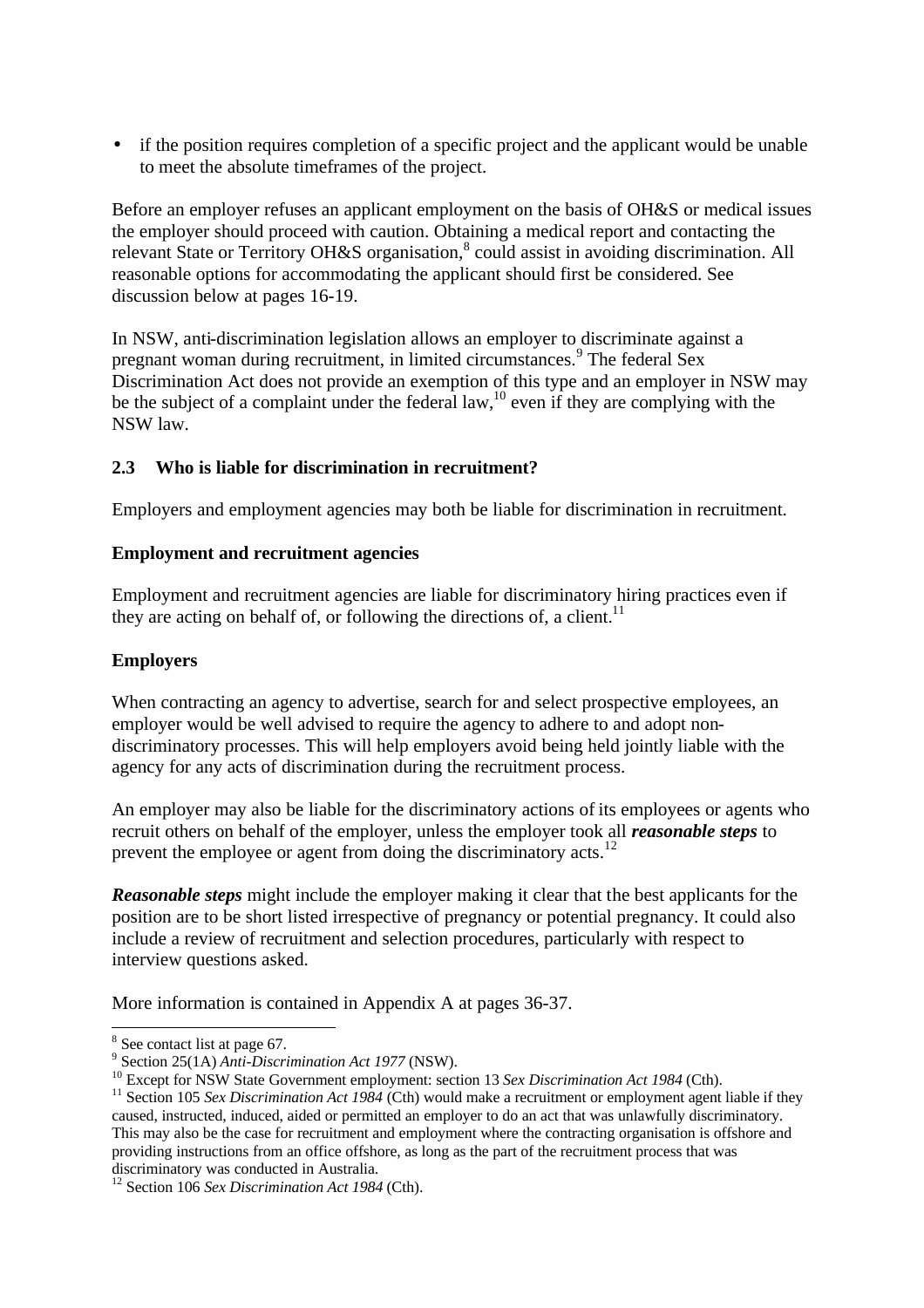- if the position requires completion of a specific project and the applicant would be unable to meet the absolute timeframes of the project.

Before an employer refuses an applicant employment on the basis of OH&S or medical issues the employer should proceed with caution. Obtaining a medical report and contacting the relevant State or Territory OH&S organisation,[8] could assist in avoiding discrimination. All reasonable options for accommodating the applicant should first be considered. See discussion below at pages 16-19.

In NSW, anti-discrimination legislation allows an employer to discriminate against a pregnant woman during recruitment, in limited circumstances.[9] The federal Sex Discrimination Act does not provide an exemption of this type and an employer in NSW may be the subject of a complaint under the federal law,[10] even if they are complying with the NSW law.

### 2.3 Who is liable for discrimination in recruitment?

Employers and employment agencies may both be liable for discrimination in recruitment.

**Employment and recruitment agencies**

Employment and recruitment agencies are liable for discriminatory hiring practices even if they are acting on behalf of, or following the directions of, a client.[11]

**Employers**

When contracting an agency to advertise, search for and select prospective employees, an employer would be well advised to require the agency to adhere to and adopt non-discriminatory processes. This will help employers avoid being held jointly liable with the agency for any acts of discrimination during the recruitment process.

An employer may also be liable for the discriminatory actions of its employees or agents who recruit others on behalf of the employer, unless the employer took all ***reasonable steps*** to prevent the employee or agent from doing the discriminatory acts.[12]

***Reasonable steps*** might include the employer making it clear that the best applicants for the position are to be short listed irrespective of pregnancy or potential pregnancy. It could also include a review of recruitment and selection procedures, particularly with respect to interview questions asked.

More information is contained in Appendix A at pages 36-37.

---

[8] See contact list at page 67.

[9] Section 25(1A) *Anti-Discrimination Act 1977* (NSW).

[10] Except for NSW State Government employment: section 13 *Sex Discrimination Act 1984* (Cth).

[11] Section 105 *Sex Discrimination Act 1984* (Cth) would make a recruitment or employment agent liable if they caused, instructed, induced, aided or permitted an employer to do an act that was unlawfully discriminatory. This may also be the case for recruitment and employment where the contracting organisation is offshore and providing instructions from an office offshore, as long as the part of the recruitment process that was discriminatory was conducted in Australia.

[12] Section 106 *Sex Discrimination Act 1984* (Cth).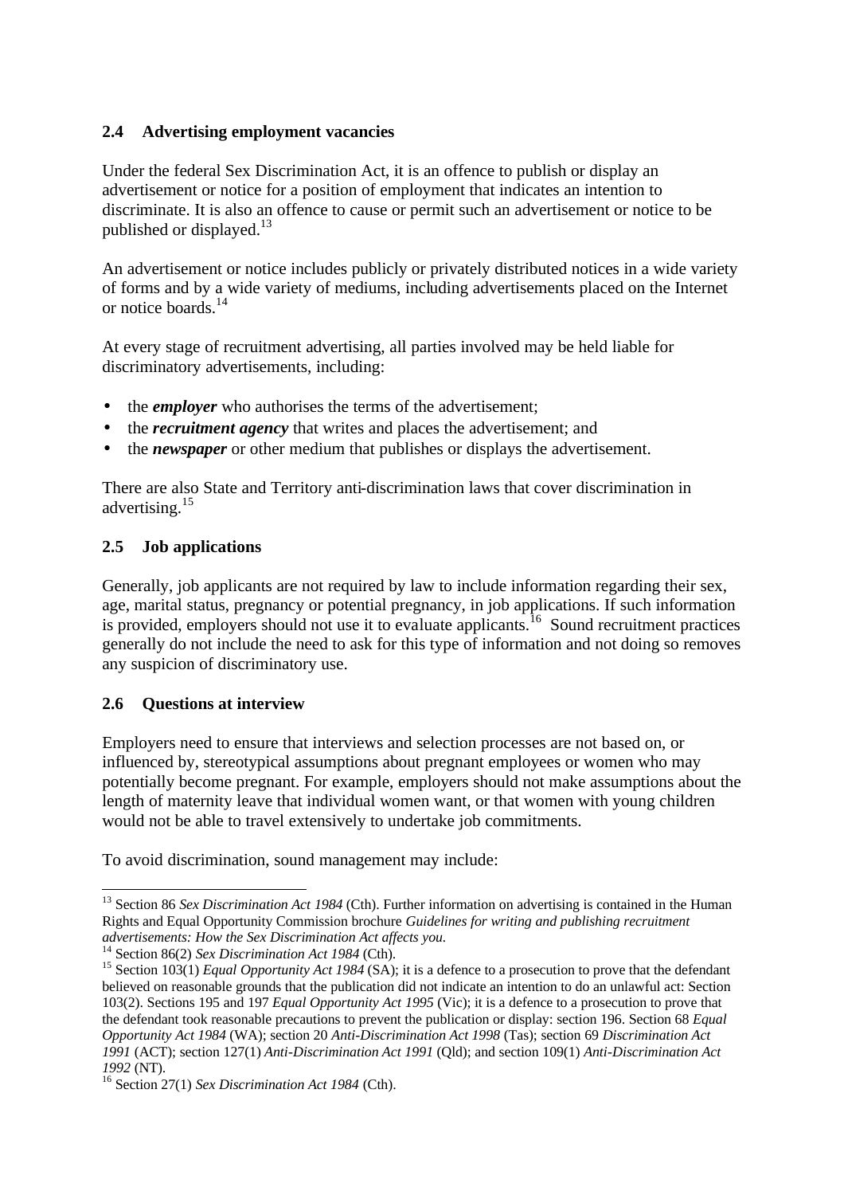### 2.4 Advertising employment vacancies

Under the federal Sex Discrimination Act, it is an offence to publish or display an advertisement or notice for a position of employment that indicates an intention to discriminate. It is also an offence to cause or permit such an advertisement or notice to be published or displayed.[13]

An advertisement or notice includes publicly or privately distributed notices in a wide variety of forms and by a wide variety of mediums, including advertisements placed on the Internet or notice boards.[14]

At every stage of recruitment advertising, all parties involved may be held liable for discriminatory advertisements, including:

- the ***employer*** who authorises the terms of the advertisement;
- the ***recruitment agency*** that writes and places the advertisement; and
- the ***newspaper*** or other medium that publishes or displays the advertisement.

There are also State and Territory anti-discrimination laws that cover discrimination in advertising.[15]

### 2.5 Job applications

Generally, job applicants are not required by law to include information regarding their sex, age, marital status, pregnancy or potential pregnancy, in job applications. If such information is provided, employers should not use it to evaluate applicants.[16] Sound recruitment practices generally do not include the need to ask for this type of information and not doing so removes any suspicion of discriminatory use.

### 2.6 Questions at interview

Employers need to ensure that interviews and selection processes are not based on, or influenced by, stereotypical assumptions about pregnant employees or women who may potentially become pregnant. For example, employers should not make assumptions about the length of maternity leave that individual women want, or that women with young children would not be able to travel extensively to undertake job commitments.

To avoid discrimination, sound management may include:

---

[13] Section 86 *Sex Discrimination Act 1984* (Cth). Further information on advertising is contained in the Human Rights and Equal Opportunity Commission brochure *Guidelines for writing and publishing recruitment advertisements: How the Sex Discrimination Act affects you.*

[14] Section 86(2) *Sex Discrimination Act 1984* (Cth).

[15] Section 103(1) *Equal Opportunity Act 1984* (SA); it is a defence to a prosecution to prove that the defendant believed on reasonable grounds that the publication did not indicate an intention to do an unlawful act: Section 103(2). Sections 195 and 197 *Equal Opportunity Act 1995* (Vic); it is a defence to a prosecution to prove that the defendant took reasonable precautions to prevent the publication or display: section 196. Section 68 *Equal Opportunity Act 1984* (WA); section 20 *Anti-Discrimination Act 1998* (Tas); section 69 *Discrimination Act 1991* (ACT); section 127(1) *Anti-Discrimination Act 1991* (Qld); and section 109(1) *Anti-Discrimination Act 1992* (NT).

[16] Section 27(1) *Sex Discrimination Act 1984* (Cth).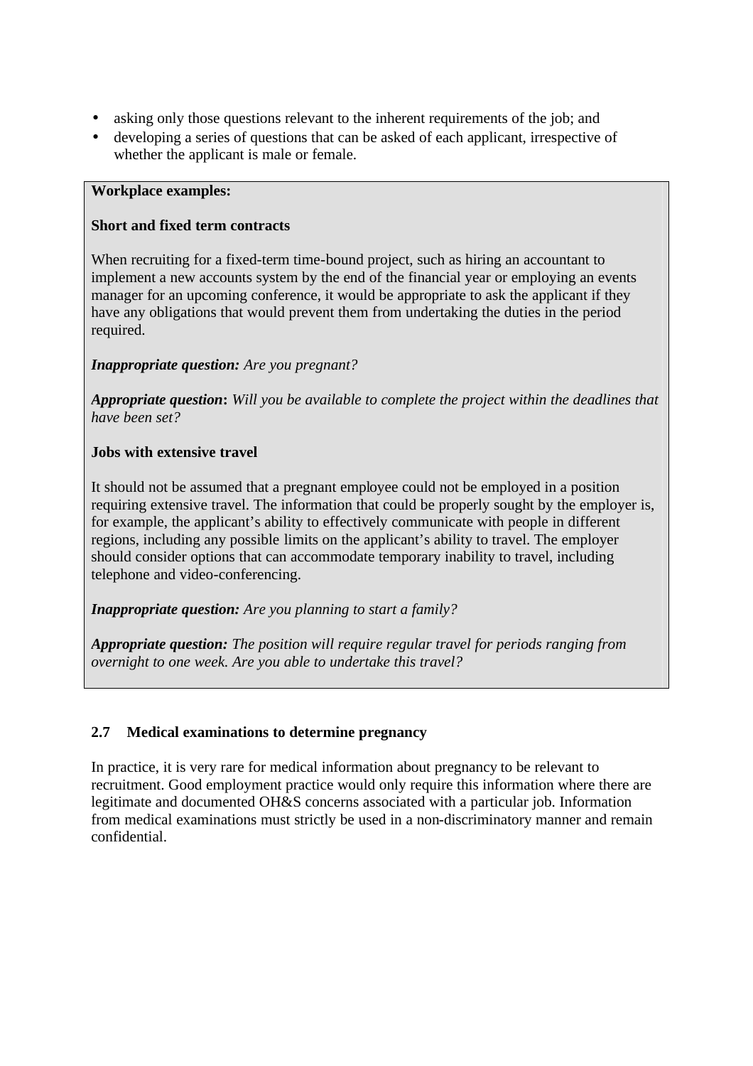- asking only those questions relevant to the inherent requirements of the job; and
- developing a series of questions that can be asked of each applicant, irrespective of whether the applicant is male or female.

**Workplace examples:**

**Short and fixed term contracts**

When recruiting for a fixed-term time-bound project, such as hiring an accountant to implement a new accounts system by the end of the financial year or employing an events manager for an upcoming conference, it would be appropriate to ask the applicant if they have any obligations that would prevent them from undertaking the duties in the period required.

***Inappropriate question:*** *Are you pregnant?*

***Appropriate question*****:** *Will you be available to complete the project within the deadlines that have been set?*

**Jobs with extensive travel**

It should not be assumed that a pregnant employee could not be employed in a position requiring extensive travel. The information that could be properly sought by the employer is, for example, the applicant's ability to effectively communicate with people in different regions, including any possible limits on the applicant's ability to travel. The employer should consider options that can accommodate temporary inability to travel, including telephone and video-conferencing.

***Inappropriate question:*** *Are you planning to start a family?*

***Appropriate question:*** *The position will require regular travel for periods ranging from overnight to one week. Are you able to undertake this travel?*

### 2.7 Medical examinations to determine pregnancy

In practice, it is very rare for medical information about pregnancy to be relevant to recruitment. Good employment practice would only require this information where there are legitimate and documented OH&S concerns associated with a particular job. Information from medical examinations must strictly be used in a non-discriminatory manner and remain confidential.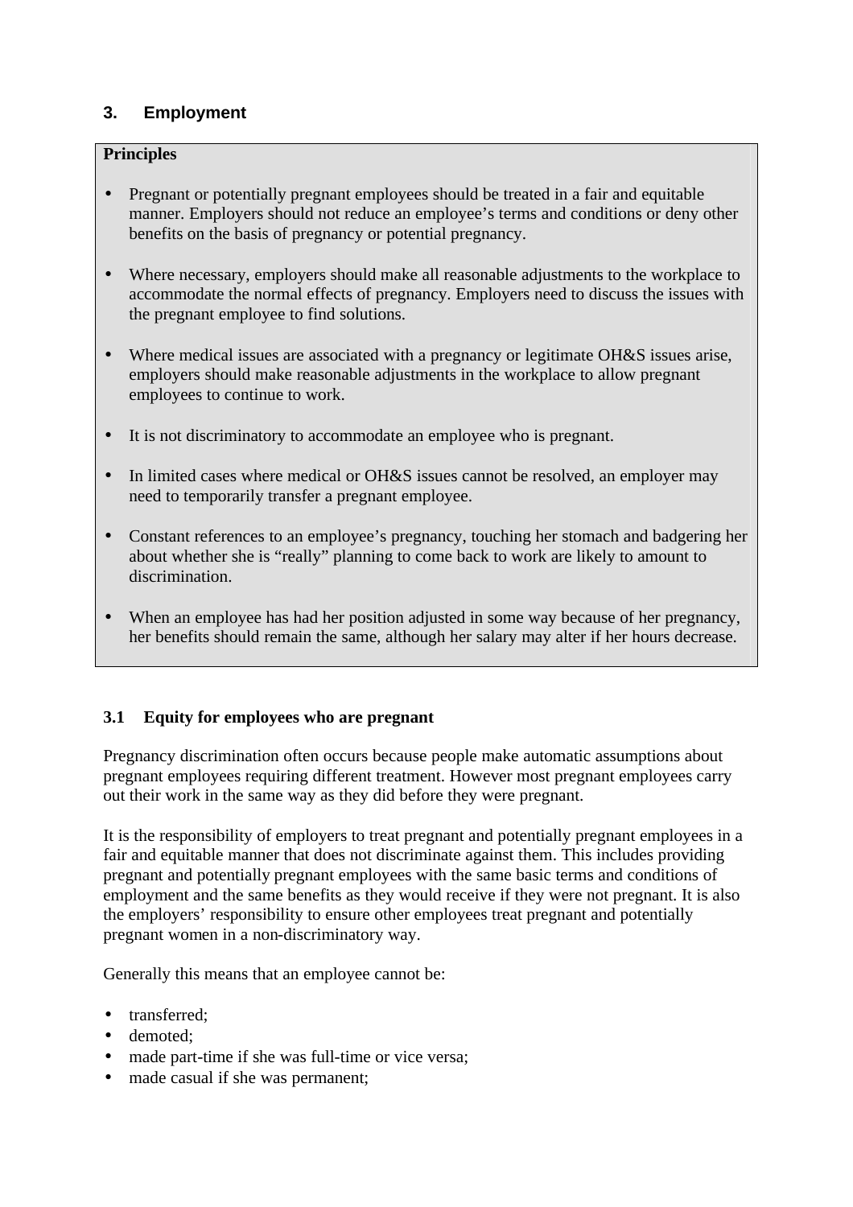## 3. Employment

**Principles**

- Pregnant or potentially pregnant employees should be treated in a fair and equitable manner. Employers should not reduce an employee's terms and conditions or deny other benefits on the basis of pregnancy or potential pregnancy.
- Where necessary, employers should make all reasonable adjustments to the workplace to accommodate the normal effects of pregnancy. Employers need to discuss the issues with the pregnant employee to find solutions.
- Where medical issues are associated with a pregnancy or legitimate OH&S issues arise, employers should make reasonable adjustments in the workplace to allow pregnant employees to continue to work.
- It is not discriminatory to accommodate an employee who is pregnant.
- In limited cases where medical or OH&S issues cannot be resolved, an employer may need to temporarily transfer a pregnant employee.
- Constant references to an employee's pregnancy, touching her stomach and badgering her about whether she is "really" planning to come back to work are likely to amount to discrimination.
- When an employee has had her position adjusted in some way because of her pregnancy, her benefits should remain the same, although her salary may alter if her hours decrease.

### 3.1 Equity for employees who are pregnant

Pregnancy discrimination often occurs because people make automatic assumptions about pregnant employees requiring different treatment. However most pregnant employees carry out their work in the same way as they did before they were pregnant.

It is the responsibility of employers to treat pregnant and potentially pregnant employees in a fair and equitable manner that does not discriminate against them. This includes providing pregnant and potentially pregnant employees with the same basic terms and conditions of employment and the same benefits as they would receive if they were not pregnant. It is also the employers' responsibility to ensure other employees treat pregnant and potentially pregnant women in a non-discriminatory way.

Generally this means that an employee cannot be:

- transferred;
- demoted;
- made part-time if she was full-time or vice versa;
- made casual if she was permanent;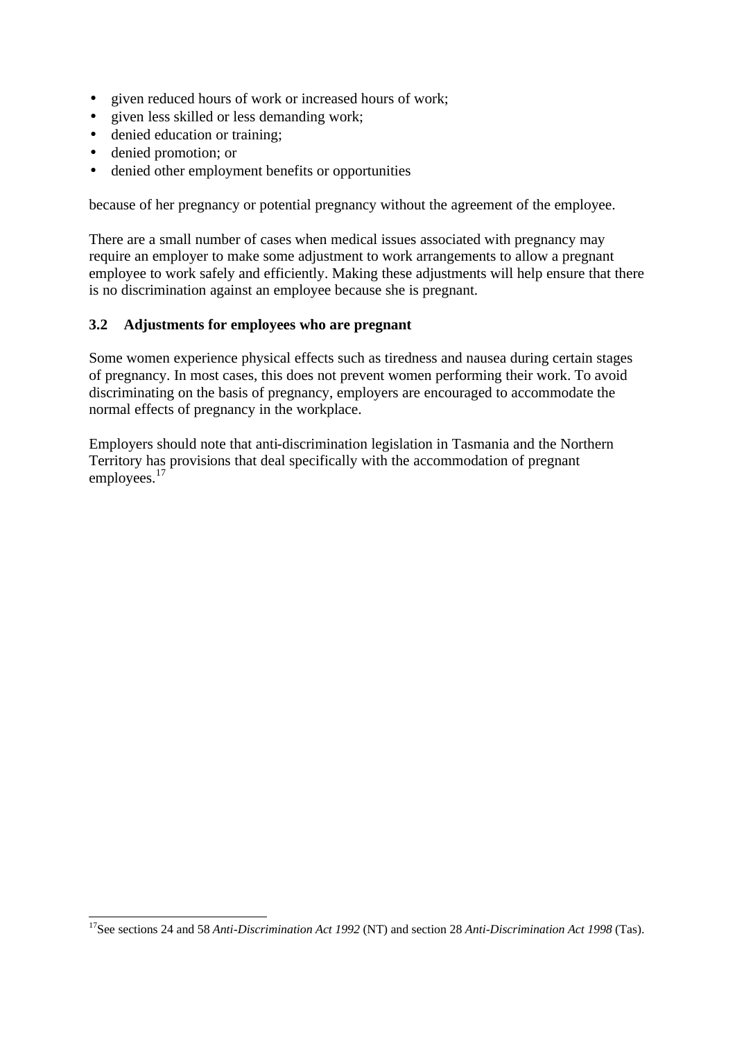- given reduced hours of work or increased hours of work;
- given less skilled or less demanding work;
- denied education or training;
- denied promotion; or
- denied other employment benefits or opportunities

because of her pregnancy or potential pregnancy without the agreement of the employee.

There are a small number of cases when medical issues associated with pregnancy may require an employer to make some adjustment to work arrangements to allow a pregnant employee to work safely and efficiently. Making these adjustments will help ensure that there is no discrimination against an employee because she is pregnant.

### 3.2 Adjustments for employees who are pregnant

Some women experience physical effects such as tiredness and nausea during certain stages of pregnancy. In most cases, this does not prevent women performing their work. To avoid discriminating on the basis of pregnancy, employers are encouraged to accommodate the normal effects of pregnancy in the workplace.

Employers should note that anti-discrimination legislation in Tasmania and the Northern Territory has provisions that deal specifically with the accommodation of pregnant employees.[17]

---

[17] See sections 24 and 58 *Anti-Discrimination Act 1992* (NT) and section 28 *Anti-Discrimination Act 1998* (Tas).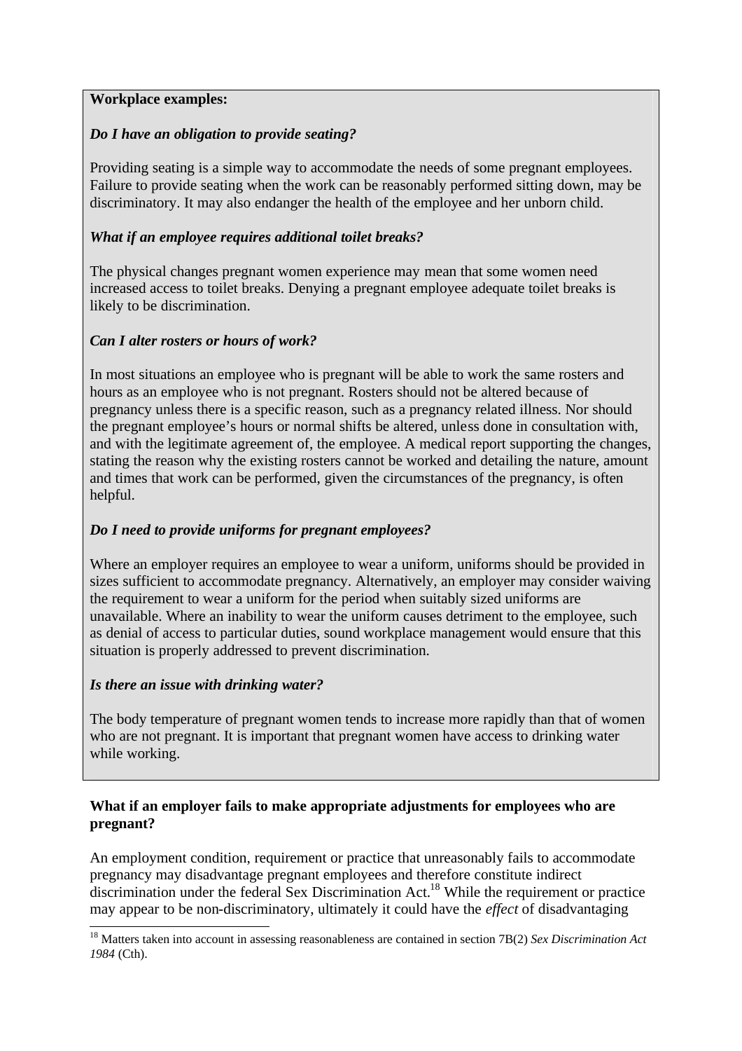**Workplace examples:**

***Do I have an obligation to provide seating?***

Providing seating is a simple way to accommodate the needs of some pregnant employees. Failure to provide seating when the work can be reasonably performed sitting down, may be discriminatory. It may also endanger the health of the employee and her unborn child.

***What if an employee requires additional toilet breaks?***

The physical changes pregnant women experience may mean that some women need increased access to toilet breaks. Denying a pregnant employee adequate toilet breaks is likely to be discrimination.

***Can I alter rosters or hours of work?***

In most situations an employee who is pregnant will be able to work the same rosters and hours as an employee who is not pregnant. Rosters should not be altered because of pregnancy unless there is a specific reason, such as a pregnancy related illness. Nor should the pregnant employee's hours or normal shifts be altered, unless done in consultation with, and with the legitimate agreement of, the employee. A medical report supporting the changes, stating the reason why the existing rosters cannot be worked and detailing the nature, amount and times that work can be performed, given the circumstances of the pregnancy, is often helpful.

***Do I need to provide uniforms for pregnant employees?***

Where an employer requires an employee to wear a uniform, uniforms should be provided in sizes sufficient to accommodate pregnancy. Alternatively, an employer may consider waiving the requirement to wear a uniform for the period when suitably sized uniforms are unavailable. Where an inability to wear the uniform causes detriment to the employee, such as denial of access to particular duties, sound workplace management would ensure that this situation is properly addressed to prevent discrimination.

***Is there an issue with drinking water?***

The body temperature of pregnant women tends to increase more rapidly than that of women who are not pregnant. It is important that pregnant women have access to drinking water while working.

**What if an employer fails to make appropriate adjustments for employees who are pregnant?**

An employment condition, requirement or practice that unreasonably fails to accommodate pregnancy may disadvantage pregnant employees and therefore constitute indirect discrimination under the federal Sex Discrimination Act.[18] While the requirement or practice may appear to be non-discriminatory, ultimately it could have the *effect* of disadvantaging

[18] Matters taken into account in assessing reasonableness are contained in section 7B(2) *Sex Discrimination Act 1984* (Cth).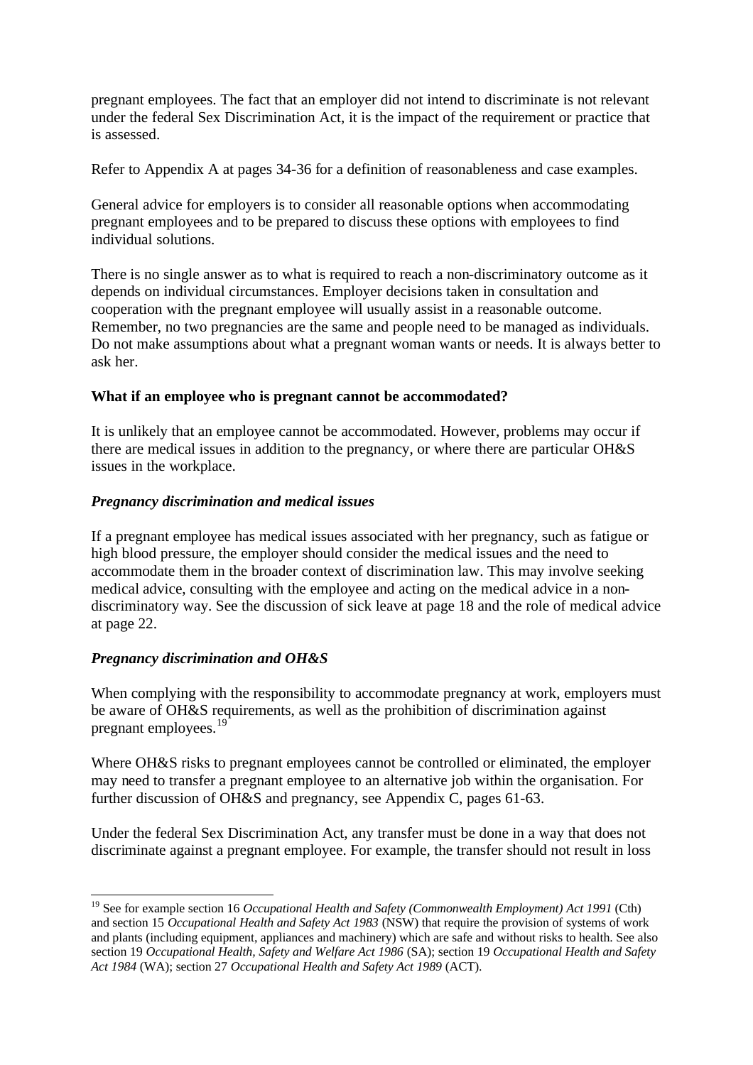pregnant employees. The fact that an employer did not intend to discriminate is not relevant under the federal Sex Discrimination Act, it is the impact of the requirement or practice that is assessed.

Refer to Appendix A at pages 34-36 for a definition of reasonableness and case examples.

General advice for employers is to consider all reasonable options when accommodating pregnant employees and to be prepared to discuss these options with employees to find individual solutions.

There is no single answer as to what is required to reach a non-discriminatory outcome as it depends on individual circumstances. Employer decisions taken in consultation and cooperation with the pregnant employee will usually assist in a reasonable outcome. Remember, no two pregnancies are the same and people need to be managed as individuals. Do not make assumptions about what a pregnant woman wants or needs. It is always better to ask her.

**What if an employee who is pregnant cannot be accommodated?**

It is unlikely that an employee cannot be accommodated. However, problems may occur if there are medical issues in addition to the pregnancy, or where there are particular OH&S issues in the workplace.

***Pregnancy discrimination and medical issues***

If a pregnant employee has medical issues associated with her pregnancy, such as fatigue or high blood pressure, the employer should consider the medical issues and the need to accommodate them in the broader context of discrimination law. This may involve seeking medical advice, consulting with the employee and acting on the medical advice in a non-discriminatory way. See the discussion of sick leave at page 18 and the role of medical advice at page 22.

***Pregnancy discrimination and OH&S***

When complying with the responsibility to accommodate pregnancy at work, employers must be aware of OH&S requirements, as well as the prohibition of discrimination against pregnant employees.[19]

Where OH&S risks to pregnant employees cannot be controlled or eliminated, the employer may need to transfer a pregnant employee to an alternative job within the organisation. For further discussion of OH&S and pregnancy, see Appendix C, pages 61-63.

Under the federal Sex Discrimination Act, any transfer must be done in a way that does not discriminate against a pregnant employee. For example, the transfer should not result in loss

---

[19] See for example section 16 *Occupational Health and Safety (Commonwealth Employment) Act 1991* (Cth) and section 15 *Occupational Health and Safety Act 1983* (NSW) that require the provision of systems of work and plants (including equipment, appliances and machinery) which are safe and without risks to health. See also section 19 *Occupational Health, Safety and Welfare Act 1986* (SA); section 19 *Occupational Health and Safety Act 1984* (WA); section 27 *Occupational Health and Safety Act 1989* (ACT).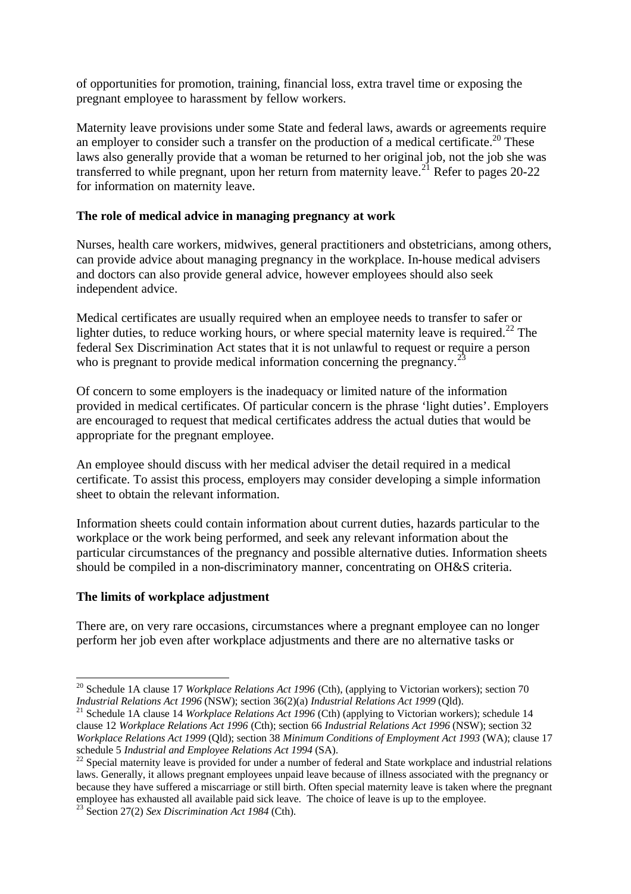of opportunities for promotion, training, financial loss, extra travel time or exposing the pregnant employee to harassment by fellow workers.

Maternity leave provisions under some State and federal laws, awards or agreements require an employer to consider such a transfer on the production of a medical certificate.[20] These laws also generally provide that a woman be returned to her original job, not the job she was transferred to while pregnant, upon her return from maternity leave.[21] Refer to pages 20-22 for information on maternity leave.

**The role of medical advice in managing pregnancy at work**

Nurses, health care workers, midwives, general practitioners and obstetricians, among others, can provide advice about managing pregnancy in the workplace. In-house medical advisers and doctors can also provide general advice, however employees should also seek independent advice.

Medical certificates are usually required when an employee needs to transfer to safer or lighter duties, to reduce working hours, or where special maternity leave is required.[22] The federal Sex Discrimination Act states that it is not unlawful to request or require a person who is pregnant to provide medical information concerning the pregnancy.[23]

Of concern to some employers is the inadequacy or limited nature of the information provided in medical certificates. Of particular concern is the phrase 'light duties'. Employers are encouraged to request that medical certificates address the actual duties that would be appropriate for the pregnant employee.

An employee should discuss with her medical adviser the detail required in a medical certificate. To assist this process, employers may consider developing a simple information sheet to obtain the relevant information.

Information sheets could contain information about current duties, hazards particular to the workplace or the work being performed, and seek any relevant information about the particular circumstances of the pregnancy and possible alternative duties. Information sheets should be compiled in a non-discriminatory manner, concentrating on OH&S criteria.

**The limits of workplace adjustment**

There are, on very rare occasions, circumstances where a pregnant employee can no longer perform her job even after workplace adjustments and there are no alternative tasks or

---

[20] Schedule 1A clause 17 *Workplace Relations Act 1996* (Cth), (applying to Victorian workers); section 70 *Industrial Relations Act 1996* (NSW); section 36(2)(a) *Industrial Relations Act 1999* (Qld).

[21] Schedule 1A clause 14 *Workplace Relations Act 1996* (Cth) (applying to Victorian workers); schedule 14 clause 12 *Workplace Relations Act 1996* (Cth); section 66 *Industrial Relations Act 1996* (NSW); section 32 *Workplace Relations Act 1999* (Qld); section 38 *Minimum Conditions of Employment Act 1993* (WA); clause 17 schedule 5 *Industrial and Employee Relations Act 1994* (SA).

[22] Special maternity leave is provided for under a number of federal and State workplace and industrial relations laws. Generally, it allows pregnant employees unpaid leave because of illness associated with the pregnancy or because they have suffered a miscarriage or still birth. Often special maternity leave is taken where the pregnant employee has exhausted all available paid sick leave. The choice of leave is up to the employee.

[23] Section 27(2) *Sex Discrimination Act 1984* (Cth).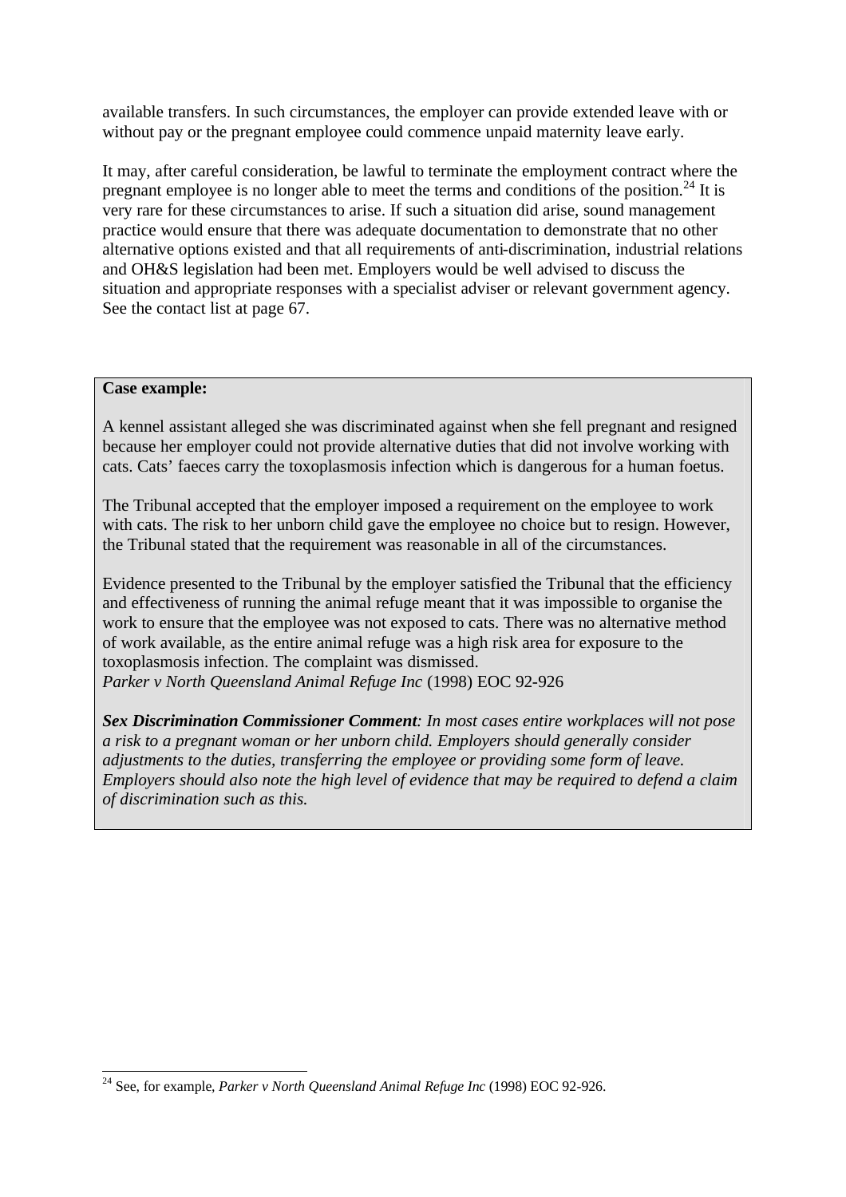available transfers. In such circumstances, the employer can provide extended leave with or without pay or the pregnant employee could commence unpaid maternity leave early.

It may, after careful consideration, be lawful to terminate the employment contract where the pregnant employee is no longer able to meet the terms and conditions of the position.[24] It is very rare for these circumstances to arise. If such a situation did arise, sound management practice would ensure that there was adequate documentation to demonstrate that no other alternative options existed and that all requirements of anti-discrimination, industrial relations and OH&S legislation had been met. Employers would be well advised to discuss the situation and appropriate responses with a specialist adviser or relevant government agency. See the contact list at page 67.

**Case example:**

A kennel assistant alleged she was discriminated against when she fell pregnant and resigned because her employer could not provide alternative duties that did not involve working with cats. Cats' faeces carry the toxoplasmosis infection which is dangerous for a human foetus.

The Tribunal accepted that the employer imposed a requirement on the employee to work with cats. The risk to her unborn child gave the employee no choice but to resign. However, the Tribunal stated that the requirement was reasonable in all of the circumstances.

Evidence presented to the Tribunal by the employer satisfied the Tribunal that the efficiency and effectiveness of running the animal refuge meant that it was impossible to organise the work to ensure that the employee was not exposed to cats. There was no alternative method of work available, as the entire animal refuge was a high risk area for exposure to the toxoplasmosis infection. The complaint was dismissed.
*Parker v North Queensland Animal Refuge Inc* (1998) EOC 92-926

***Sex Discrimination Commissioner Comment**: In most cases entire workplaces will not pose a risk to a pregnant woman or her unborn child. Employers should generally consider adjustments to the duties, transferring the employee or providing some form of leave. Employers should also note the high level of evidence that may be required to defend a claim of discrimination such as this.*

---

[24] See, for example, *Parker v North Queensland Animal Refuge Inc* (1998) EOC 92-926.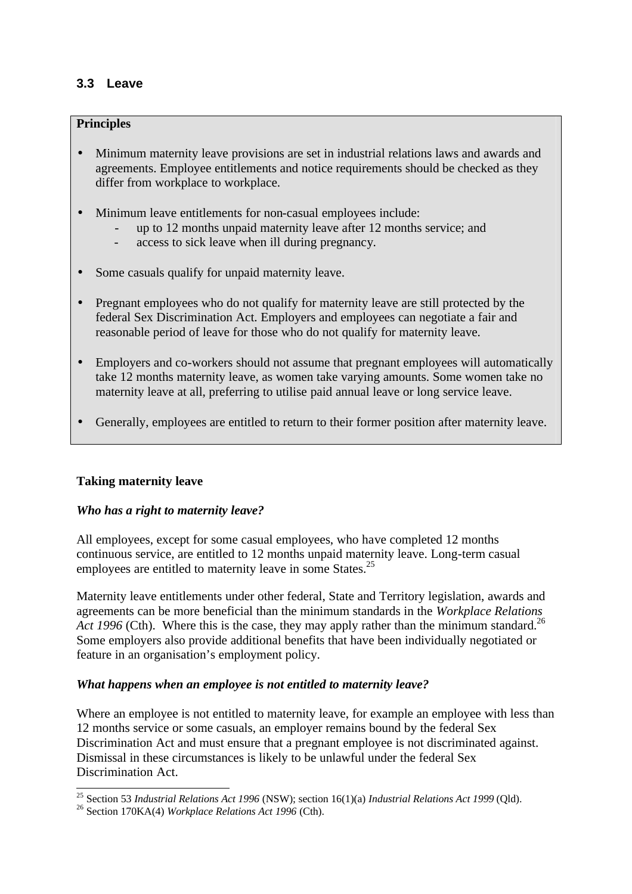## 3.3 Leave

**Principles**

- Minimum maternity leave provisions are set in industrial relations laws and awards and agreements. Employee entitlements and notice requirements should be checked as they differ from workplace to workplace.
- Minimum leave entitlements for non-casual employees include:
  - up to 12 months unpaid maternity leave after 12 months service; and
  - access to sick leave when ill during pregnancy.
- Some casuals qualify for unpaid maternity leave.
- Pregnant employees who do not qualify for maternity leave are still protected by the federal Sex Discrimination Act. Employers and employees can negotiate a fair and reasonable period of leave for those who do not qualify for maternity leave.
- Employers and co-workers should not assume that pregnant employees will automatically take 12 months maternity leave, as women take varying amounts. Some women take no maternity leave at all, preferring to utilise paid annual leave or long service leave.
- Generally, employees are entitled to return to their former position after maternity leave.

**Taking maternity leave**

***Who has a right to maternity leave?***

All employees, except for some casual employees, who have completed 12 months continuous service, are entitled to 12 months unpaid maternity leave. Long-term casual employees are entitled to maternity leave in some States.[25]

Maternity leave entitlements under other federal, State and Territory legislation, awards and agreements can be more beneficial than the minimum standards in the *Workplace Relations Act 1996* (Cth). Where this is the case, they may apply rather than the minimum standard.[26] Some employers also provide additional benefits that have been individually negotiated or feature in an organisation's employment policy.

***What happens when an employee is not entitled to maternity leave?***

Where an employee is not entitled to maternity leave, for example an employee with less than 12 months service or some casuals, an employer remains bound by the federal Sex Discrimination Act and must ensure that a pregnant employee is not discriminated against. Dismissal in these circumstances is likely to be unlawful under the federal Sex Discrimination Act.

[25] Section 53 *Industrial Relations Act 1996* (NSW); section 16(1)(a) *Industrial Relations Act 1999* (Qld).
[26] Section 170KA(4) *Workplace Relations Act 1996* (Cth).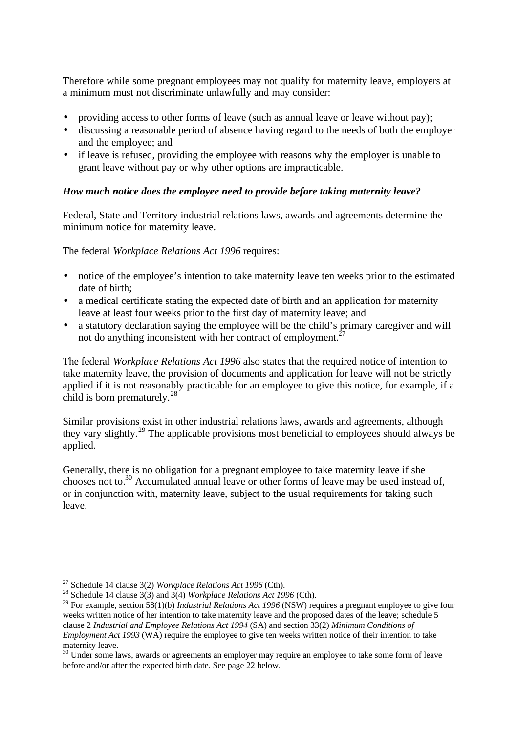Therefore while some pregnant employees may not qualify for maternity leave, employers at a minimum must not discriminate unlawfully and may consider:

- providing access to other forms of leave (such as annual leave or leave without pay);
- discussing a reasonable period of absence having regard to the needs of both the employer and the employee; and
- if leave is refused, providing the employee with reasons why the employer is unable to grant leave without pay or why other options are impracticable.

***How much notice does the employee need to provide before taking maternity leave?***

Federal, State and Territory industrial relations laws, awards and agreements determine the minimum notice for maternity leave.

The federal *Workplace Relations Act 1996* requires:

- notice of the employee's intention to take maternity leave ten weeks prior to the estimated date of birth;
- a medical certificate stating the expected date of birth and an application for maternity leave at least four weeks prior to the first day of maternity leave; and
- a statutory declaration saying the employee will be the child's primary caregiver and will not do anything inconsistent with her contract of employment.[27]

The federal *Workplace Relations Act 1996* also states that the required notice of intention to take maternity leave, the provision of documents and application for leave will not be strictly applied if it is not reasonably practicable for an employee to give this notice, for example, if a child is born prematurely.[28]

Similar provisions exist in other industrial relations laws, awards and agreements, although they vary slightly.[29] The applicable provisions most beneficial to employees should always be applied.

Generally, there is no obligation for a pregnant employee to take maternity leave if she chooses not to.[30] Accumulated annual leave or other forms of leave may be used instead of, or in conjunction with, maternity leave, subject to the usual requirements for taking such leave.

---

[27] Schedule 14 clause 3(2) *Workplace Relations Act 1996* (Cth).

[28] Schedule 14 clause 3(3) and 3(4) *Workplace Relations Act 1996* (Cth).

[29] For example, section 58(1)(b) *Industrial Relations Act 1996* (NSW) requires a pregnant employee to give four weeks written notice of her intention to take maternity leave and the proposed dates of the leave; schedule 5 clause 2 *Industrial and Employee Relations Act 1994* (SA) and section 33(2) *Minimum Conditions of Employment Act 1993* (WA) require the employee to give ten weeks written notice of their intention to take maternity leave.

[30] Under some laws, awards or agreements an employer may require an employee to take some form of leave before and/or after the expected birth date. See page 22 below.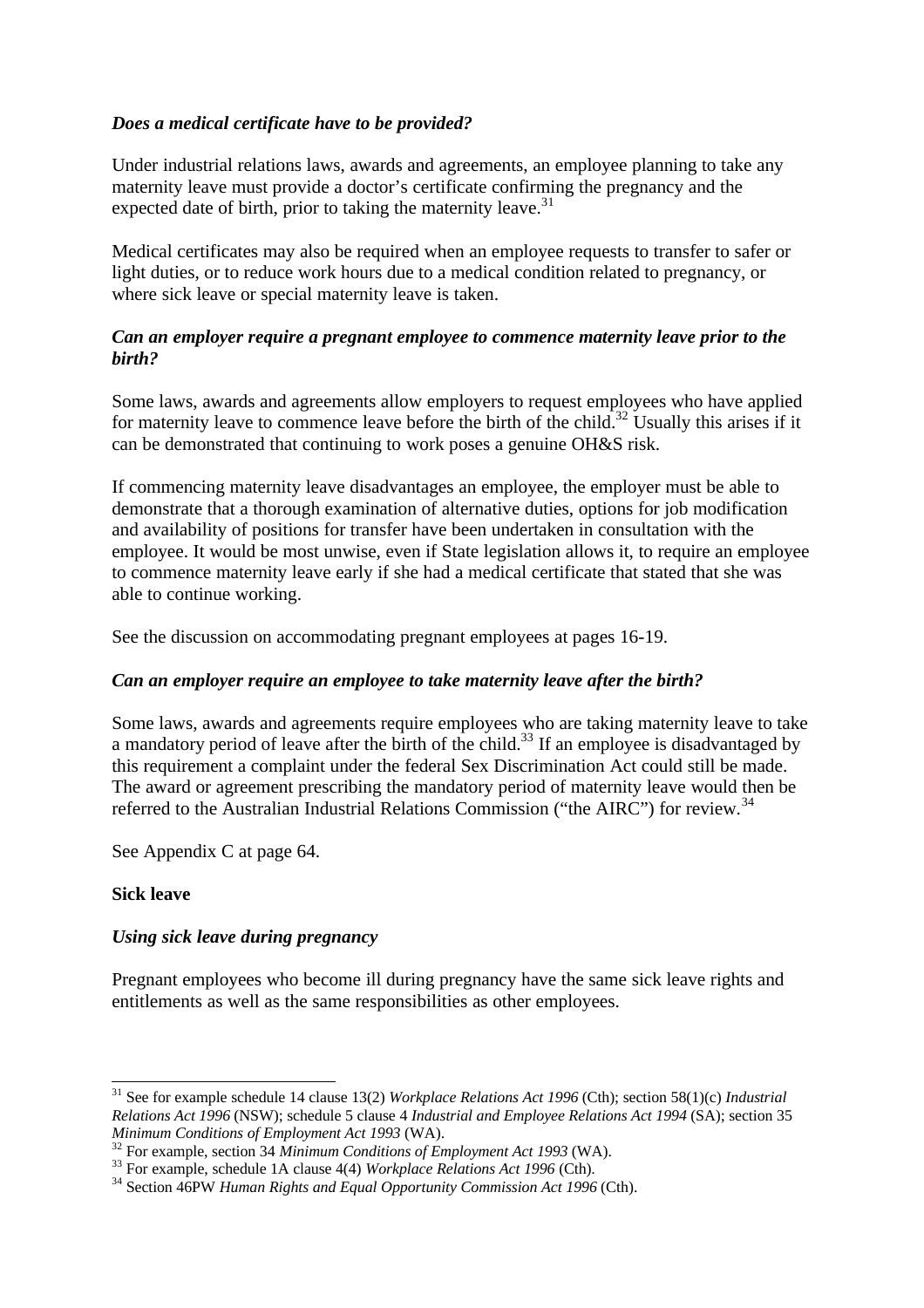***Does a medical certificate have to be provided?***

Under industrial relations laws, awards and agreements, an employee planning to take any maternity leave must provide a doctor's certificate confirming the pregnancy and the expected date of birth, prior to taking the maternity leave.[31]

Medical certificates may also be required when an employee requests to transfer to safer or light duties, or to reduce work hours due to a medical condition related to pregnancy, or where sick leave or special maternity leave is taken.

***Can an employer require a pregnant employee to commence maternity leave prior to the birth?***

Some laws, awards and agreements allow employers to request employees who have applied for maternity leave to commence leave before the birth of the child.[32] Usually this arises if it can be demonstrated that continuing to work poses a genuine OH&S risk.

If commencing maternity leave disadvantages an employee, the employer must be able to demonstrate that a thorough examination of alternative duties, options for job modification and availability of positions for transfer have been undertaken in consultation with the employee. It would be most unwise, even if State legislation allows it, to require an employee to commence maternity leave early if she had a medical certificate that stated that she was able to continue working.

See the discussion on accommodating pregnant employees at pages 16-19.

***Can an employer require an employee to take maternity leave after the birth?***

Some laws, awards and agreements require employees who are taking maternity leave to take a mandatory period of leave after the birth of the child.[33] If an employee is disadvantaged by this requirement a complaint under the federal Sex Discrimination Act could still be made. The award or agreement prescribing the mandatory period of maternity leave would then be referred to the Australian Industrial Relations Commission ("the AIRC") for review.[34]

See Appendix C at page 64.

**Sick leave**

***Using sick leave during pregnancy***

Pregnant employees who become ill during pregnancy have the same sick leave rights and entitlements as well as the same responsibilities as other employees.

---

[31] See for example schedule 14 clause 13(2) *Workplace Relations Act 1996* (Cth); section 58(1)(c) *Industrial Relations Act 1996* (NSW); schedule 5 clause 4 *Industrial and Employee Relations Act 1994* (SA); section 35 *Minimum Conditions of Employment Act 1993* (WA).

[32] For example, section 34 *Minimum Conditions of Employment Act 1993* (WA).

[33] For example, schedule 1A clause 4(4) *Workplace Relations Act 1996* (Cth).

[34] Section 46PW *Human Rights and Equal Opportunity Commission Act 1996* (Cth).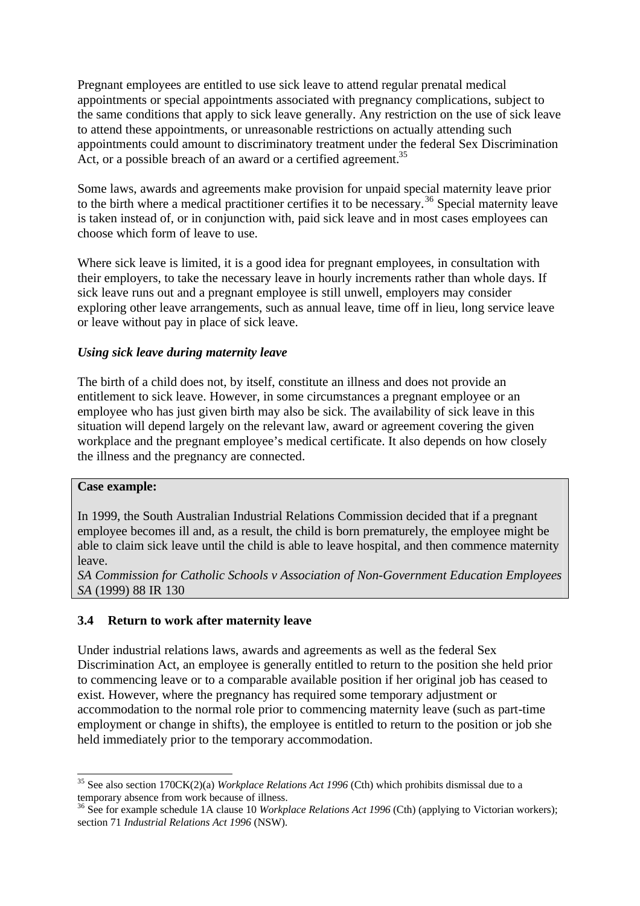Pregnant employees are entitled to use sick leave to attend regular prenatal medical appointments or special appointments associated with pregnancy complications, subject to the same conditions that apply to sick leave generally. Any restriction on the use of sick leave to attend these appointments, or unreasonable restrictions on actually attending such appointments could amount to discriminatory treatment under the federal Sex Discrimination Act, or a possible breach of an award or a certified agreement.[35]

Some laws, awards and agreements make provision for unpaid special maternity leave prior to the birth where a medical practitioner certifies it to be necessary.[36] Special maternity leave is taken instead of, or in conjunction with, paid sick leave and in most cases employees can choose which form of leave to use.

Where sick leave is limited, it is a good idea for pregnant employees, in consultation with their employers, to take the necessary leave in hourly increments rather than whole days. If sick leave runs out and a pregnant employee is still unwell, employers may consider exploring other leave arrangements, such as annual leave, time off in lieu, long service leave or leave without pay in place of sick leave.

***Using sick leave during maternity leave***

The birth of a child does not, by itself, constitute an illness and does not provide an entitlement to sick leave. However, in some circumstances a pregnant employee or an employee who has just given birth may also be sick. The availability of sick leave in this situation will depend largely on the relevant law, award or agreement covering the given workplace and the pregnant employee's medical certificate. It also depends on how closely the illness and the pregnancy are connected.

**Case example:**

In 1999, the South Australian Industrial Relations Commission decided that if a pregnant employee becomes ill and, as a result, the child is born prematurely, the employee might be able to claim sick leave until the child is able to leave hospital, and then commence maternity leave.
*SA Commission for Catholic Schools v Association of Non-Government Education Employees SA* (1999) 88 IR 130

### 3.4 Return to work after maternity leave

Under industrial relations laws, awards and agreements as well as the federal Sex Discrimination Act, an employee is generally entitled to return to the position she held prior to commencing leave or to a comparable available position if her original job has ceased to exist. However, where the pregnancy has required some temporary adjustment or accommodation to the normal role prior to commencing maternity leave (such as part-time employment or change in shifts), the employee is entitled to return to the position or job she held immediately prior to the temporary accommodation.

---

[35] See also section 170CK(2)(a) *Workplace Relations Act 1996* (Cth) which prohibits dismissal due to a temporary absence from work because of illness.

[36] See for example schedule 1A clause 10 *Workplace Relations Act 1996* (Cth) (applying to Victorian workers); section 71 *Industrial Relations Act 1996* (NSW).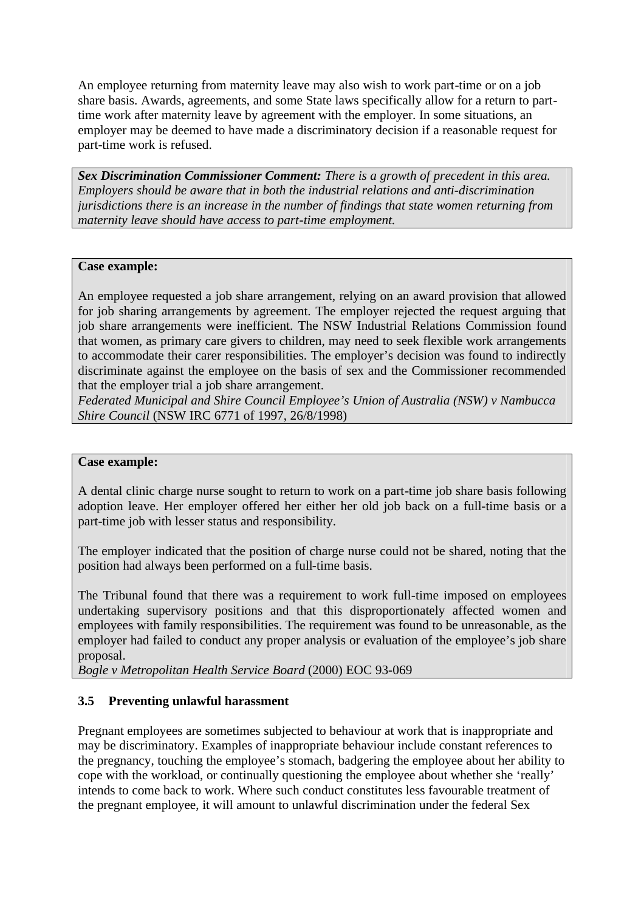An employee returning from maternity leave may also wish to work part-time or on a job share basis. Awards, agreements, and some State laws specifically allow for a return to part-time work after maternity leave by agreement with the employer. In some situations, an employer may be deemed to have made a discriminatory decision if a reasonable request for part-time work is refused.

> ***Sex Discrimination Commissioner Comment:*** *There is a growth of precedent in this area. Employers should be aware that in both the industrial relations and anti-discrimination jurisdictions there is an increase in the number of findings that state women returning from maternity leave should have access to part-time employment.*

> **Case example:**
>
> An employee requested a job share arrangement, relying on an award provision that allowed for job sharing arrangements by agreement. The employer rejected the request arguing that job share arrangements were inefficient. The NSW Industrial Relations Commission found that women, as primary care givers to children, may need to seek flexible work arrangements to accommodate their carer responsibilities. The employer's decision was found to indirectly discriminate against the employee on the basis of sex and the Commissioner recommended that the employer trial a job share arrangement.
> *Federated Municipal and Shire Council Employee's Union of Australia (NSW) v Nambucca Shire Council* (NSW IRC 6771 of 1997, 26/8/1998)

> **Case example:**
>
> A dental clinic charge nurse sought to return to work on a part-time job share basis following adoption leave. Her employer offered her either her old job back on a full-time basis or a part-time job with lesser status and responsibility.
>
> The employer indicated that the position of charge nurse could not be shared, noting that the position had always been performed on a full-time basis.
>
> The Tribunal found that there was a requirement to work full-time imposed on employees undertaking supervisory positions and that this disproportionately affected women and employees with family responsibilities. The requirement was found to be unreasonable, as the employer had failed to conduct any proper analysis or evaluation of the employee's job share proposal.
> *Bogle v Metropolitan Health Service Board* (2000) EOC 93-069

### 3.5 Preventing unlawful harassment

Pregnant employees are sometimes subjected to behaviour at work that is inappropriate and may be discriminatory. Examples of inappropriate behaviour include constant references to the pregnancy, touching the employee's stomach, badgering the employee about her ability to cope with the workload, or continually questioning the employee about whether she 'really' intends to come back to work. Where such conduct constitutes less favourable treatment of the pregnant employee, it will amount to unlawful discrimination under the federal Sex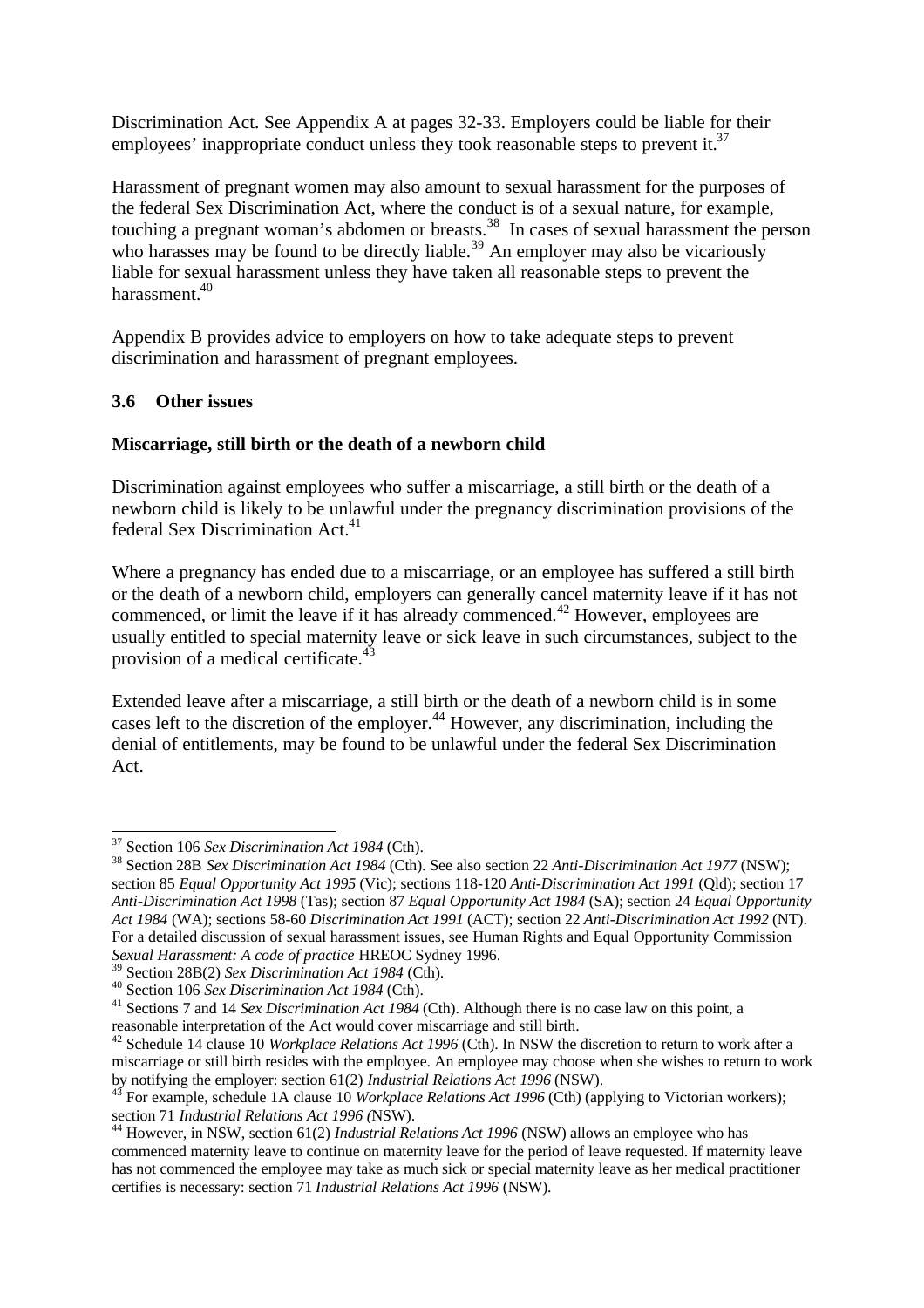Discrimination Act. See Appendix A at pages 32-33. Employers could be liable for their employees' inappropriate conduct unless they took reasonable steps to prevent it.[37]

Harassment of pregnant women may also amount to sexual harassment for the purposes of the federal Sex Discrimination Act, where the conduct is of a sexual nature, for example, touching a pregnant woman's abdomen or breasts.[38] In cases of sexual harassment the person who harasses may be found to be directly liable.[39] An employer may also be vicariously liable for sexual harassment unless they have taken all reasonable steps to prevent the harassment.[40]

Appendix B provides advice to employers on how to take adequate steps to prevent discrimination and harassment of pregnant employees.

### 3.6 Other issues

**Miscarriage, still birth or the death of a newborn child**

Discrimination against employees who suffer a miscarriage, a still birth or the death of a newborn child is likely to be unlawful under the pregnancy discrimination provisions of the federal Sex Discrimination Act.[41]

Where a pregnancy has ended due to a miscarriage, or an employee has suffered a still birth or the death of a newborn child, employers can generally cancel maternity leave if it has not commenced, or limit the leave if it has already commenced.[42] However, employees are usually entitled to special maternity leave or sick leave in such circumstances, subject to the provision of a medical certificate.[43]

Extended leave after a miscarriage, a still birth or the death of a newborn child is in some cases left to the discretion of the employer.[44] However, any discrimination, including the denial of entitlements, may be found to be unlawful under the federal Sex Discrimination Act.

---

[37] Section 106 *Sex Discrimination Act 1984* (Cth).

[38] Section 28B *Sex Discrimination Act 1984* (Cth). See also section 22 *Anti-Discrimination Act 1977* (NSW); section 85 *Equal Opportunity Act 1995* (Vic); sections 118-120 *Anti-Discrimination Act 1991* (Qld); section 17 *Anti-Discrimination Act 1998* (Tas); section 87 *Equal Opportunity Act 1984* (SA); section 24 *Equal Opportunity Act 1984* (WA); sections 58-60 *Discrimination Act 1991* (ACT); section 22 *Anti-Discrimination Act 1992* (NT). For a detailed discussion of sexual harassment issues, see Human Rights and Equal Opportunity Commission *Sexual Harassment: A code of practice* HREOC Sydney 1996.

[39] Section 28B(2) *Sex Discrimination Act 1984* (Cth).

[40] Section 106 *Sex Discrimination Act 1984* (Cth).

[41] Sections 7 and 14 *Sex Discrimination Act 1984* (Cth). Although there is no case law on this point, a reasonable interpretation of the Act would cover miscarriage and still birth.

[42] Schedule 14 clause 10 *Workplace Relations Act 1996* (Cth). In NSW the discretion to return to work after a miscarriage or still birth resides with the employee. An employee may choose when she wishes to return to work by notifying the employer: section 61(2) *Industrial Relations Act 1996* (NSW).

[43] For example, schedule 1A clause 10 *Workplace Relations Act 1996* (Cth) (applying to Victorian workers); section 71 *Industrial Relations Act 1996 (*NSW).

[44] However, in NSW, section 61(2) *Industrial Relations Act 1996* (NSW) allows an employee who has commenced maternity leave to continue on maternity leave for the period of leave requested. If maternity leave has not commenced the employee may take as much sick or special maternity leave as her medical practitioner certifies is necessary: section 71 *Industrial Relations Act 1996* (NSW).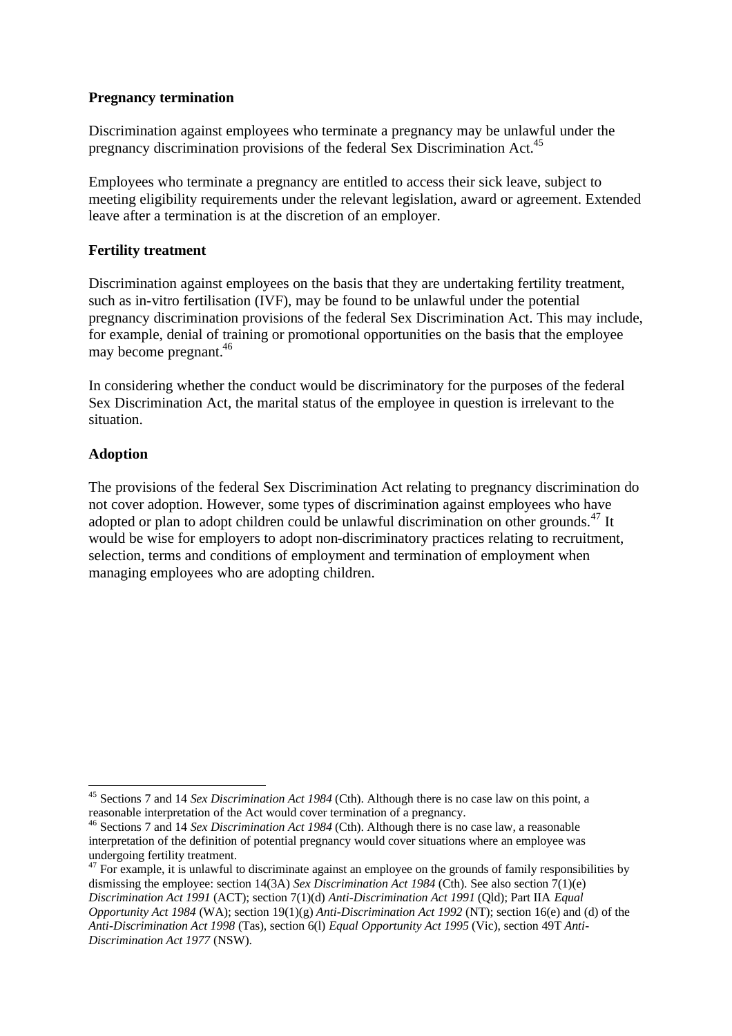**Pregnancy termination**

Discrimination against employees who terminate a pregnancy may be unlawful under the pregnancy discrimination provisions of the federal Sex Discrimination Act.[45]

Employees who terminate a pregnancy are entitled to access their sick leave, subject to meeting eligibility requirements under the relevant legislation, award or agreement. Extended leave after a termination is at the discretion of an employer.

**Fertility treatment**

Discrimination against employees on the basis that they are undertaking fertility treatment, such as in-vitro fertilisation (IVF), may be found to be unlawful under the potential pregnancy discrimination provisions of the federal Sex Discrimination Act. This may include, for example, denial of training or promotional opportunities on the basis that the employee may become pregnant.[46]

In considering whether the conduct would be discriminatory for the purposes of the federal Sex Discrimination Act, the marital status of the employee in question is irrelevant to the situation.

**Adoption**

The provisions of the federal Sex Discrimination Act relating to pregnancy discrimination do not cover adoption. However, some types of discrimination against employees who have adopted or plan to adopt children could be unlawful discrimination on other grounds.[47] It would be wise for employers to adopt non-discriminatory practices relating to recruitment, selection, terms and conditions of employment and termination of employment when managing employees who are adopting children.

---

[45] Sections 7 and 14 *Sex Discrimination Act 1984* (Cth). Although there is no case law on this point, a reasonable interpretation of the Act would cover termination of a pregnancy.

[46] Sections 7 and 14 *Sex Discrimination Act 1984* (Cth). Although there is no case law, a reasonable interpretation of the definition of potential pregnancy would cover situations where an employee was undergoing fertility treatment.

[47] For example, it is unlawful to discriminate against an employee on the grounds of family responsibilities by dismissing the employee: section 14(3A) *Sex Discrimination Act 1984* (Cth). See also section 7(1)(e) *Discrimination Act 1991* (ACT); section 7(1)(d) *Anti-Discrimination Act 1991* (Qld); Part IIA *Equal Opportunity Act 1984* (WA); section 19(1)(g) *Anti-Discrimination Act 1992* (NT); section 16(e) and (d) of the *Anti-Discrimination Act 1998* (Tas), section 6(l) *Equal Opportunity Act 1995* (Vic), section 49T *Anti-Discrimination Act 1977* (NSW).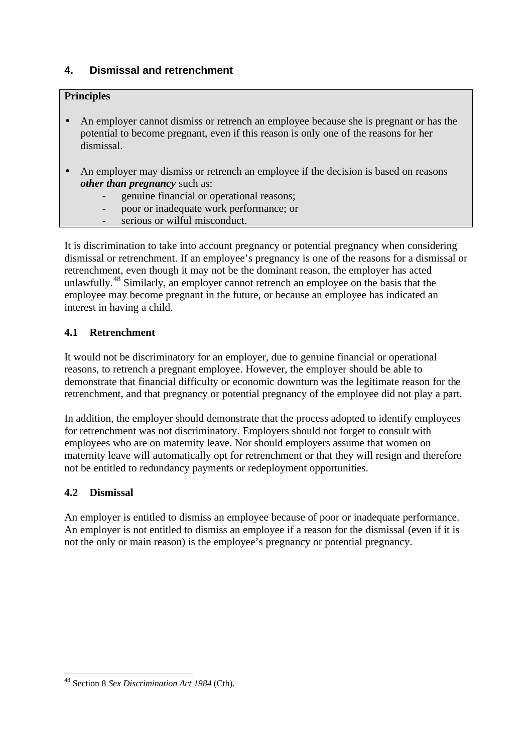## 4. Dismissal and retrenchment

**Principles**

- An employer cannot dismiss or retrench an employee because she is pregnant or has the potential to become pregnant, even if this reason is only one of the reasons for her dismissal.

- An employer may dismiss or retrench an employee if the decision is based on reasons ***other than pregnancy*** such as:
  - genuine financial or operational reasons;
  - poor or inadequate work performance; or
  - serious or wilful misconduct.

It is discrimination to take into account pregnancy or potential pregnancy when considering dismissal or retrenchment. If an employee's pregnancy is one of the reasons for a dismissal or retrenchment, even though it may not be the dominant reason, the employer has acted unlawfully.[48] Similarly, an employer cannot retrench an employee on the basis that the employee may become pregnant in the future, or because an employee has indicated an interest in having a child.

### 4.1 Retrenchment

It would not be discriminatory for an employer, due to genuine financial or operational reasons, to retrench a pregnant employee. However, the employer should be able to demonstrate that financial difficulty or economic downturn was the legitimate reason for the retrenchment, and that pregnancy or potential pregnancy of the employee did not play a part.

In addition, the employer should demonstrate that the process adopted to identify employees for retrenchment was not discriminatory. Employers should not forget to consult with employees who are on maternity leave. Nor should employers assume that women on maternity leave will automatically opt for retrenchment or that they will resign and therefore not be entitled to redundancy payments or redeployment opportunities.

### 4.2 Dismissal

An employer is entitled to dismiss an employee because of poor or inadequate performance. An employer is not entitled to dismiss an employee if a reason for the dismissal (even if it is not the only or main reason) is the employee's pregnancy or potential pregnancy.

---

[48] Section 8 *Sex Discrimination Act 1984* (Cth).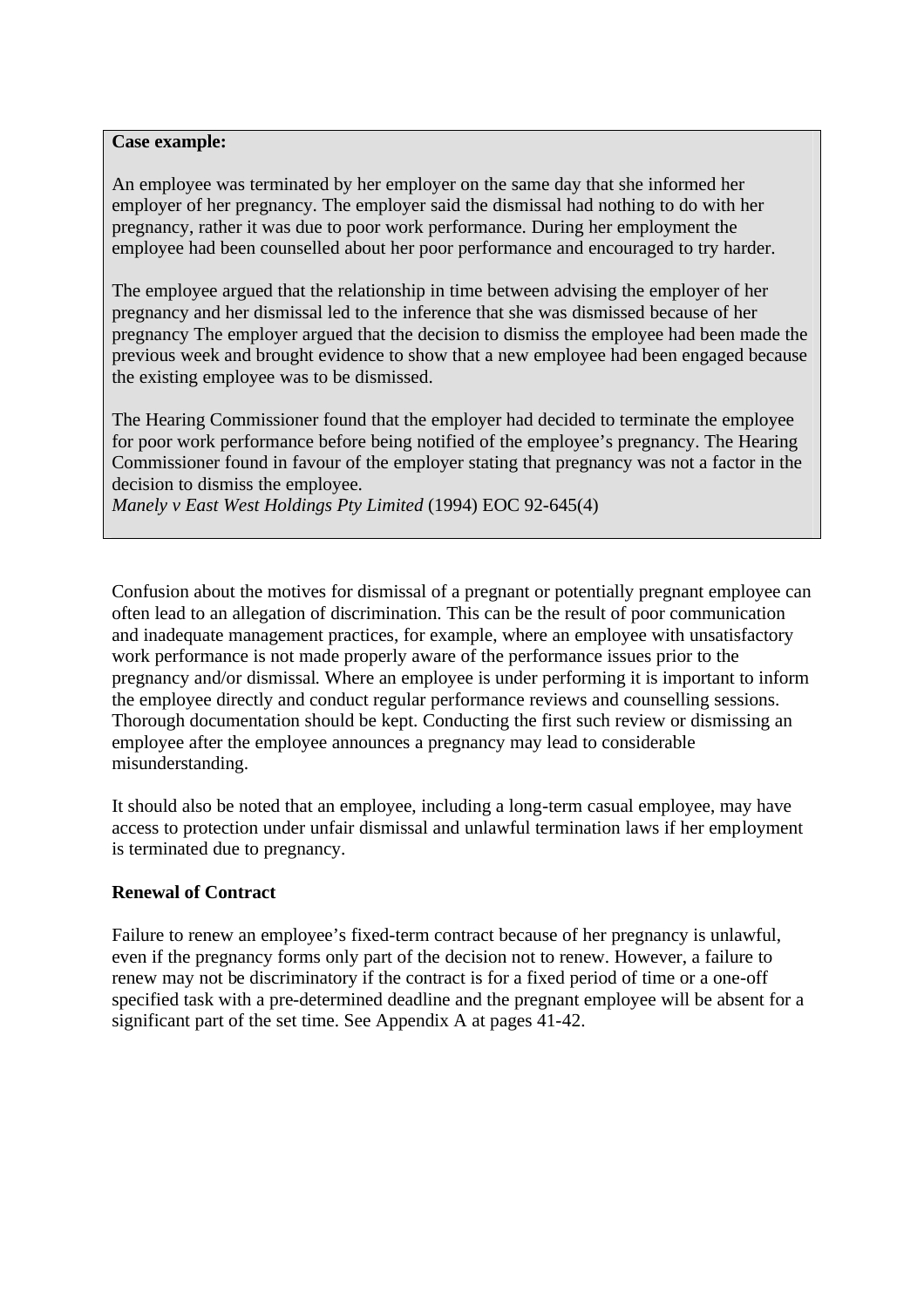**Case example:**

An employee was terminated by her employer on the same day that she informed her employer of her pregnancy. The employer said the dismissal had nothing to do with her pregnancy, rather it was due to poor work performance. During her employment the employee had been counselled about her poor performance and encouraged to try harder.

The employee argued that the relationship in time between advising the employer of her pregnancy and her dismissal led to the inference that she was dismissed because of her pregnancy The employer argued that the decision to dismiss the employee had been made the previous week and brought evidence to show that a new employee had been engaged because the existing employee was to be dismissed.

The Hearing Commissioner found that the employer had decided to terminate the employee for poor work performance before being notified of the employee's pregnancy. The Hearing Commissioner found in favour of the employer stating that pregnancy was not a factor in the decision to dismiss the employee.
*Manely v East West Holdings Pty Limited* (1994) EOC 92-645(4)

Confusion about the motives for dismissal of a pregnant or potentially pregnant employee can often lead to an allegation of discrimination. This can be the result of poor communication and inadequate management practices, for example, where an employee with unsatisfactory work performance is not made properly aware of the performance issues prior to the pregnancy and/or dismissal. Where an employee is under performing it is important to inform the employee directly and conduct regular performance reviews and counselling sessions. Thorough documentation should be kept. Conducting the first such review or dismissing an employee after the employee announces a pregnancy may lead to considerable misunderstanding.

It should also be noted that an employee, including a long-term casual employee, may have access to protection under unfair dismissal and unlawful termination laws if her employment is terminated due to pregnancy.

**Renewal of Contract**

Failure to renew an employee's fixed-term contract because of her pregnancy is unlawful, even if the pregnancy forms only part of the decision not to renew. However, a failure to renew may not be discriminatory if the contract is for a fixed period of time or a one-off specified task with a pre-determined deadline and the pregnant employee will be absent for a significant part of the set time. See Appendix A at pages 41-42.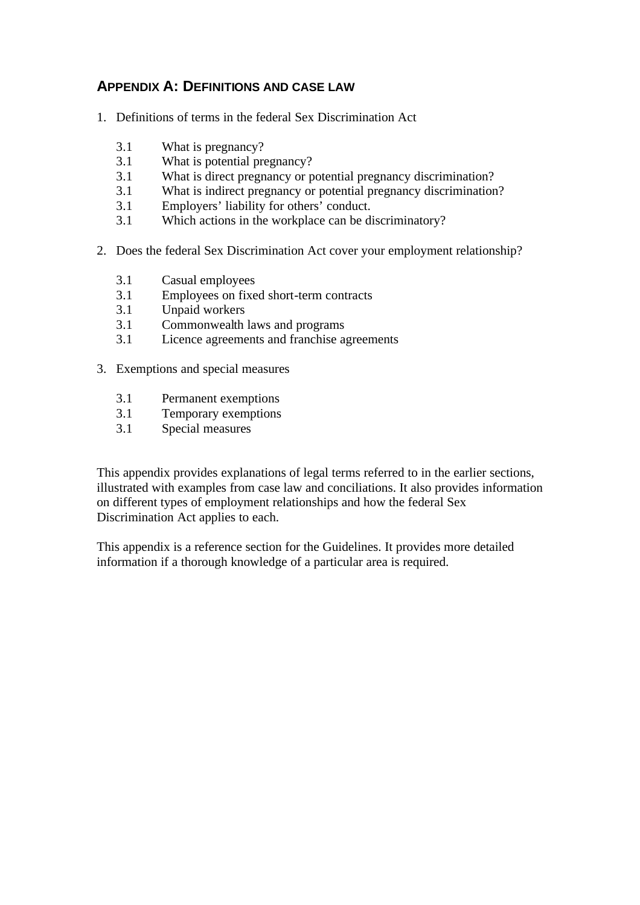## APPENDIX A: DEFINITIONS AND CASE LAW

1. Definitions of terms in the federal Sex Discrimination Act

   3.1 What is pregnancy?
   3.1 What is potential pregnancy?
   3.1 What is direct pregnancy or potential pregnancy discrimination?
   3.1 What is indirect pregnancy or potential pregnancy discrimination?
   3.1 Employers' liability for others' conduct.
   3.1 Which actions in the workplace can be discriminatory?

2. Does the federal Sex Discrimination Act cover your employment relationship?

   3.1 Casual employees
   3.1 Employees on fixed short-term contracts
   3.1 Unpaid workers
   3.1 Commonwealth laws and programs
   3.1 Licence agreements and franchise agreements

3. Exemptions and special measures

   3.1 Permanent exemptions
   3.1 Temporary exemptions
   3.1 Special measures

This appendix provides explanations of legal terms referred to in the earlier sections, illustrated with examples from case law and conciliations. It also provides information on different types of employment relationships and how the federal Sex Discrimination Act applies to each.

This appendix is a reference section for the Guidelines. It provides more detailed information if a thorough knowledge of a particular area is required.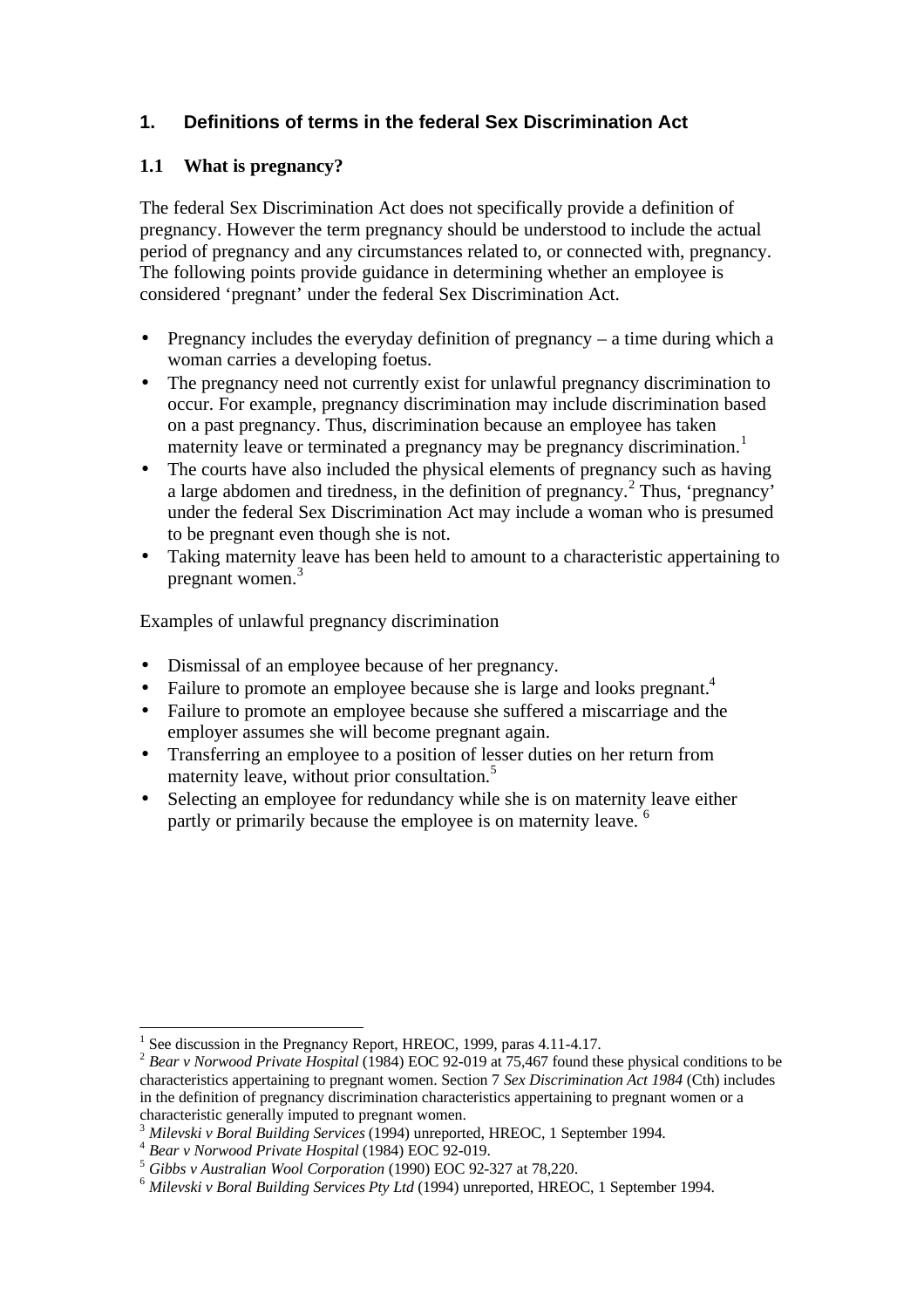## 1. Definitions of terms in the federal Sex Discrimination Act

### 1.1 What is pregnancy?

The federal Sex Discrimination Act does not specifically provide a definition of pregnancy. However the term pregnancy should be understood to include the actual period of pregnancy and any circumstances related to, or connected with, pregnancy. The following points provide guidance in determining whether an employee is considered 'pregnant' under the federal Sex Discrimination Act.

- Pregnancy includes the everyday definition of pregnancy – a time during which a woman carries a developing foetus.
- The pregnancy need not currently exist for unlawful pregnancy discrimination to occur. For example, pregnancy discrimination may include discrimination based on a past pregnancy. Thus, discrimination because an employee has taken maternity leave or terminated a pregnancy may be pregnancy discrimination.[1]
- The courts have also included the physical elements of pregnancy such as having a large abdomen and tiredness, in the definition of pregnancy.[2] Thus, 'pregnancy' under the federal Sex Discrimination Act may include a woman who is presumed to be pregnant even though she is not.
- Taking maternity leave has been held to amount to a characteristic appertaining to pregnant women.[3]

Examples of unlawful pregnancy discrimination

- Dismissal of an employee because of her pregnancy.
- Failure to promote an employee because she is large and looks pregnant.[4]
- Failure to promote an employee because she suffered a miscarriage and the employer assumes she will become pregnant again.
- Transferring an employee to a position of lesser duties on her return from maternity leave, without prior consultation.[5]
- Selecting an employee for redundancy while she is on maternity leave either partly or primarily because the employee is on maternity leave.[6]

---

[1] See discussion in the Pregnancy Report, HREOC, 1999, paras 4.11-4.17.

[2] *Bear v Norwood Private Hospital* (1984) EOC 92-019 at 75,467 found these physical conditions to be characteristics appertaining to pregnant women. Section 7 *Sex Discrimination Act 1984* (Cth) includes in the definition of pregnancy discrimination characteristics appertaining to pregnant women or a characteristic generally imputed to pregnant women.

[3] *Milevski v Boral Building Services* (1994) unreported, HREOC, 1 September 1994.

[4] *Bear v Norwood Private Hospital* (1984) EOC 92-019.

[5] *Gibbs v Australian Wool Corporation* (1990) EOC 92-327 at 78,220.

[6] *Milevski v Boral Building Services Pty Ltd* (1994) unreported, HREOC, 1 September 1994.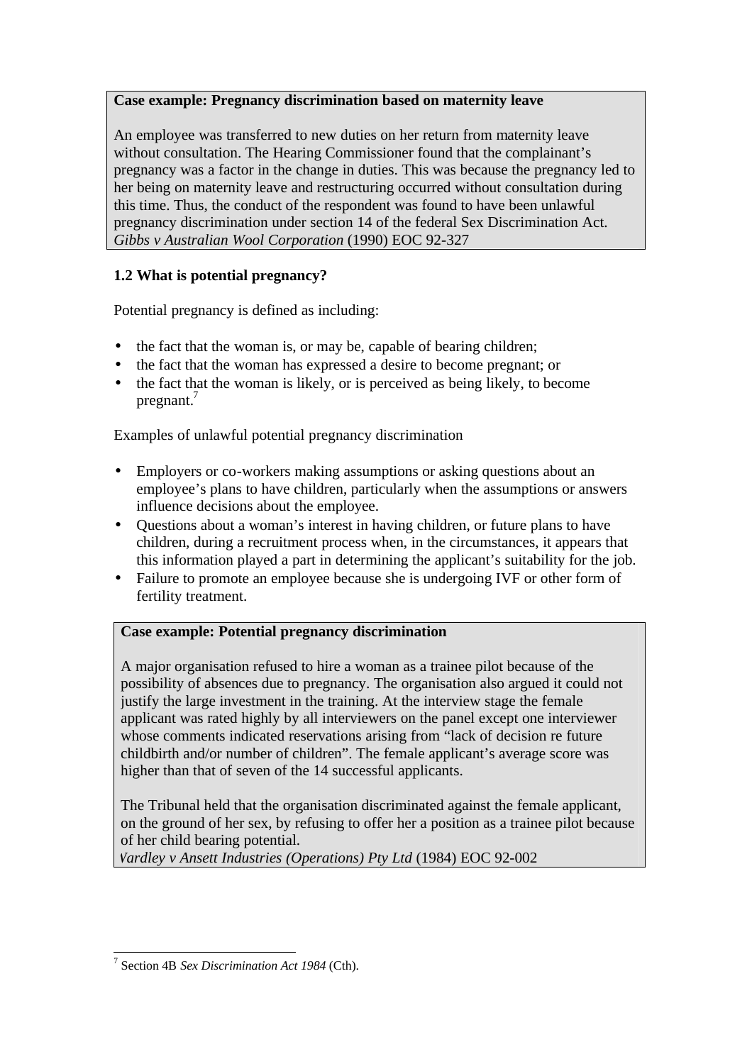**Case example: Pregnancy discrimination based on maternity leave**

An employee was transferred to new duties on her return from maternity leave without consultation. The Hearing Commissioner found that the complainant's pregnancy was a factor in the change in duties. This was because the pregnancy led to her being on maternity leave and restructuring occurred without consultation during this time. Thus, the conduct of the respondent was found to have been unlawful pregnancy discrimination under section 14 of the federal Sex Discrimination Act. *Gibbs v Australian Wool Corporation* (1990) EOC 92-327

### 1.2 What is potential pregnancy?

Potential pregnancy is defined as including:

- the fact that the woman is, or may be, capable of bearing children;
- the fact that the woman has expressed a desire to become pregnant; or
- the fact that the woman is likely, or is perceived as being likely, to become pregnant.[7]

Examples of unlawful potential pregnancy discrimination

- Employers or co-workers making assumptions or asking questions about an employee's plans to have children, particularly when the assumptions or answers influence decisions about the employee.
- Questions about a woman's interest in having children, or future plans to have children, during a recruitment process when, in the circumstances, it appears that this information played a part in determining the applicant's suitability for the job.
- Failure to promote an employee because she is undergoing IVF or other form of fertility treatment.

**Case example: Potential pregnancy discrimination**

A major organisation refused to hire a woman as a trainee pilot because of the possibility of absences due to pregnancy. The organisation also argued it could not justify the large investment in the training. At the interview stage the female applicant was rated highly by all interviewers on the panel except one interviewer whose comments indicated reservations arising from "lack of decision re future childbirth and/or number of children". The female applicant's average score was higher than that of seven of the 14 successful applicants.

The Tribunal held that the organisation discriminated against the female applicant, on the ground of her sex, by refusing to offer her a position as a trainee pilot because of her child bearing potential.
*Wardley v Ansett Industries (Operations) Pty Ltd* (1984) EOC 92-002

---

[7] Section 4B *Sex Discrimination Act 1984* (Cth).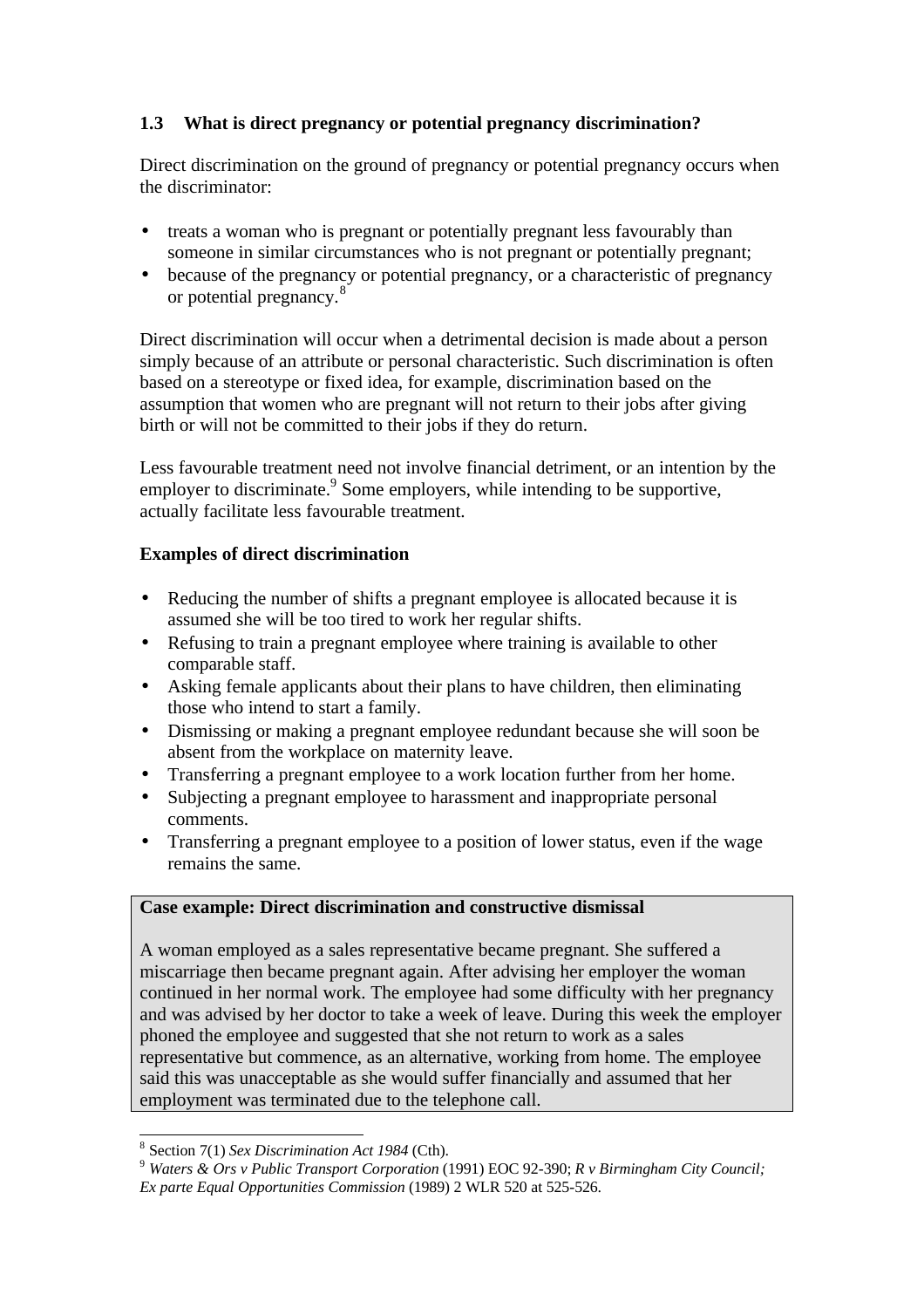### 1.3 What is direct pregnancy or potential pregnancy discrimination?

Direct discrimination on the ground of pregnancy or potential pregnancy occurs when the discriminator:

- treats a woman who is pregnant or potentially pregnant less favourably than someone in similar circumstances who is not pregnant or potentially pregnant;
- because of the pregnancy or potential pregnancy, or a characteristic of pregnancy or potential pregnancy.[8]

Direct discrimination will occur when a detrimental decision is made about a person simply because of an attribute or personal characteristic. Such discrimination is often based on a stereotype or fixed idea, for example, discrimination based on the assumption that women who are pregnant will not return to their jobs after giving birth or will not be committed to their jobs if they do return.

Less favourable treatment need not involve financial detriment, or an intention by the employer to discriminate.[9] Some employers, while intending to be supportive, actually facilitate less favourable treatment.

**Examples of direct discrimination**

- Reducing the number of shifts a pregnant employee is allocated because it is assumed she will be too tired to work her regular shifts.
- Refusing to train a pregnant employee where training is available to other comparable staff.
- Asking female applicants about their plans to have children, then eliminating those who intend to start a family.
- Dismissing or making a pregnant employee redundant because she will soon be absent from the workplace on maternity leave.
- Transferring a pregnant employee to a work location further from her home.
- Subjecting a pregnant employee to harassment and inappropriate personal comments.
- Transferring a pregnant employee to a position of lower status, even if the wage remains the same.

**Case example: Direct discrimination and constructive dismissal**

A woman employed as a sales representative became pregnant. She suffered a miscarriage then became pregnant again. After advising her employer the woman continued in her normal work. The employee had some difficulty with her pregnancy and was advised by her doctor to take a week of leave. During this week the employer phoned the employee and suggested that she not return to work as a sales representative but commence, as an alternative, working from home. The employee said this was unacceptable as she would suffer financially and assumed that her employment was terminated due to the telephone call.

---

[8] Section 7(1) *Sex Discrimination Act 1984* (Cth).

[9] *Waters & Ors v Public Transport Corporation* (1991) EOC 92-390; *R v Birmingham City Council; Ex parte Equal Opportunities Commission* (1989) 2 WLR 520 at 525-526.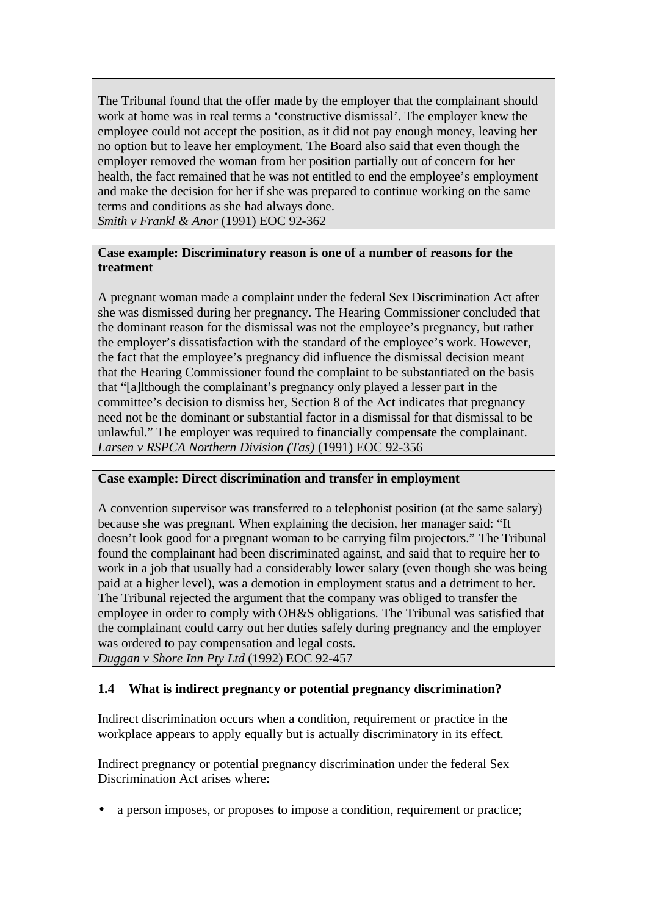The Tribunal found that the offer made by the employer that the complainant should work at home was in real terms a 'constructive dismissal'. The employer knew the employee could not accept the position, as it did not pay enough money, leaving her no option but to leave her employment. The Board also said that even though the employer removed the woman from her position partially out of concern for her health, the fact remained that he was not entitled to end the employee's employment and make the decision for her if she was prepared to continue working on the same terms and conditions as she had always done.
*Smith v Frankl & Anor* (1991) EOC 92-362

**Case example: Discriminatory reason is one of a number of reasons for the treatment**

A pregnant woman made a complaint under the federal Sex Discrimination Act after she was dismissed during her pregnancy. The Hearing Commissioner concluded that the dominant reason for the dismissal was not the employee's pregnancy, but rather the employer's dissatisfaction with the standard of the employee's work. However, the fact that the employee's pregnancy did influence the dismissal decision meant that the Hearing Commissioner found the complaint to be substantiated on the basis that "[a]lthough the complainant's pregnancy only played a lesser part in the committee's decision to dismiss her, Section 8 of the Act indicates that pregnancy need not be the dominant or substantial factor in a dismissal for that dismissal to be unlawful." The employer was required to financially compensate the complainant.
*Larsen v RSPCA Northern Division (Tas)* (1991) EOC 92-356

**Case example: Direct discrimination and transfer in employment**

A convention supervisor was transferred to a telephonist position (at the same salary) because she was pregnant. When explaining the decision, her manager said: "It doesn't look good for a pregnant woman to be carrying film projectors." The Tribunal found the complainant had been discriminated against, and said that to require her to work in a job that usually had a considerably lower salary (even though she was being paid at a higher level), was a demotion in employment status and a detriment to her. The Tribunal rejected the argument that the company was obliged to transfer the employee in order to comply with OH&S obligations. The Tribunal was satisfied that the complainant could carry out her duties safely during pregnancy and the employer was ordered to pay compensation and legal costs.
*Duggan v Shore Inn Pty Ltd* (1992) EOC 92-457

### 1.4 What is indirect pregnancy or potential pregnancy discrimination?

Indirect discrimination occurs when a condition, requirement or practice in the workplace appears to apply equally but is actually discriminatory in its effect.

Indirect pregnancy or potential pregnancy discrimination under the federal Sex Discrimination Act arises where:

- a person imposes, or proposes to impose a condition, requirement or practice;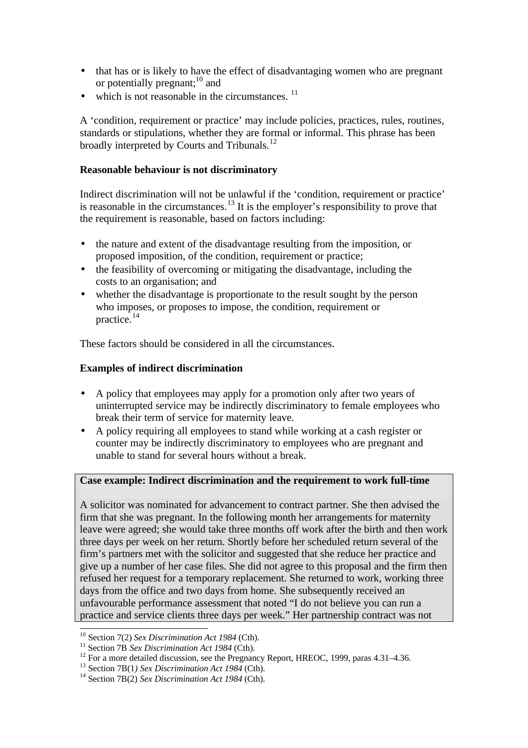- that has or is likely to have the effect of disadvantaging women who are pregnant or potentially pregnant;[10] and
- which is not reasonable in the circumstances. [11]

A 'condition, requirement or practice' may include policies, practices, rules, routines, standards or stipulations, whether they are formal or informal. This phrase has been broadly interpreted by Courts and Tribunals.[12]

**Reasonable behaviour is not discriminatory**

Indirect discrimination will not be unlawful if the 'condition, requirement or practice' is reasonable in the circumstances.[13] It is the employer's responsibility to prove that the requirement is reasonable, based on factors including:

- the nature and extent of the disadvantage resulting from the imposition, or proposed imposition, of the condition, requirement or practice;
- the feasibility of overcoming or mitigating the disadvantage, including the costs to an organisation; and
- whether the disadvantage is proportionate to the result sought by the person who imposes, or proposes to impose, the condition, requirement or practice.[14]

These factors should be considered in all the circumstances.

**Examples of indirect discrimination**

- A policy that employees may apply for a promotion only after two years of uninterrupted service may be indirectly discriminatory to female employees who break their term of service for maternity leave.
- A policy requiring all employees to stand while working at a cash register or counter may be indirectly discriminatory to employees who are pregnant and unable to stand for several hours without a break.

**Case example: Indirect discrimination and the requirement to work full-time**

A solicitor was nominated for advancement to contract partner. She then advised the firm that she was pregnant. In the following month her arrangements for maternity leave were agreed; she would take three months off work after the birth and then work three days per week on her return. Shortly before her scheduled return several of the firm's partners met with the solicitor and suggested that she reduce her practice and give up a number of her case files. She did not agree to this proposal and the firm then refused her request for a temporary replacement. She returned to work, working three days from the office and two days from home. She subsequently received an unfavourable performance assessment that noted "I do not believe you can run a practice and service clients three days per week." Her partnership contract was not

---

[10] Section 7(2) *Sex Discrimination Act 1984* (Cth).
[11] Section 7B *Sex Discrimination Act 1984* (Cth).
[12] For a more detailed discussion, see the Pregnancy Report, HREOC, 1999, paras 4.31–4.36.
[13] Section 7B(1*) Sex Discrimination Act 1984* (Cth).
[14] Section 7B(2) *Sex Discrimination Act 1984* (Cth).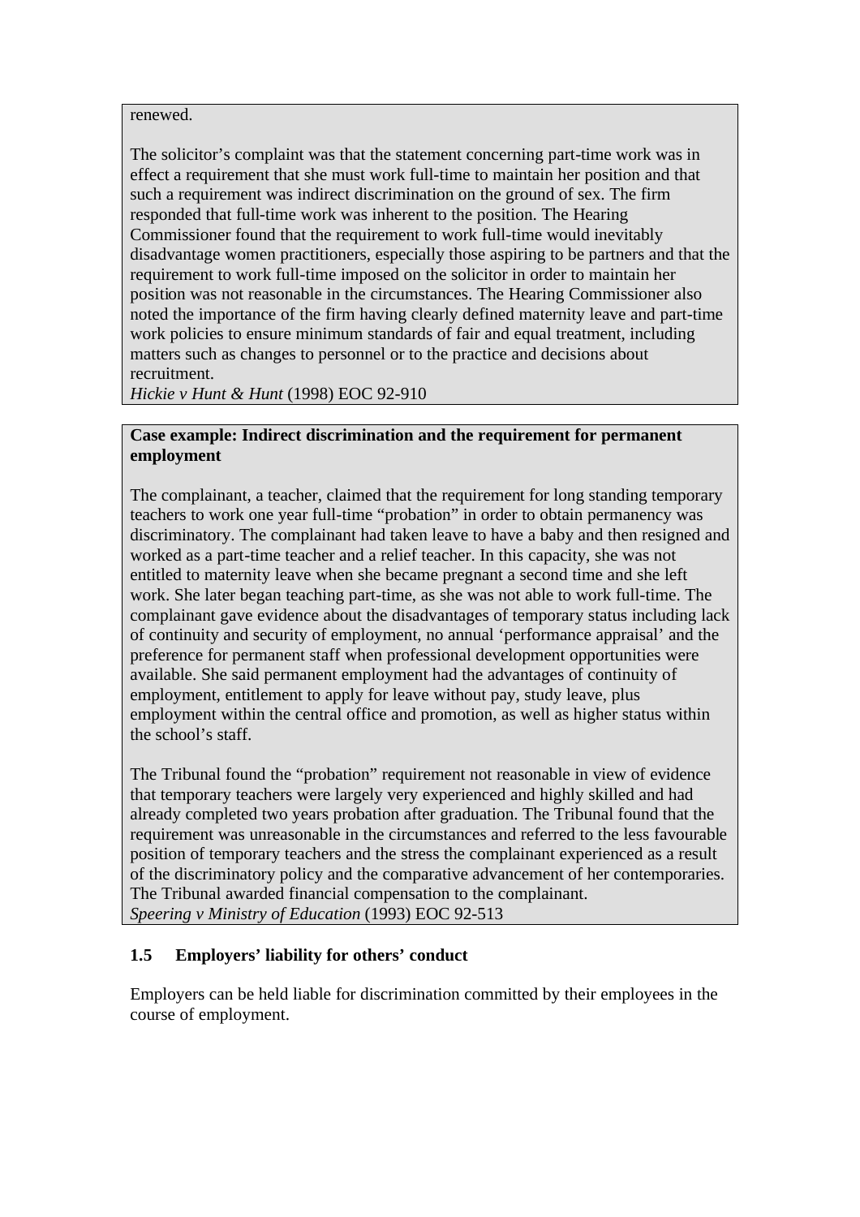renewed.

The solicitor's complaint was that the statement concerning part-time work was in effect a requirement that she must work full-time to maintain her position and that such a requirement was indirect discrimination on the ground of sex. The firm responded that full-time work was inherent to the position. The Hearing Commissioner found that the requirement to work full-time would inevitably disadvantage women practitioners, especially those aspiring to be partners and that the requirement to work full-time imposed on the solicitor in order to maintain her position was not reasonable in the circumstances. The Hearing Commissioner also noted the importance of the firm having clearly defined maternity leave and part-time work policies to ensure minimum standards of fair and equal treatment, including matters such as changes to personnel or to the practice and decisions about recruitment.
*Hickie v Hunt & Hunt* (1998) EOC 92-910

**Case example: Indirect discrimination and the requirement for permanent employment**

The complainant, a teacher, claimed that the requirement for long standing temporary teachers to work one year full-time "probation" in order to obtain permanency was discriminatory. The complainant had taken leave to have a baby and then resigned and worked as a part-time teacher and a relief teacher. In this capacity, she was not entitled to maternity leave when she became pregnant a second time and she left work. She later began teaching part-time, as she was not able to work full-time. The complainant gave evidence about the disadvantages of temporary status including lack of continuity and security of employment, no annual 'performance appraisal' and the preference for permanent staff when professional development opportunities were available. She said permanent employment had the advantages of continuity of employment, entitlement to apply for leave without pay, study leave, plus employment within the central office and promotion, as well as higher status within the school's staff.

The Tribunal found the "probation" requirement not reasonable in view of evidence that temporary teachers were largely very experienced and highly skilled and had already completed two years probation after graduation. The Tribunal found that the requirement was unreasonable in the circumstances and referred to the less favourable position of temporary teachers and the stress the complainant experienced as a result of the discriminatory policy and the comparative advancement of her contemporaries. The Tribunal awarded financial compensation to the complainant.
*Speering v Ministry of Education* (1993) EOC 92-513

### 1.5 Employers' liability for others' conduct

Employers can be held liable for discrimination committed by their employees in the course of employment.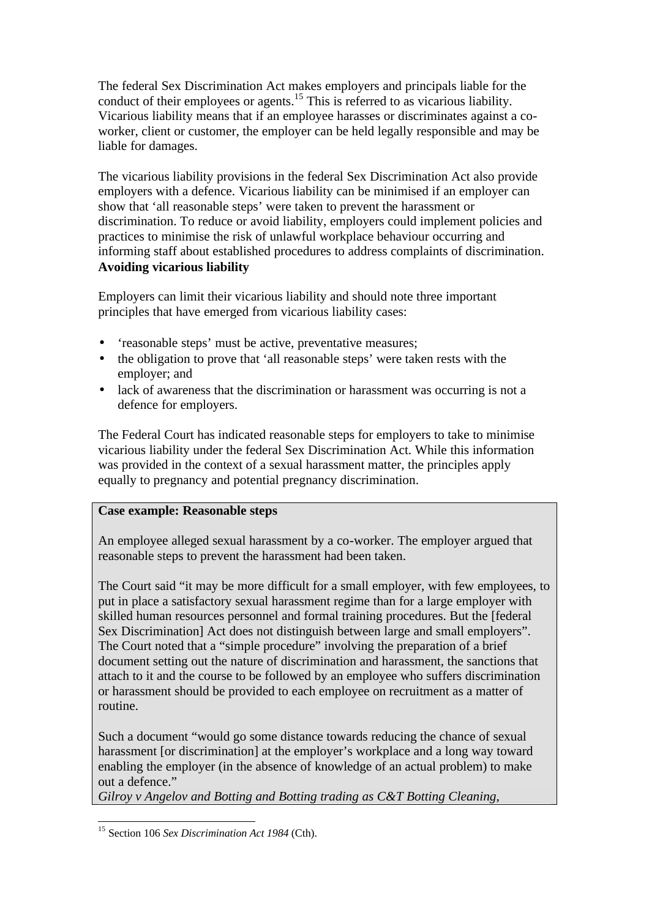The federal Sex Discrimination Act makes employers and principals liable for the conduct of their employees or agents.[15] This is referred to as vicarious liability. Vicarious liability means that if an employee harasses or discriminates against a co-worker, client or customer, the employer can be held legally responsible and may be liable for damages.

The vicarious liability provisions in the federal Sex Discrimination Act also provide employers with a defence. Vicarious liability can be minimised if an employer can show that 'all reasonable steps' were taken to prevent the harassment or discrimination. To reduce or avoid liability, employers could implement policies and practices to minimise the risk of unlawful workplace behaviour occurring and informing staff about established procedures to address complaints of discrimination.

**Avoiding vicarious liability**

Employers can limit their vicarious liability and should note three important principles that have emerged from vicarious liability cases:

- 'reasonable steps' must be active, preventative measures;
- the obligation to prove that 'all reasonable steps' were taken rests with the employer; and
- lack of awareness that the discrimination or harassment was occurring is not a defence for employers.

The Federal Court has indicated reasonable steps for employers to take to minimise vicarious liability under the federal Sex Discrimination Act. While this information was provided in the context of a sexual harassment matter, the principles apply equally to pregnancy and potential pregnancy discrimination.

**Case example: Reasonable steps**

An employee alleged sexual harassment by a co-worker. The employer argued that reasonable steps to prevent the harassment had been taken.

The Court said "it may be more difficult for a small employer, with few employees, to put in place a satisfactory sexual harassment regime than for a large employer with skilled human resources personnel and formal training procedures. But the [federal Sex Discrimination] Act does not distinguish between large and small employers". The Court noted that a "simple procedure" involving the preparation of a brief document setting out the nature of discrimination and harassment, the sanctions that attach to it and the course to be followed by an employee who suffers discrimination or harassment should be provided to each employee on recruitment as a matter of routine.

Such a document "would go some distance towards reducing the chance of sexual harassment [or discrimination] at the employer's workplace and a long way toward enabling the employer (in the absence of knowledge of an actual problem) to make out a defence."

*Gilroy v Angelov and Botting and Botting trading as C&T Botting Cleaning*,

[15] Section 106 *Sex Discrimination Act 1984* (Cth).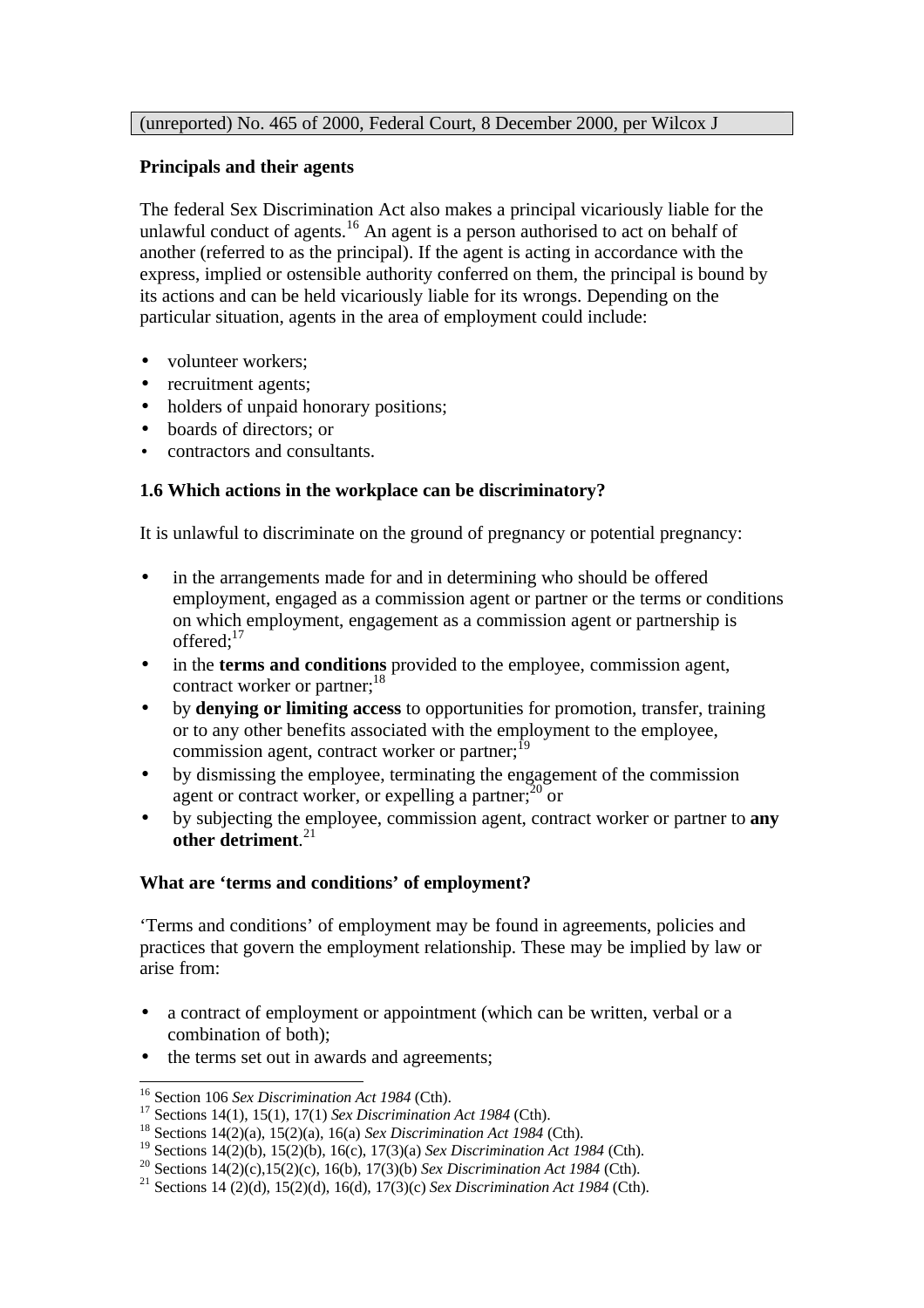(unreported) No. 465 of 2000, Federal Court, 8 December 2000, per Wilcox J

**Principals and their agents**

The federal Sex Discrimination Act also makes a principal vicariously liable for the unlawful conduct of agents.[16] An agent is a person authorised to act on behalf of another (referred to as the principal). If the agent is acting in accordance with the express, implied or ostensible authority conferred on them, the principal is bound by its actions and can be held vicariously liable for its wrongs. Depending on the particular situation, agents in the area of employment could include:

- volunteer workers;
- recruitment agents;
- holders of unpaid honorary positions;
- boards of directors; or
- contractors and consultants.

**1.6 Which actions in the workplace can be discriminatory?**

It is unlawful to discriminate on the ground of pregnancy or potential pregnancy:

- in the arrangements made for and in determining who should be offered employment, engaged as a commission agent or partner or the terms or conditions on which employment, engagement as a commission agent or partnership is offered;[17]
- in the **terms and conditions** provided to the employee, commission agent, contract worker or partner;[18]
- by **denying or limiting access** to opportunities for promotion, transfer, training or to any other benefits associated with the employment to the employee, commission agent, contract worker or partner;[19]
- by dismissing the employee, terminating the engagement of the commission agent or contract worker, or expelling a partner;[20] or
- by subjecting the employee, commission agent, contract worker or partner to **any other detriment**.[21]

**What are 'terms and conditions' of employment?**

'Terms and conditions' of employment may be found in agreements, policies and practices that govern the employment relationship. These may be implied by law or arise from:

- a contract of employment or appointment (which can be written, verbal or a combination of both);
- the terms set out in awards and agreements;

---

[16] Section 106 *Sex Discrimination Act 1984* (Cth).
[17] Sections 14(1), 15(1), 17(1) *Sex Discrimination Act 1984* (Cth).
[18] Sections 14(2)(a), 15(2)(a), 16(a) *Sex Discrimination Act 1984* (Cth).
[19] Sections 14(2)(b), 15(2)(b), 16(c), 17(3)(a) *Sex Discrimination Act 1984* (Cth).
[20] Sections 14(2)(c),15(2)(c), 16(b), 17(3)(b) *Sex Discrimination Act 1984* (Cth).
[21] Sections 14 (2)(d), 15(2)(d), 16(d), 17(3)(c) *Sex Discrimination Act 1984* (Cth).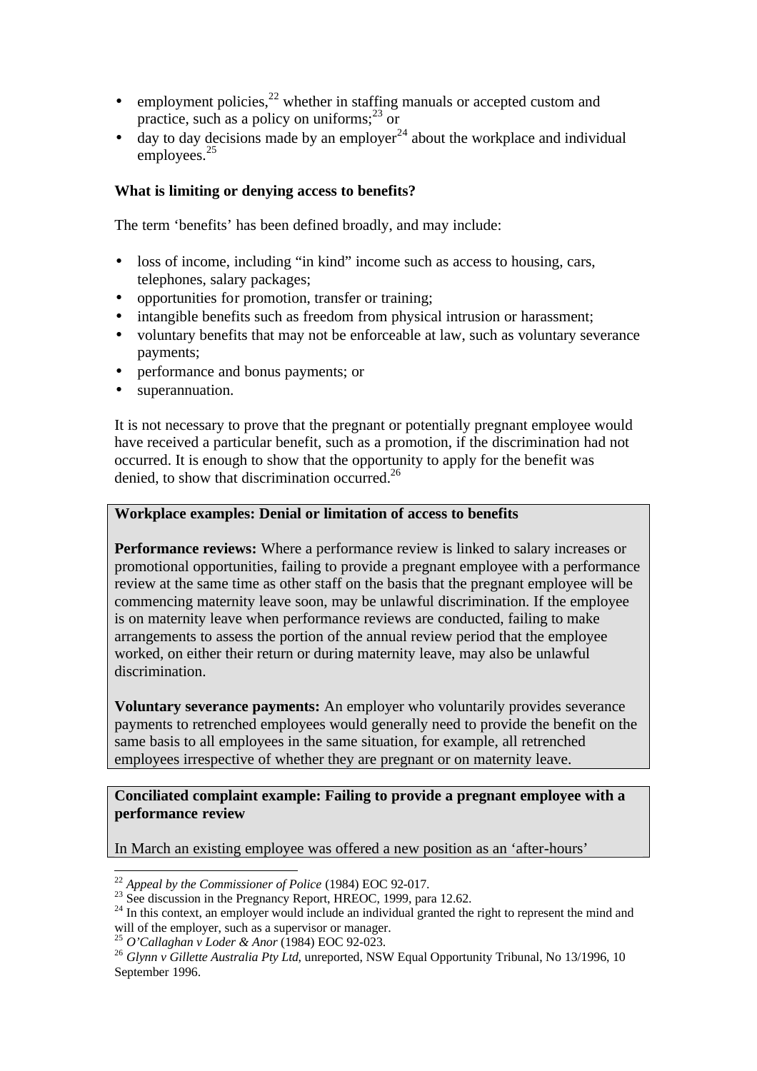- employment policies,[22] whether in staffing manuals or accepted custom and practice, such as a policy on uniforms;[23] or
- day to day decisions made by an employer[24] about the workplace and individual employees.[25]

**What is limiting or denying access to benefits?**

The term 'benefits' has been defined broadly, and may include:

- loss of income, including "in kind" income such as access to housing, cars, telephones, salary packages;
- opportunities for promotion, transfer or training;
- intangible benefits such as freedom from physical intrusion or harassment;
- voluntary benefits that may not be enforceable at law, such as voluntary severance payments;
- performance and bonus payments; or
- superannuation.

It is not necessary to prove that the pregnant or potentially pregnant employee would have received a particular benefit, such as a promotion, if the discrimination had not occurred. It is enough to show that the opportunity to apply for the benefit was denied, to show that discrimination occurred.[26]

**Workplace examples: Denial or limitation of access to benefits**

**Performance reviews:** Where a performance review is linked to salary increases or promotional opportunities, failing to provide a pregnant employee with a performance review at the same time as other staff on the basis that the pregnant employee will be commencing maternity leave soon, may be unlawful discrimination. If the employee is on maternity leave when performance reviews are conducted, failing to make arrangements to assess the portion of the annual review period that the employee worked, on either their return or during maternity leave, may also be unlawful discrimination.

**Voluntary severance payments:** An employer who voluntarily provides severance payments to retrenched employees would generally need to provide the benefit on the same basis to all employees in the same situation, for example, all retrenched employees irrespective of whether they are pregnant or on maternity leave.

**Conciliated complaint example: Failing to provide a pregnant employee with a performance review**

In March an existing employee was offered a new position as an 'after-hours'

---

[22] *Appeal by the Commissioner of Police* (1984) EOC 92-017.

[23] See discussion in the Pregnancy Report, HREOC, 1999, para 12.62.

[24] In this context, an employer would include an individual granted the right to represent the mind and will of the employer, such as a supervisor or manager.

[25] *O'Callaghan v Loder & Anor* (1984) EOC 92-023.

[26] *Glynn v Gillette Australia Pty Ltd,* unreported, NSW Equal Opportunity Tribunal, No 13/1996, 10 September 1996.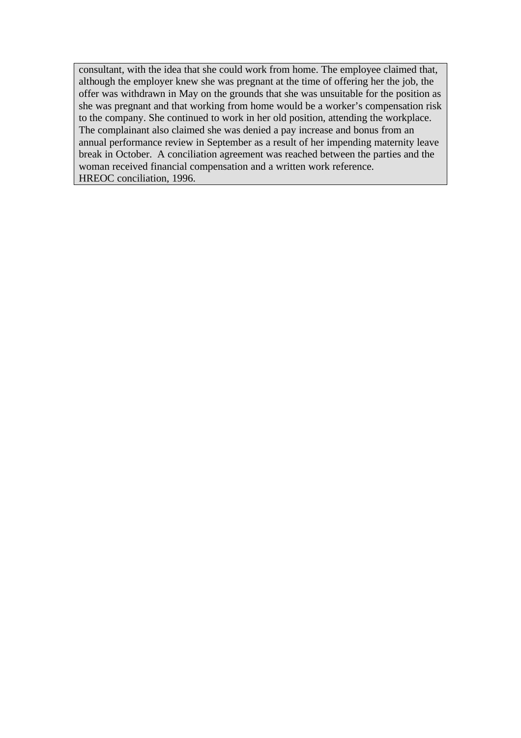consultant, with the idea that she could work from home. The employee claimed that, although the employer knew she was pregnant at the time of offering her the job, the offer was withdrawn in May on the grounds that she was unsuitable for the position as she was pregnant and that working from home would be a worker's compensation risk to the company. She continued to work in her old position, attending the workplace. The complainant also claimed she was denied a pay increase and bonus from an annual performance review in September as a result of her impending maternity leave break in October. A conciliation agreement was reached between the parties and the woman received financial compensation and a written work reference.
HREOC conciliation, 1996.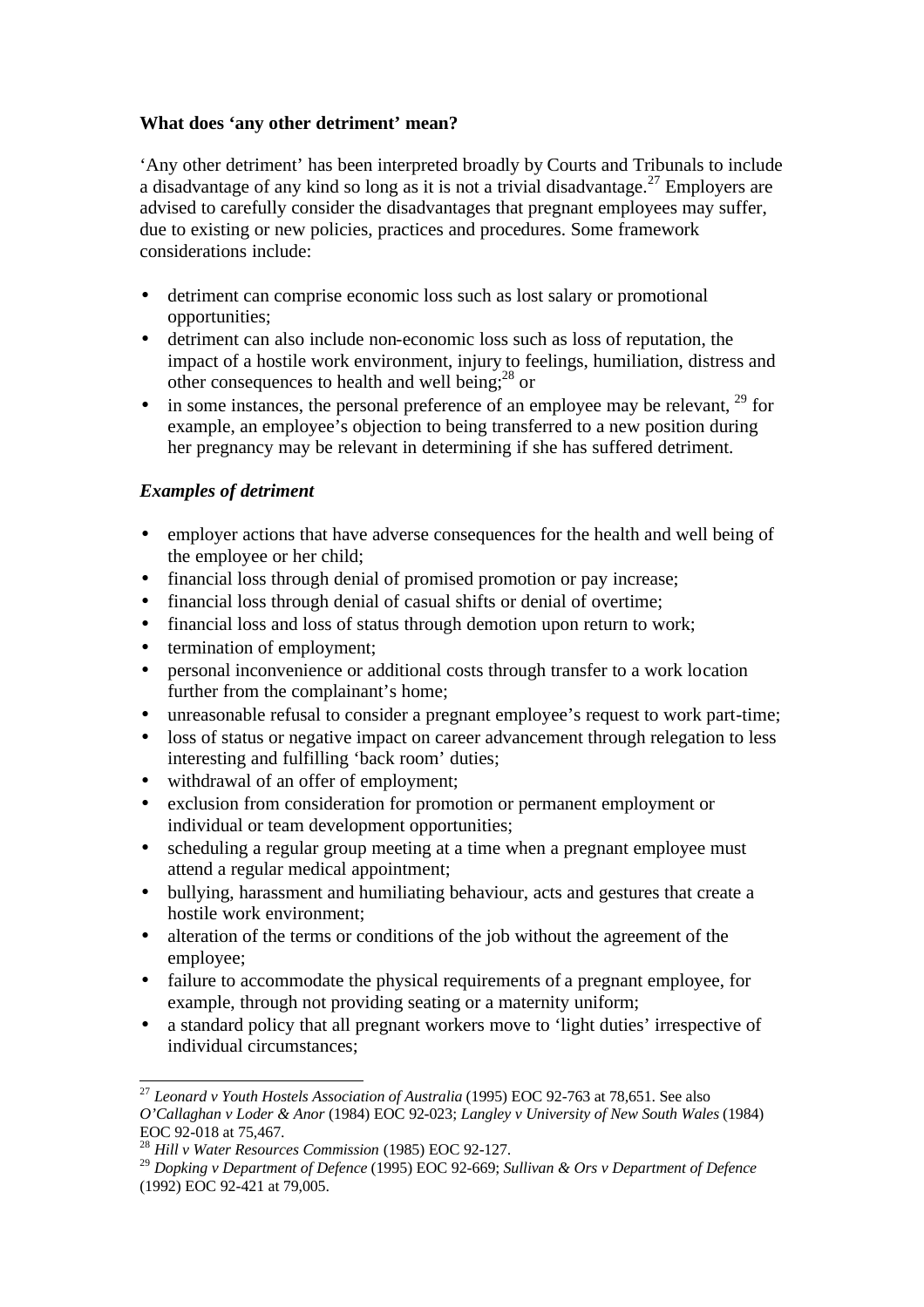**What does 'any other detriment' mean?**

'Any other detriment' has been interpreted broadly by Courts and Tribunals to include a disadvantage of any kind so long as it is not a trivial disadvantage.[27] Employers are advised to carefully consider the disadvantages that pregnant employees may suffer, due to existing or new policies, practices and procedures. Some framework considerations include:

- detriment can comprise economic loss such as lost salary or promotional opportunities;
- detriment can also include non-economic loss such as loss of reputation, the impact of a hostile work environment, injury to feelings, humiliation, distress and other consequences to health and well being;[28] or
- in some instances, the personal preference of an employee may be relevant, [29] for example, an employee's objection to being transferred to a new position during her pregnancy may be relevant in determining if she has suffered detriment.

***Examples of detriment***

- employer actions that have adverse consequences for the health and well being of the employee or her child;
- financial loss through denial of promised promotion or pay increase;
- financial loss through denial of casual shifts or denial of overtime;
- financial loss and loss of status through demotion upon return to work;
- termination of employment;
- personal inconvenience or additional costs through transfer to a work location further from the complainant's home;
- unreasonable refusal to consider a pregnant employee's request to work part-time;
- loss of status or negative impact on career advancement through relegation to less interesting and fulfilling 'back room' duties;
- withdrawal of an offer of employment;
- exclusion from consideration for promotion or permanent employment or individual or team development opportunities;
- scheduling a regular group meeting at a time when a pregnant employee must attend a regular medical appointment;
- bullying, harassment and humiliating behaviour, acts and gestures that create a hostile work environment;
- alteration of the terms or conditions of the job without the agreement of the employee;
- failure to accommodate the physical requirements of a pregnant employee, for example, through not providing seating or a maternity uniform;
- a standard policy that all pregnant workers move to 'light duties' irrespective of individual circumstances;

---

[27] *Leonard v Youth Hostels Association of Australia* (1995) EOC 92-763 at 78,651. See also *O'Callaghan v Loder & Anor* (1984) EOC 92-023; *Langley v University of New South Wales* (1984) EOC 92-018 at 75,467.

[28] *Hill v Water Resources Commission* (1985) EOC 92-127.

[29] *Dopking v Department of Defence* (1995) EOC 92-669; *Sullivan & Ors v Department of Defence* (1992) EOC 92-421 at 79,005.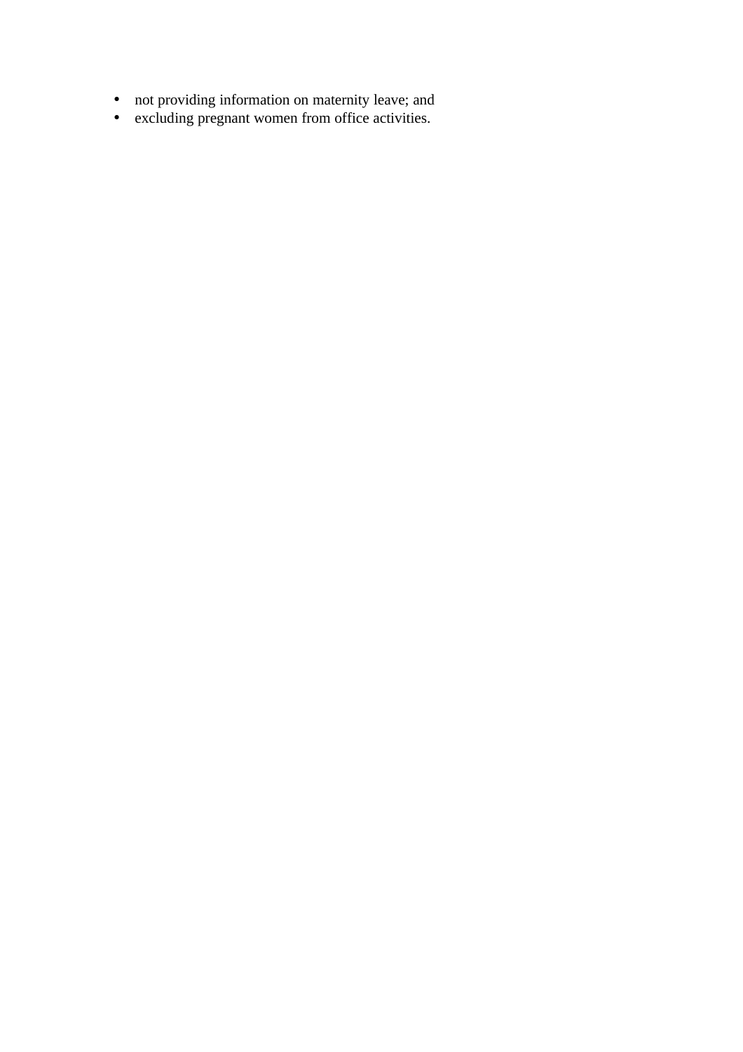- not providing information on maternity leave; and
- excluding pregnant women from office activities.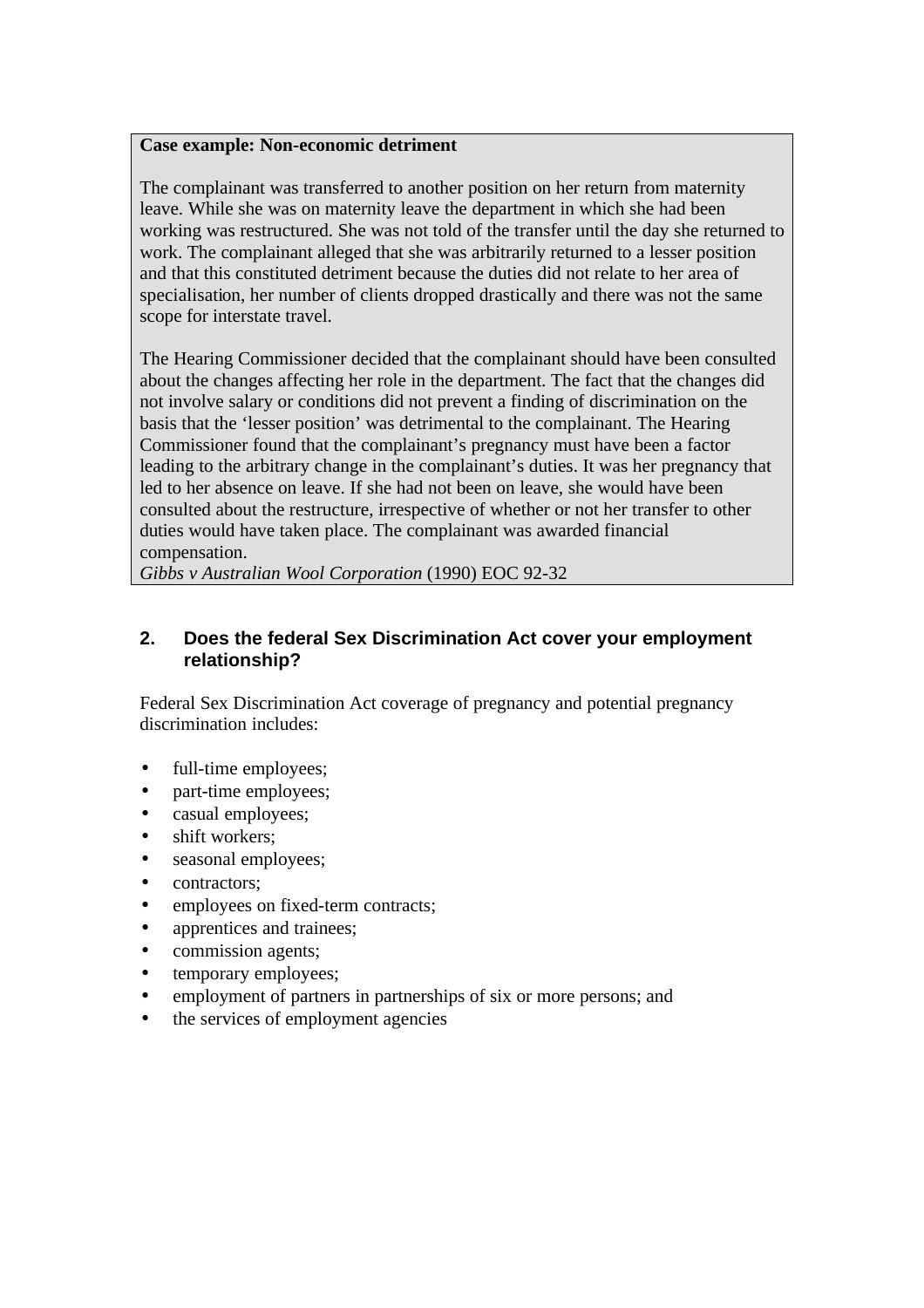**Case example: Non-economic detriment**

The complainant was transferred to another position on her return from maternity leave. While she was on maternity leave the department in which she had been working was restructured. She was not told of the transfer until the day she returned to work. The complainant alleged that she was arbitrarily returned to a lesser position and that this constituted detriment because the duties did not relate to her area of specialisation, her number of clients dropped drastically and there was not the same scope for interstate travel.

The Hearing Commissioner decided that the complainant should have been consulted about the changes affecting her role in the department. The fact that the changes did not involve salary or conditions did not prevent a finding of discrimination on the basis that the 'lesser position' was detrimental to the complainant. The Hearing Commissioner found that the complainant's pregnancy must have been a factor leading to the arbitrary change in the complainant's duties. It was her pregnancy that led to her absence on leave. If she had not been on leave, she would have been consulted about the restructure, irrespective of whether or not her transfer to other duties would have taken place. The complainant was awarded financial compensation.
*Gibbs v Australian Wool Corporation* (1990) EOC 92-32

## 2. Does the federal Sex Discrimination Act cover your employment relationship?

Federal Sex Discrimination Act coverage of pregnancy and potential pregnancy discrimination includes:

- full-time employees;
- part-time employees;
- casual employees;
- shift workers;
- seasonal employees;
- contractors;
- employees on fixed-term contracts;
- apprentices and trainees;
- commission agents;
- temporary employees;
- employment of partners in partnerships of six or more persons; and
- the services of employment agencies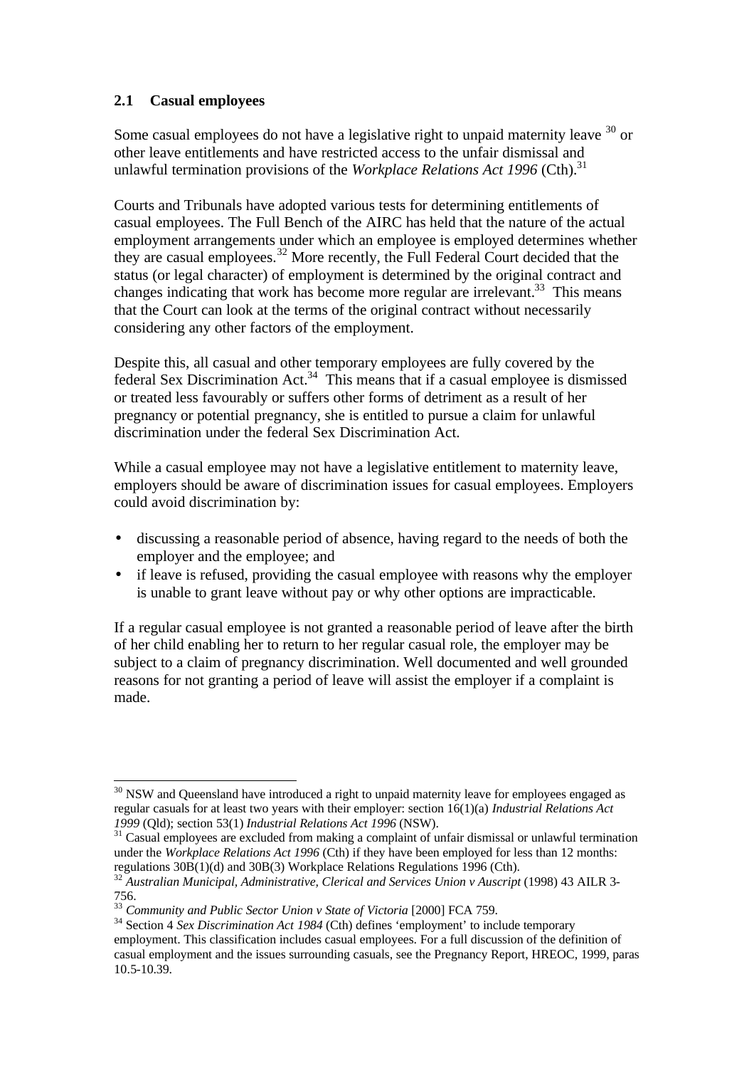### 2.1 Casual employees

Some casual employees do not have a legislative right to unpaid maternity leave [30] or other leave entitlements and have restricted access to the unfair dismissal and unlawful termination provisions of the *Workplace Relations Act 1996* (Cth).[31]

Courts and Tribunals have adopted various tests for determining entitlements of casual employees. The Full Bench of the AIRC has held that the nature of the actual employment arrangements under which an employee is employed determines whether they are casual employees.[32] More recently, the Full Federal Court decided that the status (or legal character) of employment is determined by the original contract and changes indicating that work has become more regular are irrelevant.[33] This means that the Court can look at the terms of the original contract without necessarily considering any other factors of the employment.

Despite this, all casual and other temporary employees are fully covered by the federal Sex Discrimination Act.[34] This means that if a casual employee is dismissed or treated less favourably or suffers other forms of detriment as a result of her pregnancy or potential pregnancy, she is entitled to pursue a claim for unlawful discrimination under the federal Sex Discrimination Act.

While a casual employee may not have a legislative entitlement to maternity leave, employers should be aware of discrimination issues for casual employees. Employers could avoid discrimination by:

- discussing a reasonable period of absence, having regard to the needs of both the employer and the employee; and
- if leave is refused, providing the casual employee with reasons why the employer is unable to grant leave without pay or why other options are impracticable.

If a regular casual employee is not granted a reasonable period of leave after the birth of her child enabling her to return to her regular casual role, the employer may be subject to a claim of pregnancy discrimination. Well documented and well grounded reasons for not granting a period of leave will assist the employer if a complaint is made.

---

[30] NSW and Queensland have introduced a right to unpaid maternity leave for employees engaged as regular casuals for at least two years with their employer: section 16(1)(a) *Industrial Relations Act 1999* (Qld); section 53(1) *Industrial Relations Act 1996* (NSW).

[31] Casual employees are excluded from making a complaint of unfair dismissal or unlawful termination under the *Workplace Relations Act 1996* (Cth) if they have been employed for less than 12 months: regulations 30B(1)(d) and 30B(3) Workplace Relations Regulations 1996 (Cth).

[32] *Australian Municipal, Administrative, Clerical and Services Union v Auscript* (1998) 43 AILR 3-756.

[33] *Community and Public Sector Union v State of Victoria* [2000] FCA 759.

[34] Section 4 *Sex Discrimination Act 1984* (Cth) defines 'employment' to include temporary employment. This classification includes casual employees. For a full discussion of the definition of casual employment and the issues surrounding casuals, see the Pregnancy Report, HREOC, 1999, paras 10.5-10.39.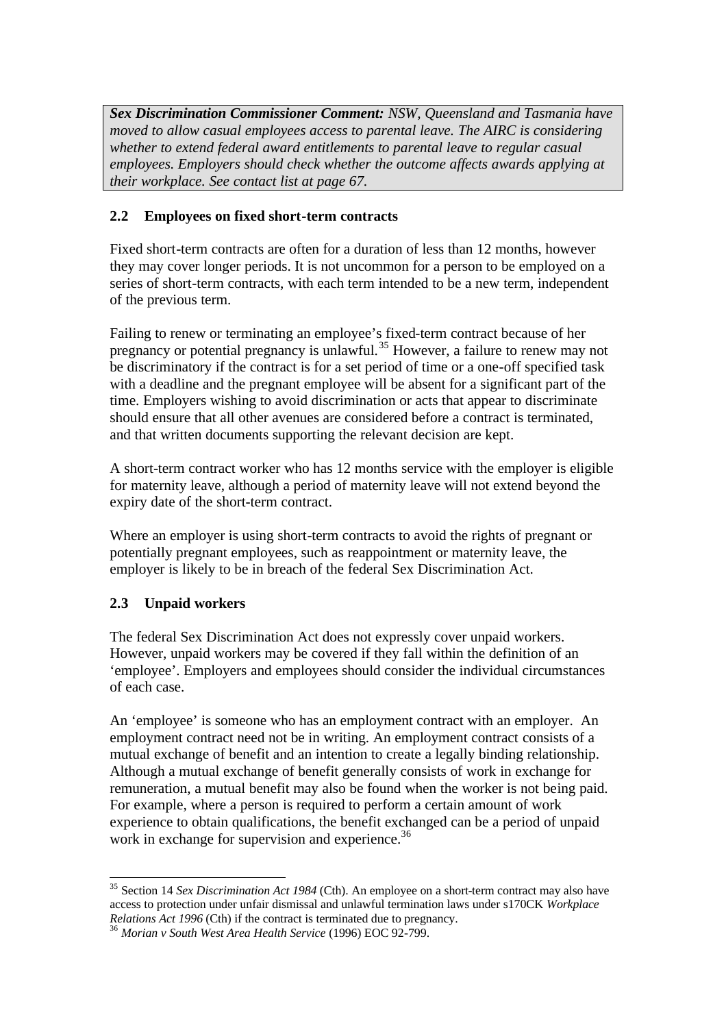***Sex Discrimination Commissioner Comment:*** *NSW, Queensland and Tasmania have moved to allow casual employees access to parental leave. The AIRC is considering whether to extend federal award entitlements to parental leave to regular casual employees. Employers should check whether the outcome affects awards applying at their workplace. See contact list at page 67.*

### 2.2 Employees on fixed short-term contracts

Fixed short-term contracts are often for a duration of less than 12 months, however they may cover longer periods. It is not uncommon for a person to be employed on a series of short-term contracts, with each term intended to be a new term, independent of the previous term.

Failing to renew or terminating an employee's fixed-term contract because of her pregnancy or potential pregnancy is unlawful.[35] However, a failure to renew may not be discriminatory if the contract is for a set period of time or a one-off specified task with a deadline and the pregnant employee will be absent for a significant part of the time. Employers wishing to avoid discrimination or acts that appear to discriminate should ensure that all other avenues are considered before a contract is terminated, and that written documents supporting the relevant decision are kept.

A short-term contract worker who has 12 months service with the employer is eligible for maternity leave, although a period of maternity leave will not extend beyond the expiry date of the short-term contract.

Where an employer is using short-term contracts to avoid the rights of pregnant or potentially pregnant employees, such as reappointment or maternity leave, the employer is likely to be in breach of the federal Sex Discrimination Act.

### 2.3 Unpaid workers

The federal Sex Discrimination Act does not expressly cover unpaid workers. However, unpaid workers may be covered if they fall within the definition of an 'employee'. Employers and employees should consider the individual circumstances of each case.

An 'employee' is someone who has an employment contract with an employer. An employment contract need not be in writing. An employment contract consists of a mutual exchange of benefit and an intention to create a legally binding relationship. Although a mutual exchange of benefit generally consists of work in exchange for remuneration, a mutual benefit may also be found when the worker is not being paid. For example, where a person is required to perform a certain amount of work experience to obtain qualifications, the benefit exchanged can be a period of unpaid work in exchange for supervision and experience.[36]

---

[35] Section 14 *Sex Discrimination Act 1984* (Cth). An employee on a short-term contract may also have access to protection under unfair dismissal and unlawful termination laws under s170CK *Workplace Relations Act 1996* (Cth) if the contract is terminated due to pregnancy.

[36] *Morian v South West Area Health Service* (1996) EOC 92-799.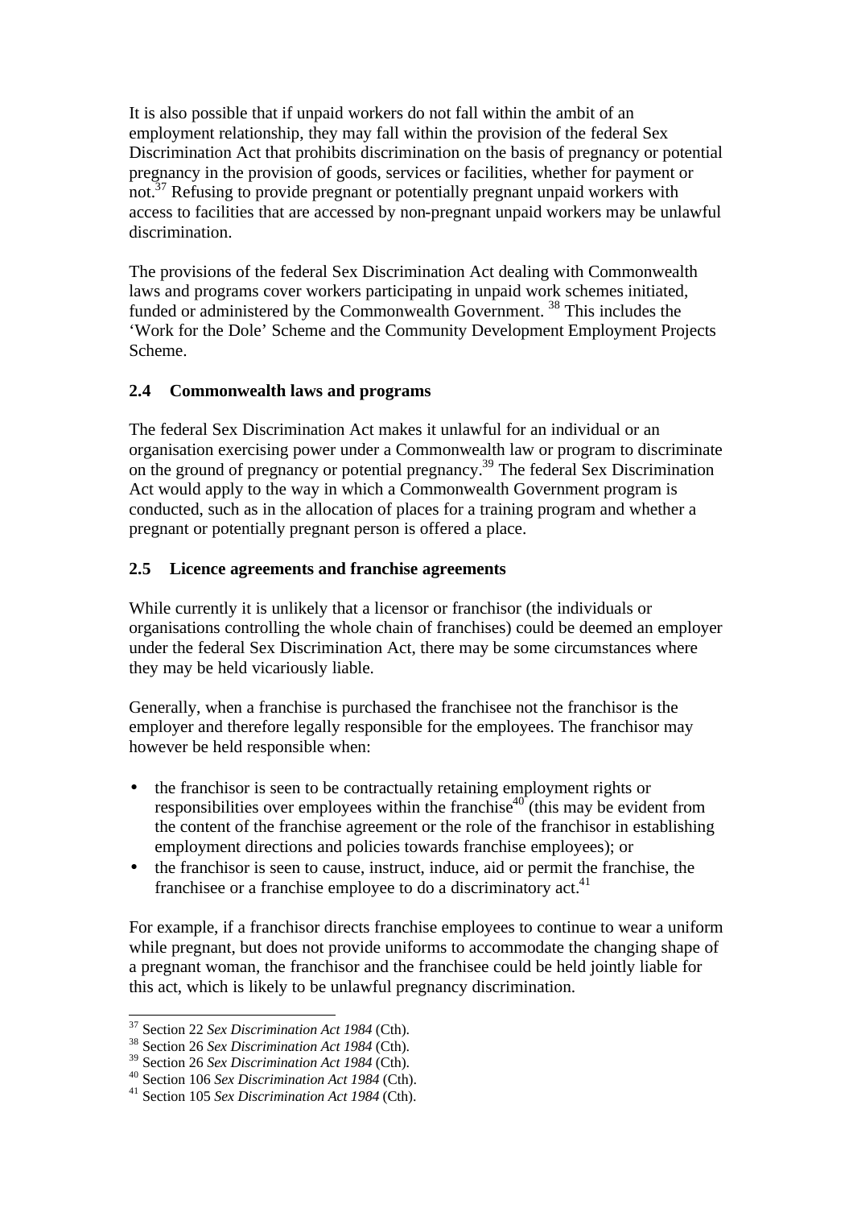It is also possible that if unpaid workers do not fall within the ambit of an employment relationship, they may fall within the provision of the federal Sex Discrimination Act that prohibits discrimination on the basis of pregnancy or potential pregnancy in the provision of goods, services or facilities, whether for payment or not.[37] Refusing to provide pregnant or potentially pregnant unpaid workers with access to facilities that are accessed by non-pregnant unpaid workers may be unlawful discrimination.

The provisions of the federal Sex Discrimination Act dealing with Commonwealth laws and programs cover workers participating in unpaid work schemes initiated, funded or administered by the Commonwealth Government.[38] This includes the 'Work for the Dole' Scheme and the Community Development Employment Projects Scheme.

### 2.4 Commonwealth laws and programs

The federal Sex Discrimination Act makes it unlawful for an individual or an organisation exercising power under a Commonwealth law or program to discriminate on the ground of pregnancy or potential pregnancy.[39] The federal Sex Discrimination Act would apply to the way in which a Commonwealth Government program is conducted, such as in the allocation of places for a training program and whether a pregnant or potentially pregnant person is offered a place.

### 2.5 Licence agreements and franchise agreements

While currently it is unlikely that a licensor or franchisor (the individuals or organisations controlling the whole chain of franchises) could be deemed an employer under the federal Sex Discrimination Act, there may be some circumstances where they may be held vicariously liable.

Generally, when a franchise is purchased the franchisee not the franchisor is the employer and therefore legally responsible for the employees. The franchisor may however be held responsible when:

- the franchisor is seen to be contractually retaining employment rights or responsibilities over employees within the franchise[40] (this may be evident from the content of the franchise agreement or the role of the franchisor in establishing employment directions and policies towards franchise employees); or
- the franchisor is seen to cause, instruct, induce, aid or permit the franchise, the franchisee or a franchise employee to do a discriminatory act.[41]

For example, if a franchisor directs franchise employees to continue to wear a uniform while pregnant, but does not provide uniforms to accommodate the changing shape of a pregnant woman, the franchisor and the franchisee could be held jointly liable for this act, which is likely to be unlawful pregnancy discrimination.

---

[37] Section 22 *Sex Discrimination Act 1984* (Cth).
[38] Section 26 *Sex Discrimination Act 1984* (Cth).
[39] Section 26 *Sex Discrimination Act 1984* (Cth).
[40] Section 106 *Sex Discrimination Act 1984* (Cth).
[41] Section 105 *Sex Discrimination Act 1984* (Cth).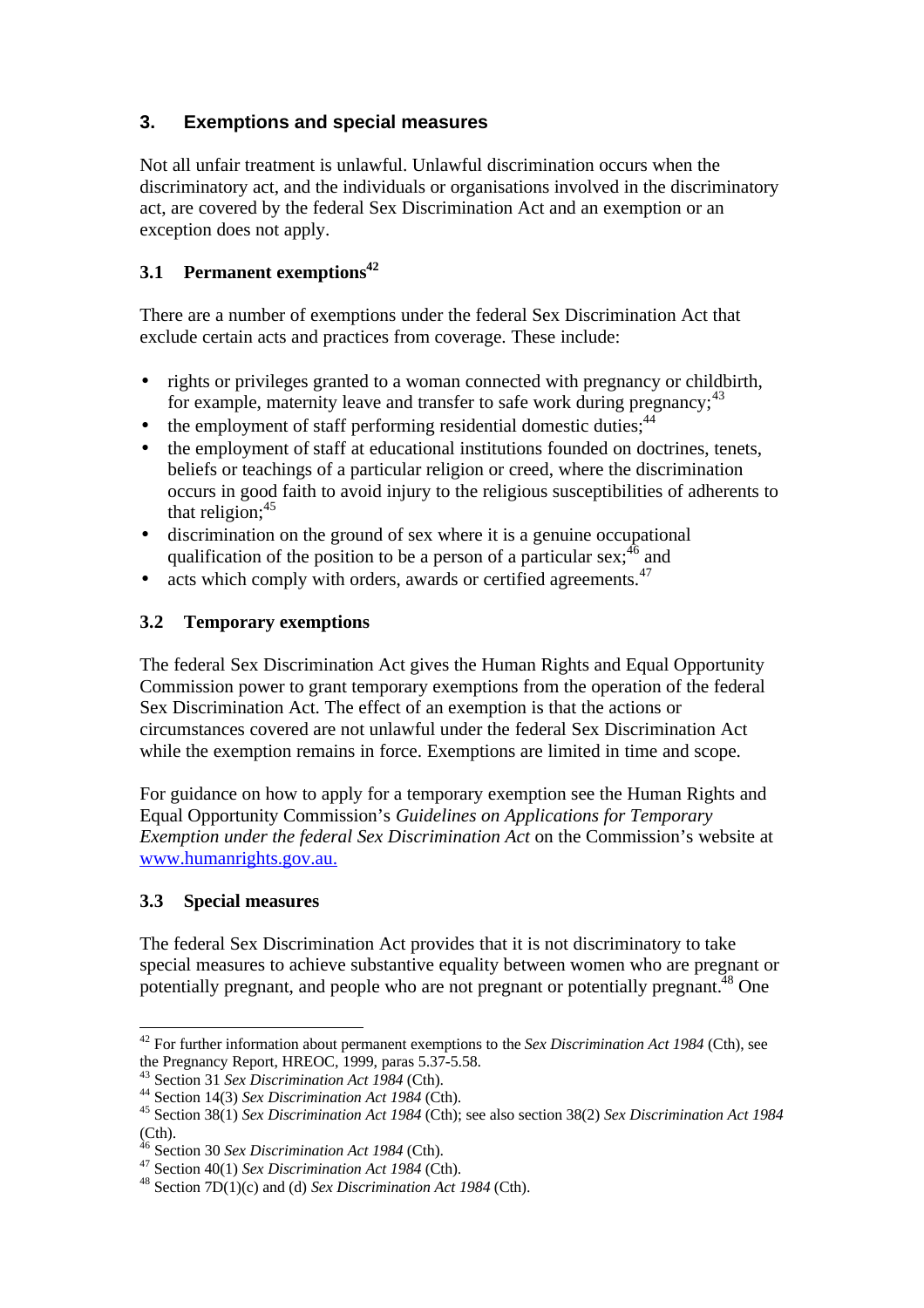## 3. Exemptions and special measures

Not all unfair treatment is unlawful. Unlawful discrimination occurs when the discriminatory act, and the individuals or organisations involved in the discriminatory act, are covered by the federal Sex Discrimination Act and an exemption or an exception does not apply.

### 3.1 Permanent exemptions[42]

There are a number of exemptions under the federal Sex Discrimination Act that exclude certain acts and practices from coverage. These include:

- rights or privileges granted to a woman connected with pregnancy or childbirth, for example, maternity leave and transfer to safe work during pregnancy;[43]
- the employment of staff performing residential domestic duties;[44]
- the employment of staff at educational institutions founded on doctrines, tenets, beliefs or teachings of a particular religion or creed, where the discrimination occurs in good faith to avoid injury to the religious susceptibilities of adherents to that religion;[45]
- discrimination on the ground of sex where it is a genuine occupational qualification of the position to be a person of a particular sex;[46] and
- acts which comply with orders, awards or certified agreements.[47]

### 3.2 Temporary exemptions

The federal Sex Discrimination Act gives the Human Rights and Equal Opportunity Commission power to grant temporary exemptions from the operation of the federal Sex Discrimination Act. The effect of an exemption is that the actions or circumstances covered are not unlawful under the federal Sex Discrimination Act while the exemption remains in force. Exemptions are limited in time and scope.

For guidance on how to apply for a temporary exemption see the Human Rights and Equal Opportunity Commission's *Guidelines on Applications for Temporary Exemption under the federal Sex Discrimination Act* on the Commission's website at www.humanrights.gov.au.

### 3.3 Special measures

The federal Sex Discrimination Act provides that it is not discriminatory to take special measures to achieve substantive equality between women who are pregnant or potentially pregnant, and people who are not pregnant or potentially pregnant.[48] One

---

[42] For further information about permanent exemptions to the *Sex Discrimination Act 1984* (Cth), see the Pregnancy Report, HREOC, 1999, paras 5.37-5.58.

[43] Section 31 *Sex Discrimination Act 1984* (Cth).

[44] Section 14(3) *Sex Discrimination Act 1984* (Cth).

[45] Section 38(1) *Sex Discrimination Act 1984* (Cth); see also section 38(2) *Sex Discrimination Act 1984* (Cth).

[46] Section 30 *Sex Discrimination Act 1984* (Cth).

[47] Section 40(1) *Sex Discrimination Act 1984* (Cth).

[48] Section 7D(1)(c) and (d) *Sex Discrimination Act 1984* (Cth).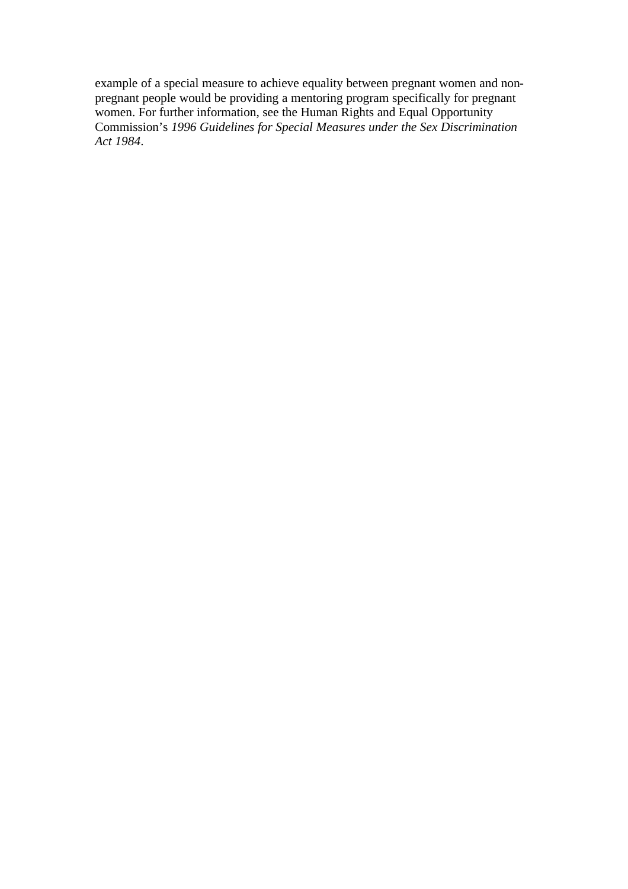example of a special measure to achieve equality between pregnant women and non-pregnant people would be providing a mentoring program specifically for pregnant women. For further information, see the Human Rights and Equal Opportunity Commission's *1996 Guidelines for Special Measures under the Sex Discrimination Act 1984*.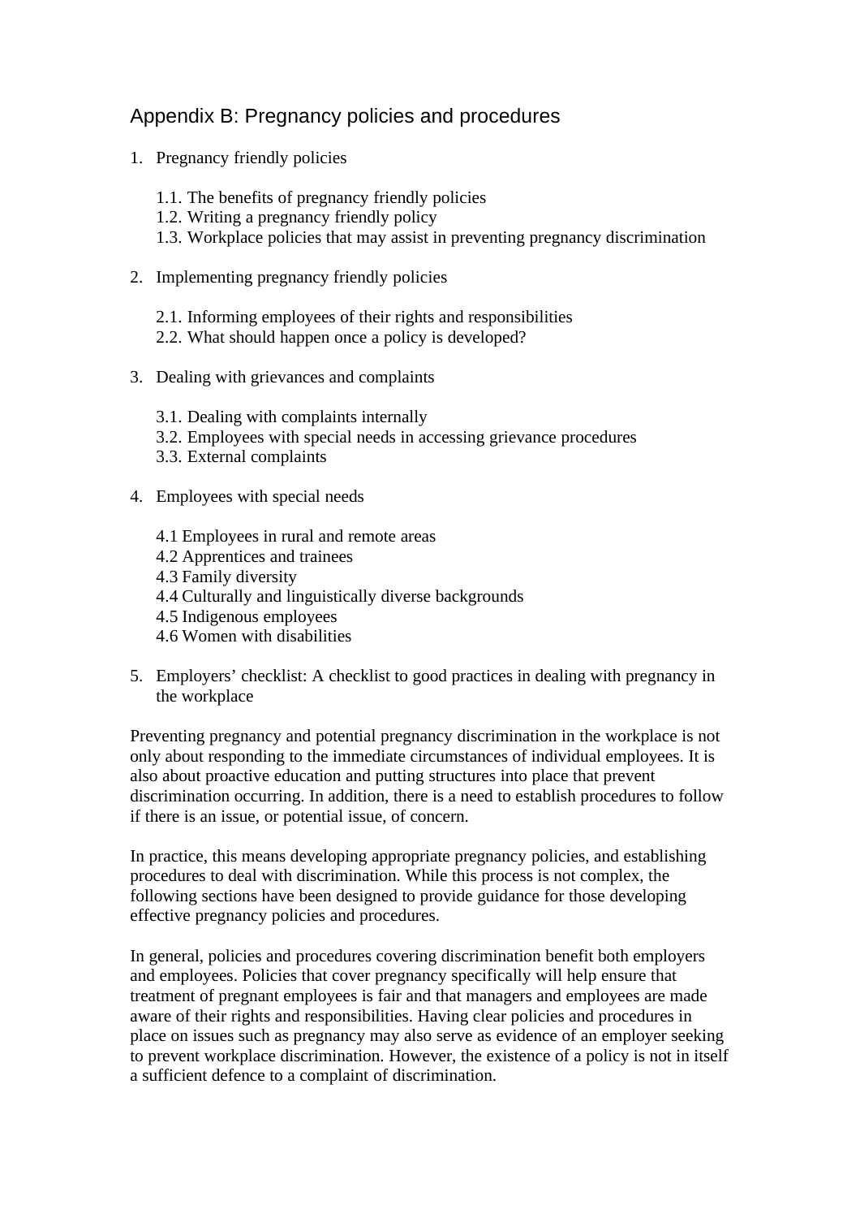# Appendix B: Pregnancy policies and procedures

1. Pregnancy friendly policies

    1.1. The benefits of pregnancy friendly policies
    1.2. Writing a pregnancy friendly policy
    1.3. Workplace policies that may assist in preventing pregnancy discrimination

2. Implementing pregnancy friendly policies

    2.1. Informing employees of their rights and responsibilities
    2.2. What should happen once a policy is developed?

3. Dealing with grievances and complaints

    3.1. Dealing with complaints internally
    3.2. Employees with special needs in accessing grievance procedures
    3.3. External complaints

4. Employees with special needs

    4.1 Employees in rural and remote areas
    4.2 Apprentices and trainees
    4.3 Family diversity
    4.4 Culturally and linguistically diverse backgrounds
    4.5 Indigenous employees
    4.6 Women with disabilities

5. Employers' checklist: A checklist to good practices in dealing with pregnancy in the workplace

Preventing pregnancy and potential pregnancy discrimination in the workplace is not only about responding to the immediate circumstances of individual employees. It is also about proactive education and putting structures into place that prevent discrimination occurring. In addition, there is a need to establish procedures to follow if there is an issue, or potential issue, of concern.

In practice, this means developing appropriate pregnancy policies, and establishing procedures to deal with discrimination. While this process is not complex, the following sections have been designed to provide guidance for those developing effective pregnancy policies and procedures.

In general, policies and procedures covering discrimination benefit both employers and employees. Policies that cover pregnancy specifically will help ensure that treatment of pregnant employees is fair and that managers and employees are made aware of their rights and responsibilities. Having clear policies and procedures in place on issues such as pregnancy may also serve as evidence of an employer seeking to prevent workplace discrimination. However, the existence of a policy is not in itself a sufficient defence to a complaint of discrimination.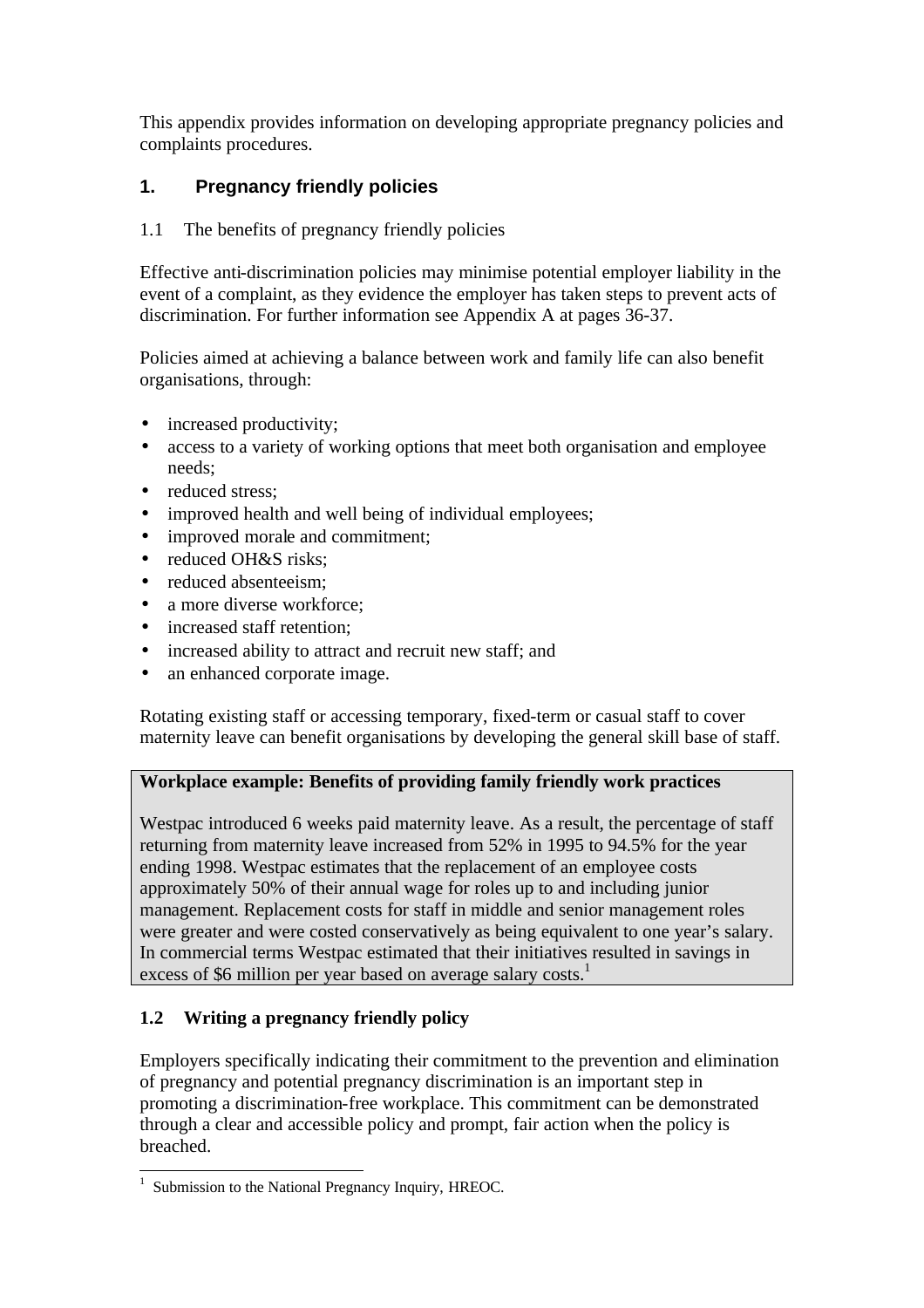This appendix provides information on developing appropriate pregnancy policies and complaints procedures.

## 1. Pregnancy friendly policies

### 1.1 The benefits of pregnancy friendly policies

Effective anti-discrimination policies may minimise potential employer liability in the event of a complaint, as they evidence the employer has taken steps to prevent acts of discrimination. For further information see Appendix A at pages 36-37.

Policies aimed at achieving a balance between work and family life can also benefit organisations, through:

- increased productivity;
- access to a variety of working options that meet both organisation and employee needs;
- reduced stress;
- improved health and well being of individual employees;
- improved morale and commitment;
- reduced OH&S risks;
- reduced absenteeism;
- a more diverse workforce;
- increased staff retention;
- increased ability to attract and recruit new staff; and
- an enhanced corporate image.

Rotating existing staff or accessing temporary, fixed-term or casual staff to cover maternity leave can benefit organisations by developing the general skill base of staff.

> **Workplace example: Benefits of providing family friendly work practices**
>
> Westpac introduced 6 weeks paid maternity leave. As a result, the percentage of staff returning from maternity leave increased from 52% in 1995 to 94.5% for the year ending 1998. Westpac estimates that the replacement of an employee costs approximately 50% of their annual wage for roles up to and including junior management. Replacement costs for staff in middle and senior management roles were greater and were costed conservatively as being equivalent to one year's salary. In commercial terms Westpac estimated that their initiatives resulted in savings in excess of $6 million per year based on average salary costs.[1]

### 1.2 Writing a pregnancy friendly policy

Employers specifically indicating their commitment to the prevention and elimination of pregnancy and potential pregnancy discrimination is an important step in promoting a discrimination-free workplace. This commitment can be demonstrated through a clear and accessible policy and prompt, fair action when the policy is breached.

---

[1] Submission to the National Pregnancy Inquiry, HREOC.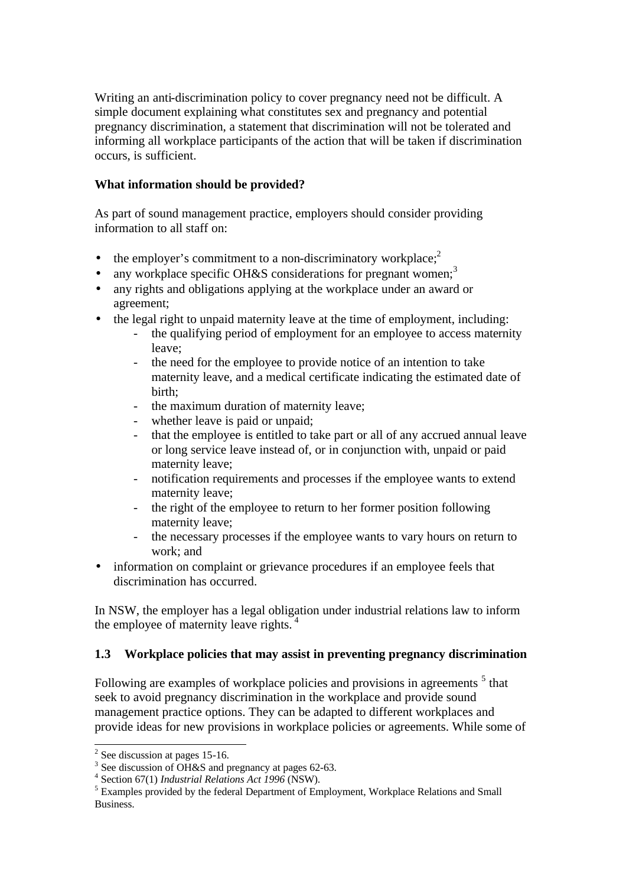Writing an anti-discrimination policy to cover pregnancy need not be difficult. A simple document explaining what constitutes sex and pregnancy and potential pregnancy discrimination, a statement that discrimination will not be tolerated and informing all workplace participants of the action that will be taken if discrimination occurs, is sufficient.

**What information should be provided?**

As part of sound management practice, employers should consider providing information to all staff on:

- the employer's commitment to a non-discriminatory workplace;[2]
- any workplace specific OH&S considerations for pregnant women;[3]
- any rights and obligations applying at the workplace under an award or agreement;
- the legal right to unpaid maternity leave at the time of employment, including:
  - the qualifying period of employment for an employee to access maternity leave;
  - the need for the employee to provide notice of an intention to take maternity leave, and a medical certificate indicating the estimated date of birth;
  - the maximum duration of maternity leave;
  - whether leave is paid or unpaid;
  - that the employee is entitled to take part or all of any accrued annual leave or long service leave instead of, or in conjunction with, unpaid or paid maternity leave;
  - notification requirements and processes if the employee wants to extend maternity leave;
  - the right of the employee to return to her former position following maternity leave;
  - the necessary processes if the employee wants to vary hours on return to work; and
- information on complaint or grievance procedures if an employee feels that discrimination has occurred.

In NSW, the employer has a legal obligation under industrial relations law to inform the employee of maternity leave rights. [4]

### 1.3 Workplace policies that may assist in preventing pregnancy discrimination

Following are examples of workplace policies and provisions in agreements [5] that seek to avoid pregnancy discrimination in the workplace and provide sound management practice options. They can be adapted to different workplaces and provide ideas for new provisions in workplace policies or agreements. While some of

---

[2] See discussion at pages 15-16.

[3] See discussion of OH&S and pregnancy at pages 62-63.

[4] Section 67(1) *Industrial Relations Act 1996* (NSW).

[5] Examples provided by the federal Department of Employment, Workplace Relations and Small Business.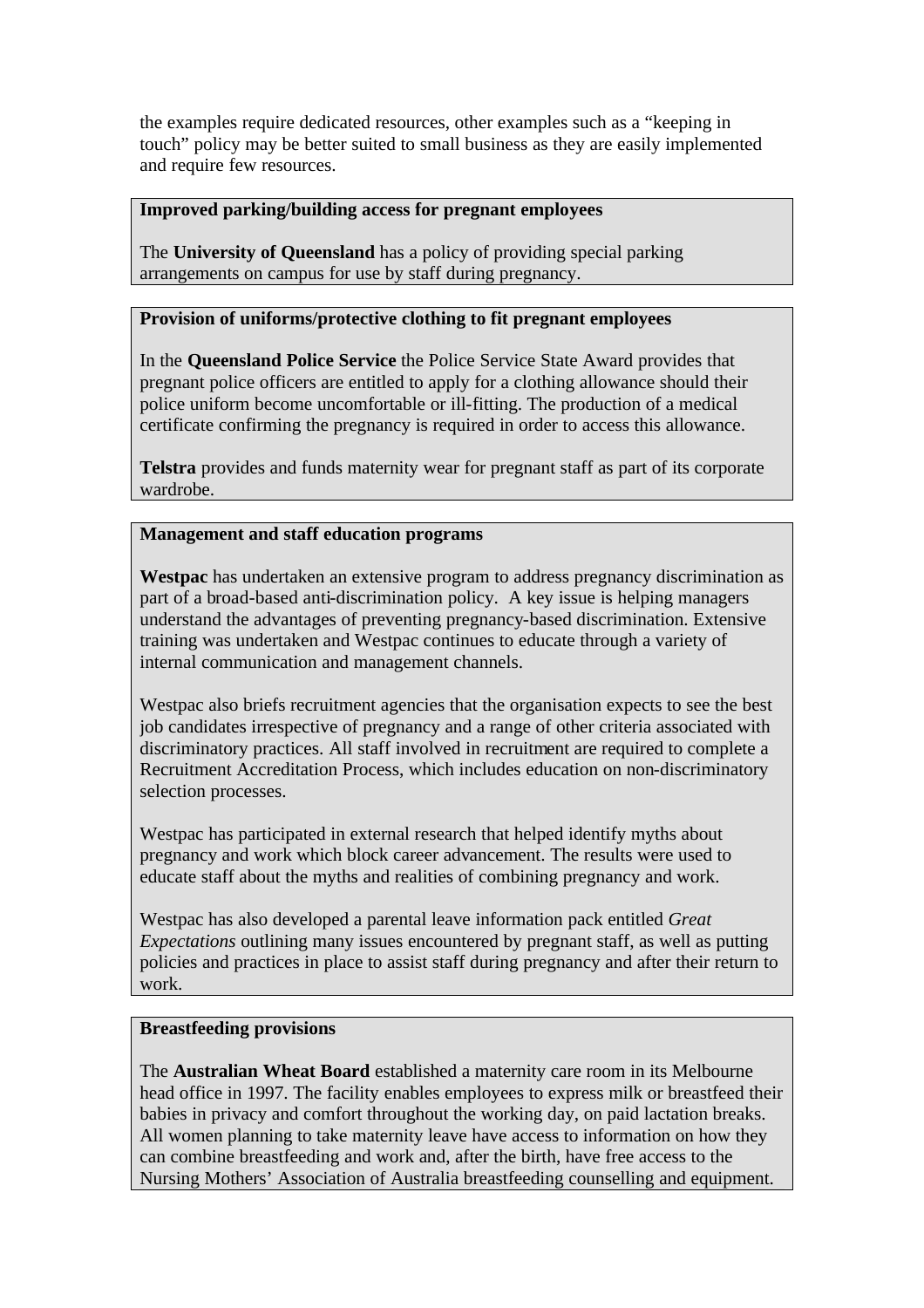the examples require dedicated resources, other examples such as a "keeping in touch" policy may be better suited to small business as they are easily implemented and require few resources.

**Improved parking/building access for pregnant employees**

The **University of Queensland** has a policy of providing special parking arrangements on campus for use by staff during pregnancy.

**Provision of uniforms/protective clothing to fit pregnant employees**

In the **Queensland Police Service** the Police Service State Award provides that pregnant police officers are entitled to apply for a clothing allowance should their police uniform become uncomfortable or ill-fitting. The production of a medical certificate confirming the pregnancy is required in order to access this allowance.

**Telstra** provides and funds maternity wear for pregnant staff as part of its corporate wardrobe.

**Management and staff education programs**

**Westpac** has undertaken an extensive program to address pregnancy discrimination as part of a broad-based anti-discrimination policy. A key issue is helping managers understand the advantages of preventing pregnancy-based discrimination. Extensive training was undertaken and Westpac continues to educate through a variety of internal communication and management channels.

Westpac also briefs recruitment agencies that the organisation expects to see the best job candidates irrespective of pregnancy and a range of other criteria associated with discriminatory practices. All staff involved in recruitment are required to complete a Recruitment Accreditation Process, which includes education on non-discriminatory selection processes.

Westpac has participated in external research that helped identify myths about pregnancy and work which block career advancement. The results were used to educate staff about the myths and realities of combining pregnancy and work.

Westpac has also developed a parental leave information pack entitled *Great Expectations* outlining many issues encountered by pregnant staff, as well as putting policies and practices in place to assist staff during pregnancy and after their return to work.

**Breastfeeding provisions**

The **Australian Wheat Board** established a maternity care room in its Melbourne head office in 1997. The facility enables employees to express milk or breastfeed their babies in privacy and comfort throughout the working day, on paid lactation breaks. All women planning to take maternity leave have access to information on how they can combine breastfeeding and work and, after the birth, have free access to the Nursing Mothers' Association of Australia breastfeeding counselling and equipment.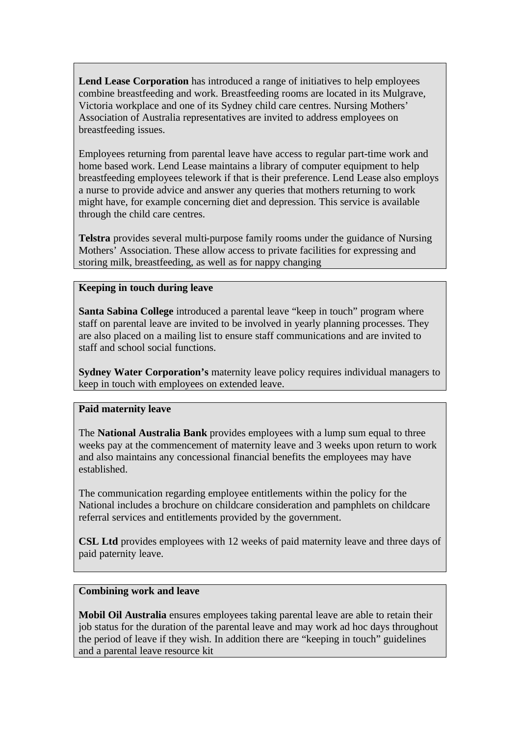**Lend Lease Corporation** has introduced a range of initiatives to help employees combine breastfeeding and work. Breastfeeding rooms are located in its Mulgrave, Victoria workplace and one of its Sydney child care centres. Nursing Mothers' Association of Australia representatives are invited to address employees on breastfeeding issues.

Employees returning from parental leave have access to regular part-time work and home based work. Lend Lease maintains a library of computer equipment to help breastfeeding employees telework if that is their preference. Lend Lease also employs a nurse to provide advice and answer any queries that mothers returning to work might have, for example concerning diet and depression. This service is available through the child care centres.

**Telstra** provides several multi-purpose family rooms under the guidance of Nursing Mothers' Association. These allow access to private facilities for expressing and storing milk, breastfeeding, as well as for nappy changing

**Keeping in touch during leave**

**Santa Sabina College** introduced a parental leave "keep in touch" program where staff on parental leave are invited to be involved in yearly planning processes. They are also placed on a mailing list to ensure staff communications and are invited to staff and school social functions.

**Sydney Water Corporation's** maternity leave policy requires individual managers to keep in touch with employees on extended leave.

**Paid maternity leave**

The **National Australia Bank** provides employees with a lump sum equal to three weeks pay at the commencement of maternity leave and 3 weeks upon return to work and also maintains any concessional financial benefits the employees may have established.

The communication regarding employee entitlements within the policy for the National includes a brochure on childcare consideration and pamphlets on childcare referral services and entitlements provided by the government.

**CSL Ltd** provides employees with 12 weeks of paid maternity leave and three days of paid paternity leave.

**Combining work and leave**

**Mobil Oil Australia** ensures employees taking parental leave are able to retain their job status for the duration of the parental leave and may work ad hoc days throughout the period of leave if they wish. In addition there are "keeping in touch" guidelines and a parental leave resource kit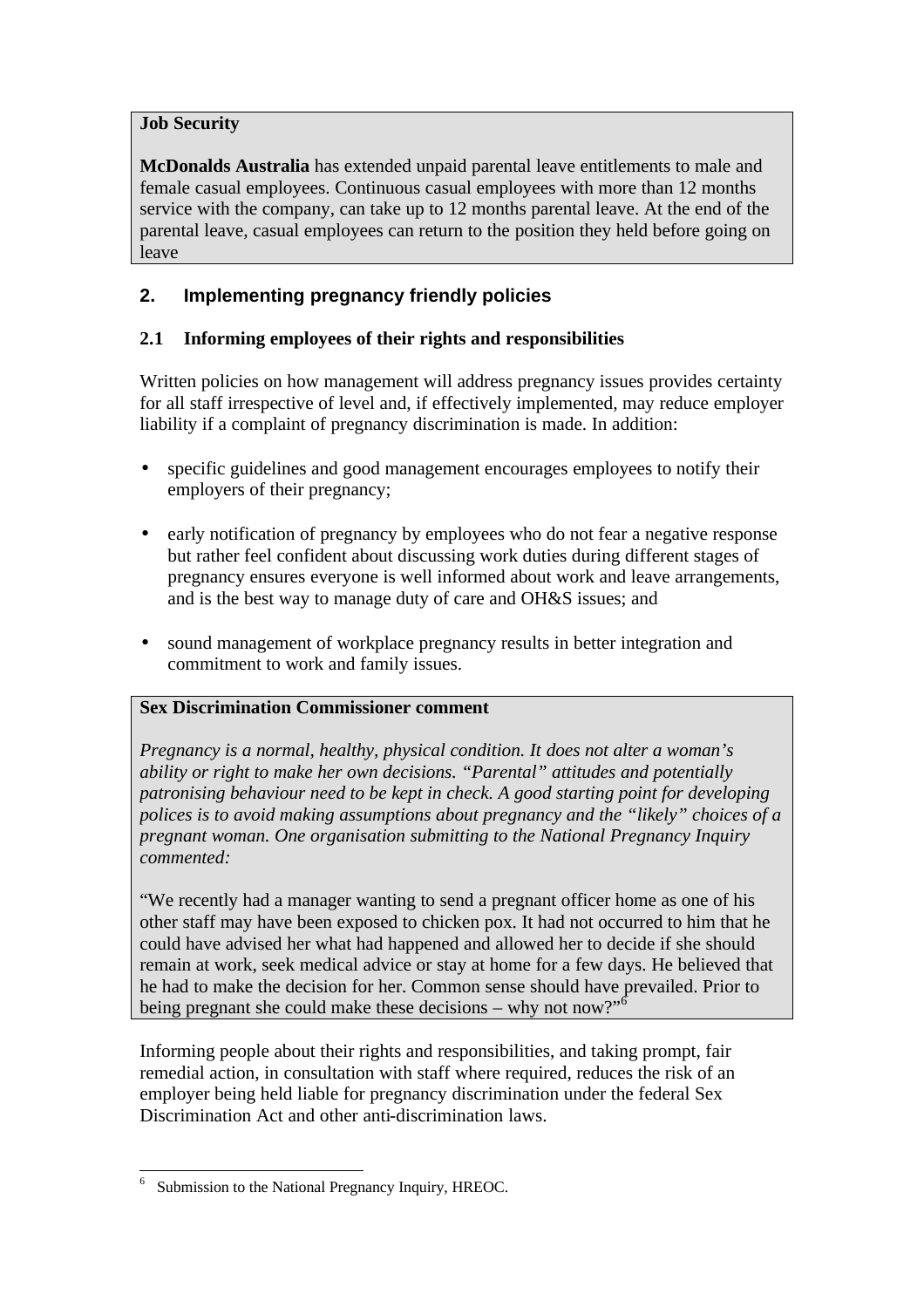**Job Security**

**McDonalds Australia** has extended unpaid parental leave entitlements to male and female casual employees. Continuous casual employees with more than 12 months service with the company, can take up to 12 months parental leave. At the end of the parental leave, casual employees can return to the position they held before going on leave

## 2. Implementing pregnancy friendly policies

### 2.1 Informing employees of their rights and responsibilities

Written policies on how management will address pregnancy issues provides certainty for all staff irrespective of level and, if effectively implemented, may reduce employer liability if a complaint of pregnancy discrimination is made. In addition:

- specific guidelines and good management encourages employees to notify their employers of their pregnancy;
- early notification of pregnancy by employees who do not fear a negative response but rather feel confident about discussing work duties during different stages of pregnancy ensures everyone is well informed about work and leave arrangements, and is the best way to manage duty of care and OH&S issues; and
- sound management of workplace pregnancy results in better integration and commitment to work and family issues.

**Sex Discrimination Commissioner comment**

*Pregnancy is a normal, healthy, physical condition. It does not alter a woman's ability or right to make her own decisions. "Parental" attitudes and potentially patronising behaviour need to be kept in check. A good starting point for developing polices is to avoid making assumptions about pregnancy and the "likely" choices of a pregnant woman. One organisation submitting to the National Pregnancy Inquiry commented:*

"We recently had a manager wanting to send a pregnant officer home as one of his other staff may have been exposed to chicken pox. It had not occurred to him that he could have advised her what had happened and allowed her to decide if she should remain at work, seek medical advice or stay at home for a few days. He believed that he had to make the decision for her. Common sense should have prevailed. Prior to being pregnant she could make these decisions – why not now?"[6]

Informing people about their rights and responsibilities, and taking prompt, fair remedial action, in consultation with staff where required, reduces the risk of an employer being held liable for pregnancy discrimination under the federal Sex Discrimination Act and other anti-discrimination laws.

---

[6] Submission to the National Pregnancy Inquiry, HREOC.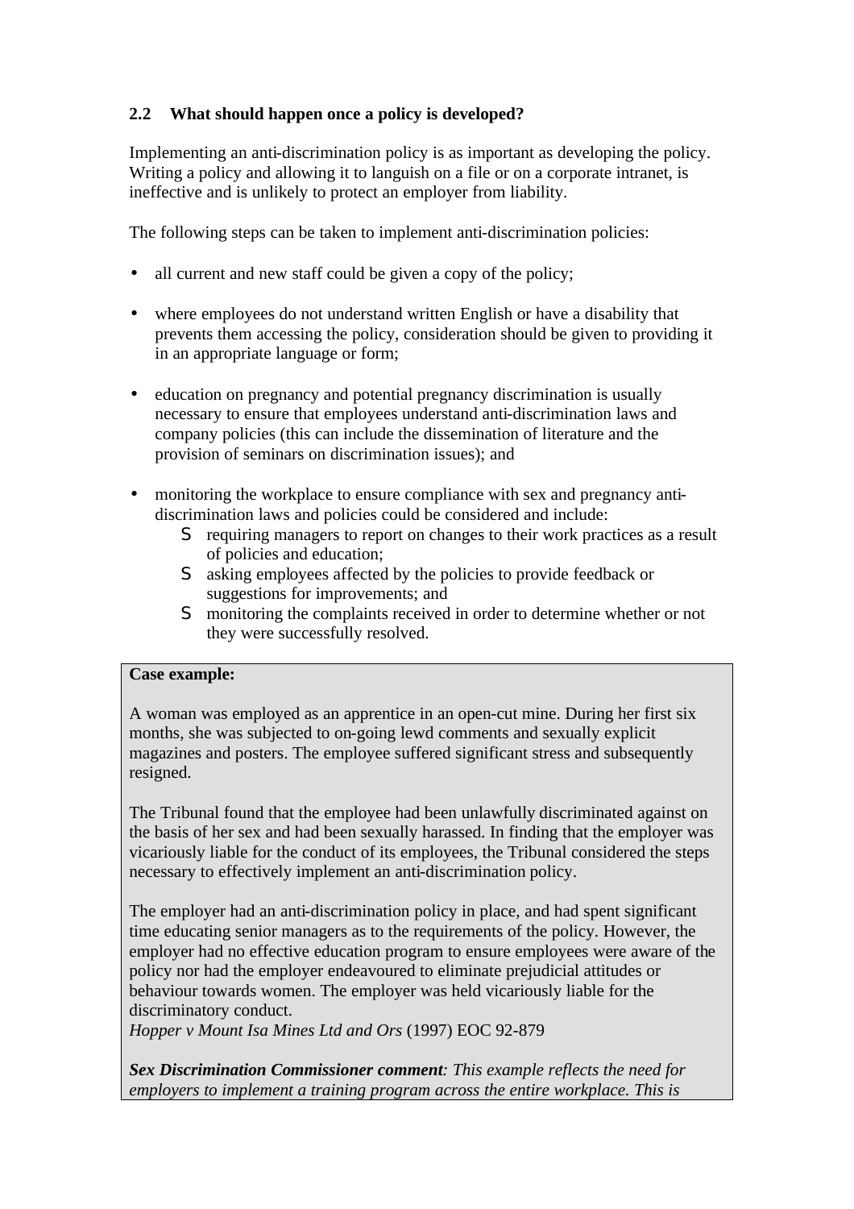### 2.2 What should happen once a policy is developed?

Implementing an anti-discrimination policy is as important as developing the policy. Writing a policy and allowing it to languish on a file or on a corporate intranet, is ineffective and is unlikely to protect an employer from liability.

The following steps can be taken to implement anti-discrimination policies:

- all current and new staff could be given a copy of the policy;
- where employees do not understand written English or have a disability that prevents them accessing the policy, consideration should be given to providing it in an appropriate language or form;
- education on pregnancy and potential pregnancy discrimination is usually necessary to ensure that employees understand anti-discrimination laws and company policies (this can include the dissemination of literature and the provision of seminars on discrimination issues); and
- monitoring the workplace to ensure compliance with sex and pregnancy anti-discrimination laws and policies could be considered and include:
  - requiring managers to report on changes to their work practices as a result of policies and education;
  - asking employees affected by the policies to provide feedback or suggestions for improvements; and
  - monitoring the complaints received in order to determine whether or not they were successfully resolved.

**Case example:**

A woman was employed as an apprentice in an open-cut mine. During her first six months, she was subjected to on-going lewd comments and sexually explicit magazines and posters. The employee suffered significant stress and subsequently resigned.

The Tribunal found that the employee had been unlawfully discriminated against on the basis of her sex and had been sexually harassed. In finding that the employer was vicariously liable for the conduct of its employees, the Tribunal considered the steps necessary to effectively implement an anti-discrimination policy.

The employer had an anti-discrimination policy in place, and had spent significant time educating senior managers as to the requirements of the policy. However, the employer had no effective education program to ensure employees were aware of the policy nor had the employer endeavoured to eliminate prejudicial attitudes or behaviour towards women. The employer was held vicariously liable for the discriminatory conduct.
*Hopper v Mount Isa Mines Ltd and Ors* (1997) EOC 92-879

***Sex Discrimination Commissioner comment**: This example reflects the need for employers to implement a training program across the entire workplace. This is*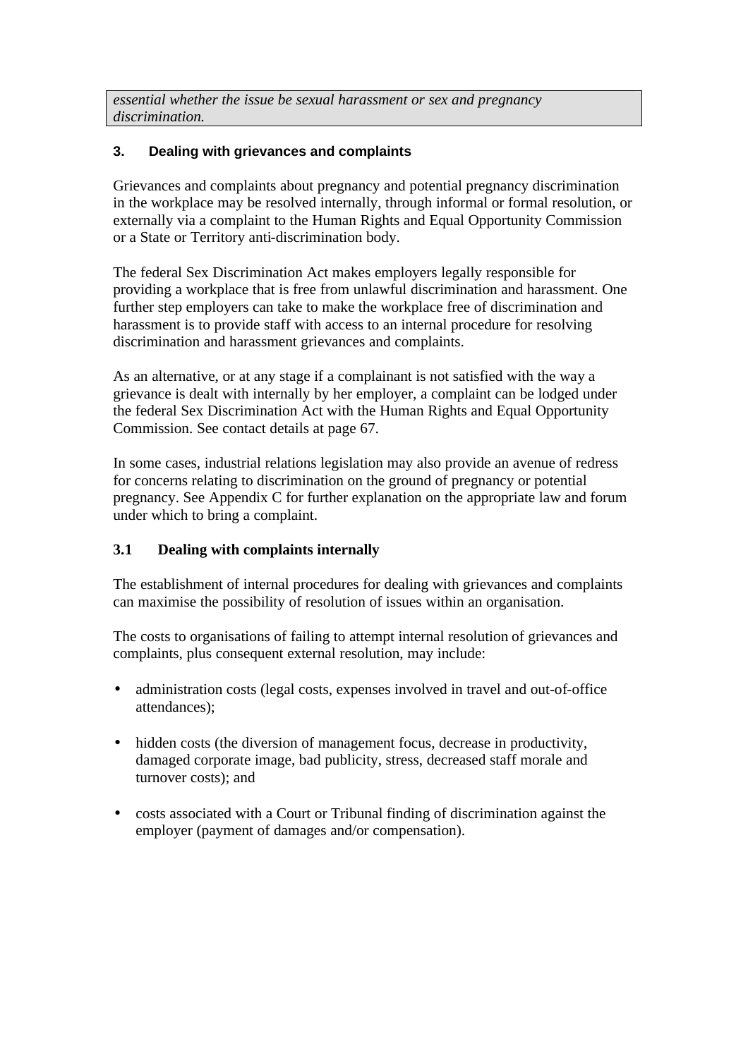*essential whether the issue be sexual harassment or sex and pregnancy discrimination.*

## 3. Dealing with grievances and complaints

Grievances and complaints about pregnancy and potential pregnancy discrimination in the workplace may be resolved internally, through informal or formal resolution, or externally via a complaint to the Human Rights and Equal Opportunity Commission or a State or Territory anti-discrimination body.

The federal Sex Discrimination Act makes employers legally responsible for providing a workplace that is free from unlawful discrimination and harassment. One further step employers can take to make the workplace free of discrimination and harassment is to provide staff with access to an internal procedure for resolving discrimination and harassment grievances and complaints.

As an alternative, or at any stage if a complainant is not satisfied with the way a grievance is dealt with internally by her employer, a complaint can be lodged under the federal Sex Discrimination Act with the Human Rights and Equal Opportunity Commission. See contact details at page 67.

In some cases, industrial relations legislation may also provide an avenue of redress for concerns relating to discrimination on the ground of pregnancy or potential pregnancy. See Appendix C for further explanation on the appropriate law and forum under which to bring a complaint.

### 3.1 Dealing with complaints internally

The establishment of internal procedures for dealing with grievances and complaints can maximise the possibility of resolution of issues within an organisation.

The costs to organisations of failing to attempt internal resolution of grievances and complaints, plus consequent external resolution, may include:

- administration costs (legal costs, expenses involved in travel and out-of-office attendances);
- hidden costs (the diversion of management focus, decrease in productivity, damaged corporate image, bad publicity, stress, decreased staff morale and turnover costs); and
- costs associated with a Court or Tribunal finding of discrimination against the employer (payment of damages and/or compensation).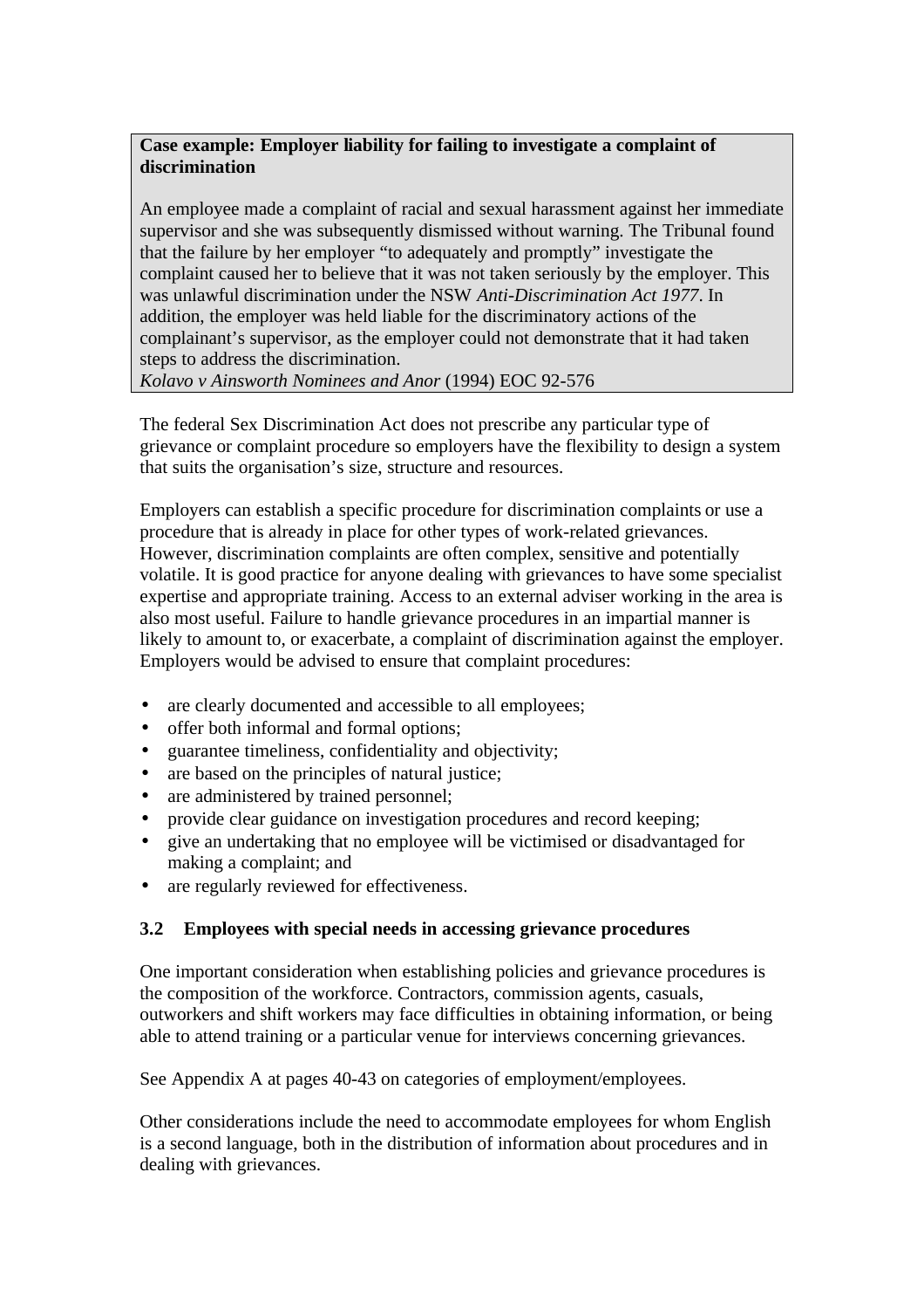**Case example: Employer liability for failing to investigate a complaint of discrimination**

An employee made a complaint of racial and sexual harassment against her immediate supervisor and she was subsequently dismissed without warning. The Tribunal found that the failure by her employer "to adequately and promptly" investigate the complaint caused her to believe that it was not taken seriously by the employer. This was unlawful discrimination under the NSW *Anti-Discrimination Act 1977*. In addition, the employer was held liable for the discriminatory actions of the complainant's supervisor, as the employer could not demonstrate that it had taken steps to address the discrimination.
*Kolavo v Ainsworth Nominees and Anor* (1994) EOC 92-576

The federal Sex Discrimination Act does not prescribe any particular type of grievance or complaint procedure so employers have the flexibility to design a system that suits the organisation's size, structure and resources.

Employers can establish a specific procedure for discrimination complaints or use a procedure that is already in place for other types of work-related grievances. However, discrimination complaints are often complex, sensitive and potentially volatile. It is good practice for anyone dealing with grievances to have some specialist expertise and appropriate training. Access to an external adviser working in the area is also most useful. Failure to handle grievance procedures in an impartial manner is likely to amount to, or exacerbate, a complaint of discrimination against the employer. Employers would be advised to ensure that complaint procedures:

- are clearly documented and accessible to all employees;
- offer both informal and formal options;
- guarantee timeliness, confidentiality and objectivity;
- are based on the principles of natural justice;
- are administered by trained personnel;
- provide clear guidance on investigation procedures and record keeping;
- give an undertaking that no employee will be victimised or disadvantaged for making a complaint; and
- are regularly reviewed for effectiveness.

### 3.2 Employees with special needs in accessing grievance procedures

One important consideration when establishing policies and grievance procedures is the composition of the workforce. Contractors, commission agents, casuals, outworkers and shift workers may face difficulties in obtaining information, or being able to attend training or a particular venue for interviews concerning grievances.

See Appendix A at pages 40-43 on categories of employment/employees.

Other considerations include the need to accommodate employees for whom English is a second language, both in the distribution of information about procedures and in dealing with grievances.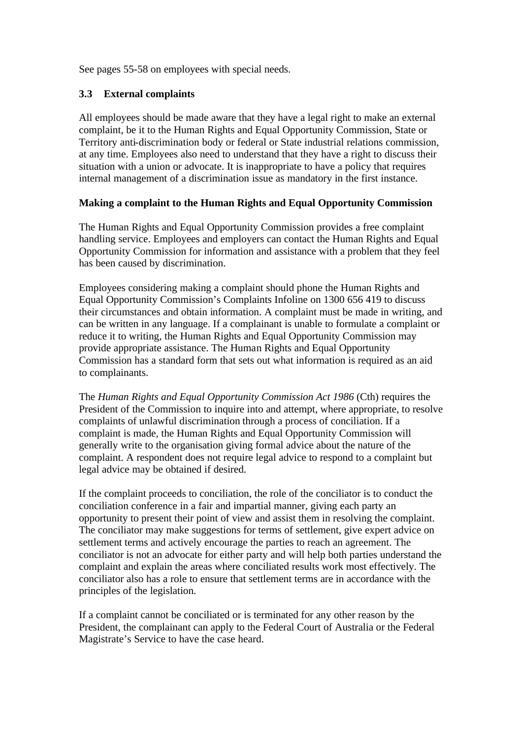See pages 55-58 on employees with special needs.

### 3.3 External complaints

All employees should be made aware that they have a legal right to make an external complaint, be it to the Human Rights and Equal Opportunity Commission, State or Territory anti-discrimination body or federal or State industrial relations commission, at any time. Employees also need to understand that they have a right to discuss their situation with a union or advocate. It is inappropriate to have a policy that requires internal management of a discrimination issue as mandatory in the first instance.

**Making a complaint to the Human Rights and Equal Opportunity Commission**

The Human Rights and Equal Opportunity Commission provides a free complaint handling service. Employees and employers can contact the Human Rights and Equal Opportunity Commission for information and assistance with a problem that they feel has been caused by discrimination.

Employees considering making a complaint should phone the Human Rights and Equal Opportunity Commission's Complaints Infoline on 1300 656 419 to discuss their circumstances and obtain information. A complaint must be made in writing, and can be written in any language. If a complainant is unable to formulate a complaint or reduce it to writing, the Human Rights and Equal Opportunity Commission may provide appropriate assistance. The Human Rights and Equal Opportunity Commission has a standard form that sets out what information is required as an aid to complainants.

The *Human Rights and Equal Opportunity Commission Act 1986* (Cth) requires the President of the Commission to inquire into and attempt, where appropriate, to resolve complaints of unlawful discrimination through a process of conciliation. If a complaint is made, the Human Rights and Equal Opportunity Commission will generally write to the organisation giving formal advice about the nature of the complaint. A respondent does not require legal advice to respond to a complaint but legal advice may be obtained if desired.

If the complaint proceeds to conciliation, the role of the conciliator is to conduct the conciliation conference in a fair and impartial manner, giving each party an opportunity to present their point of view and assist them in resolving the complaint. The conciliator may make suggestions for terms of settlement, give expert advice on settlement terms and actively encourage the parties to reach an agreement. The conciliator is not an advocate for either party and will help both parties understand the complaint and explain the areas where conciliated results work most effectively. The conciliator also has a role to ensure that settlement terms are in accordance with the principles of the legislation.

If a complaint cannot be conciliated or is terminated for any other reason by the President, the complainant can apply to the Federal Court of Australia or the Federal Magistrate's Service to have the case heard.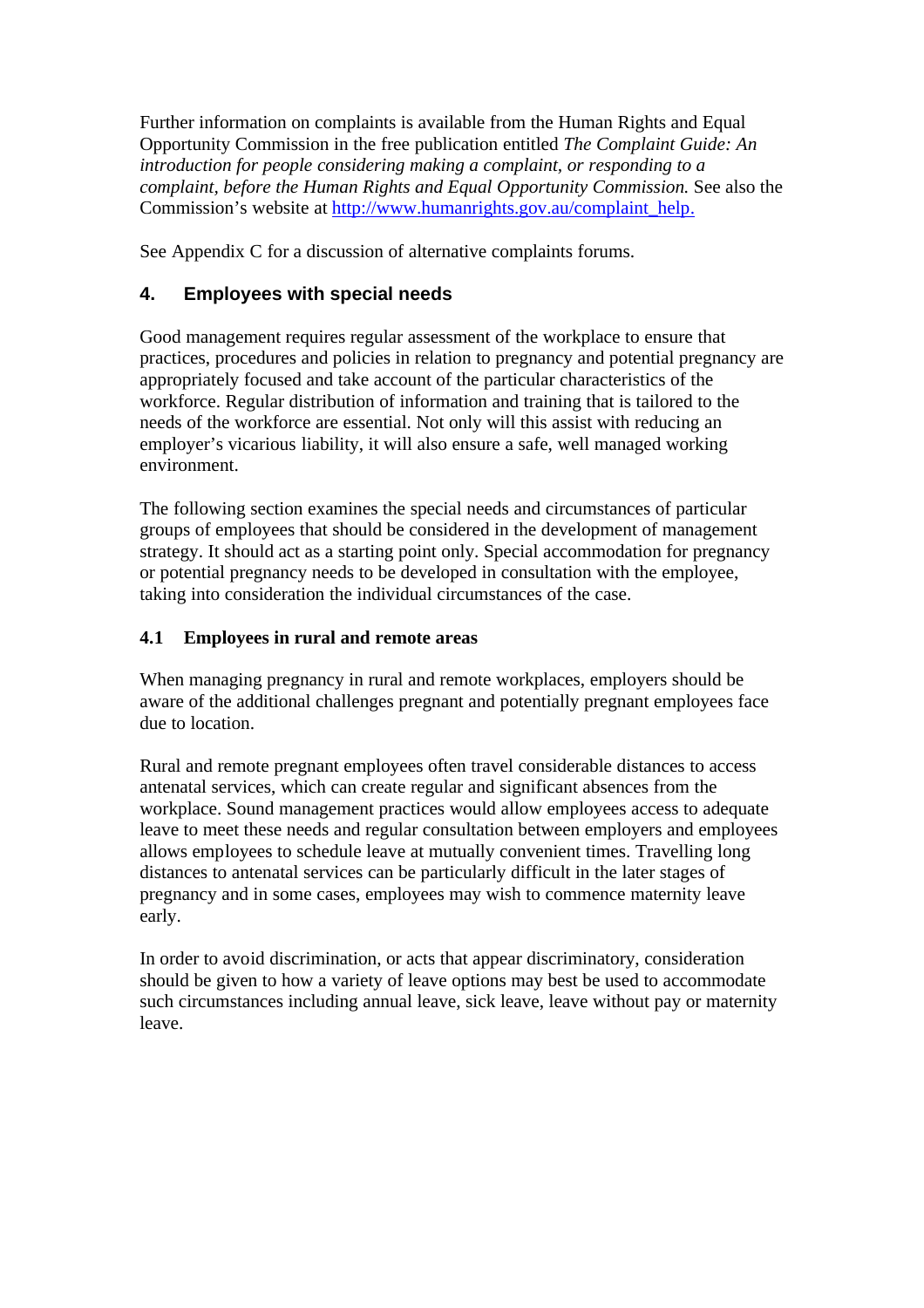Further information on complaints is available from the Human Rights and Equal Opportunity Commission in the free publication entitled *The Complaint Guide: An introduction for people considering making a complaint, or responding to a complaint, before the Human Rights and Equal Opportunity Commission.* See also the Commission's website at [http://www.humanrights.gov.au/complaint_help.](http://www.humanrights.gov.au/complaint_help)

See Appendix C for a discussion of alternative complaints forums.

## 4. Employees with special needs

Good management requires regular assessment of the workplace to ensure that practices, procedures and policies in relation to pregnancy and potential pregnancy are appropriately focused and take account of the particular characteristics of the workforce. Regular distribution of information and training that is tailored to the needs of the workforce are essential. Not only will this assist with reducing an employer's vicarious liability, it will also ensure a safe, well managed working environment.

The following section examines the special needs and circumstances of particular groups of employees that should be considered in the development of management strategy. It should act as a starting point only. Special accommodation for pregnancy or potential pregnancy needs to be developed in consultation with the employee, taking into consideration the individual circumstances of the case.

### 4.1 Employees in rural and remote areas

When managing pregnancy in rural and remote workplaces, employers should be aware of the additional challenges pregnant and potentially pregnant employees face due to location.

Rural and remote pregnant employees often travel considerable distances to access antenatal services, which can create regular and significant absences from the workplace. Sound management practices would allow employees access to adequate leave to meet these needs and regular consultation between employers and employees allows employees to schedule leave at mutually convenient times. Travelling long distances to antenatal services can be particularly difficult in the later stages of pregnancy and in some cases, employees may wish to commence maternity leave early.

In order to avoid discrimination, or acts that appear discriminatory, consideration should be given to how a variety of leave options may best be used to accommodate such circumstances including annual leave, sick leave, leave without pay or maternity leave.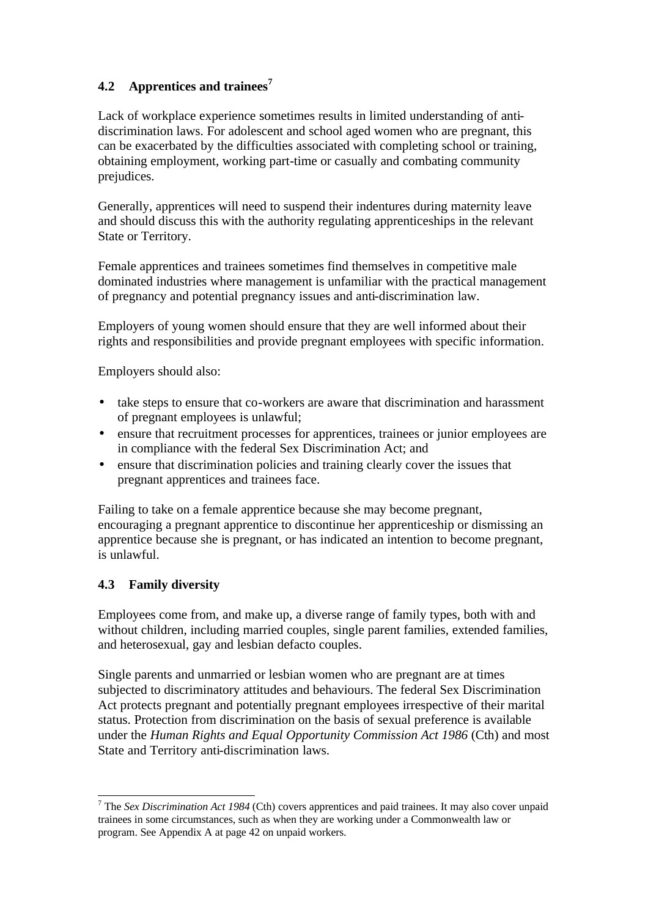### 4.2 Apprentices and trainees[7]

Lack of workplace experience sometimes results in limited understanding of anti-discrimination laws. For adolescent and school aged women who are pregnant, this can be exacerbated by the difficulties associated with completing school or training, obtaining employment, working part-time or casually and combating community prejudices.

Generally, apprentices will need to suspend their indentures during maternity leave and should discuss this with the authority regulating apprenticeships in the relevant State or Territory.

Female apprentices and trainees sometimes find themselves in competitive male dominated industries where management is unfamiliar with the practical management of pregnancy and potential pregnancy issues and anti-discrimination law.

Employers of young women should ensure that they are well informed about their rights and responsibilities and provide pregnant employees with specific information.

Employers should also:

- take steps to ensure that co-workers are aware that discrimination and harassment of pregnant employees is unlawful;
- ensure that recruitment processes for apprentices, trainees or junior employees are in compliance with the federal Sex Discrimination Act; and
- ensure that discrimination policies and training clearly cover the issues that pregnant apprentices and trainees face.

Failing to take on a female apprentice because she may become pregnant, encouraging a pregnant apprentice to discontinue her apprenticeship or dismissing an apprentice because she is pregnant, or has indicated an intention to become pregnant, is unlawful.

### 4.3 Family diversity

Employees come from, and make up, a diverse range of family types, both with and without children, including married couples, single parent families, extended families, and heterosexual, gay and lesbian defacto couples.

Single parents and unmarried or lesbian women who are pregnant are at times subjected to discriminatory attitudes and behaviours. The federal Sex Discrimination Act protects pregnant and potentially pregnant employees irrespective of their marital status. Protection from discrimination on the basis of sexual preference is available under the *Human Rights and Equal Opportunity Commission Act 1986* (Cth) and most State and Territory anti-discrimination laws.

---

[7] The *Sex Discrimination Act 1984* (Cth) covers apprentices and paid trainees. It may also cover unpaid trainees in some circumstances, such as when they are working under a Commonwealth law or program. See Appendix A at page 42 on unpaid workers.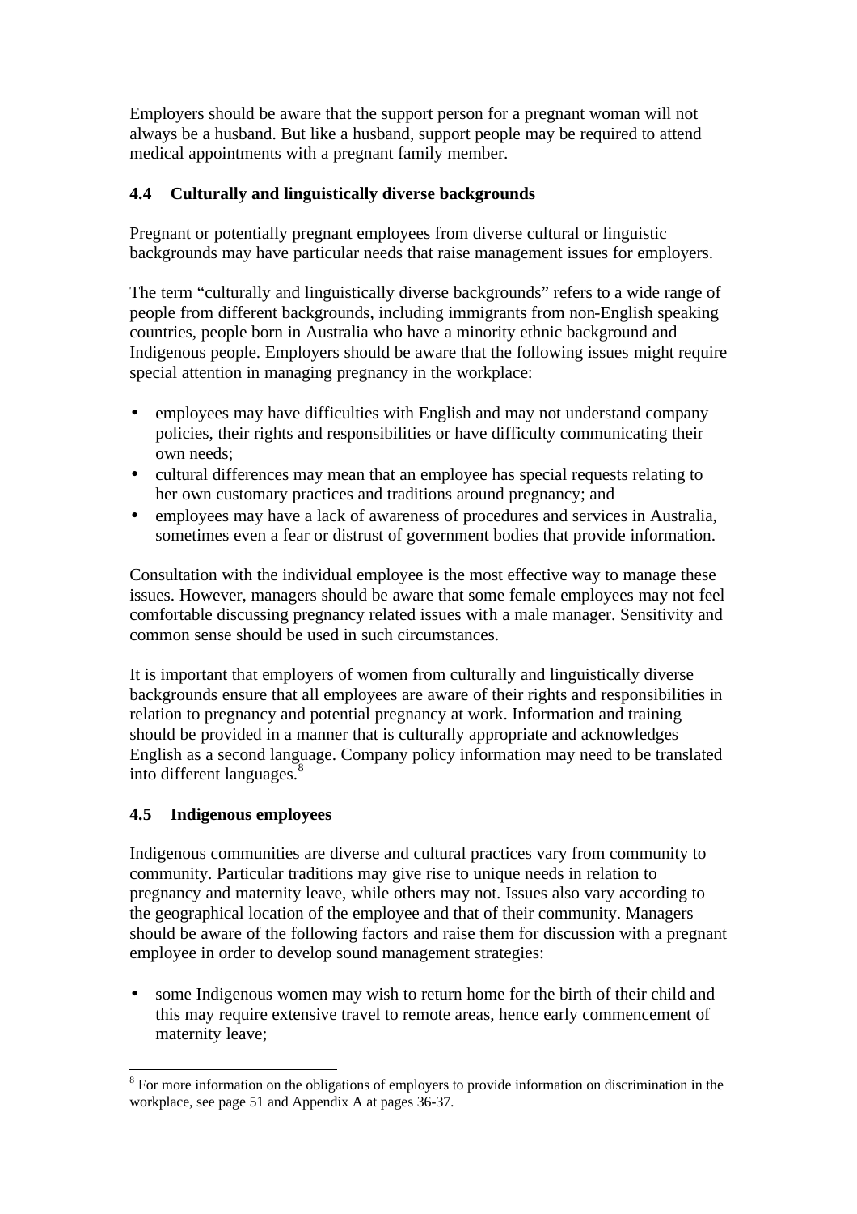Employers should be aware that the support person for a pregnant woman will not always be a husband. But like a husband, support people may be required to attend medical appointments with a pregnant family member.

### 4.4 Culturally and linguistically diverse backgrounds

Pregnant or potentially pregnant employees from diverse cultural or linguistic backgrounds may have particular needs that raise management issues for employers.

The term "culturally and linguistically diverse backgrounds" refers to a wide range of people from different backgrounds, including immigrants from non-English speaking countries, people born in Australia who have a minority ethnic background and Indigenous people. Employers should be aware that the following issues might require special attention in managing pregnancy in the workplace:

- employees may have difficulties with English and may not understand company policies, their rights and responsibilities or have difficulty communicating their own needs;
- cultural differences may mean that an employee has special requests relating to her own customary practices and traditions around pregnancy; and
- employees may have a lack of awareness of procedures and services in Australia, sometimes even a fear or distrust of government bodies that provide information.

Consultation with the individual employee is the most effective way to manage these issues. However, managers should be aware that some female employees may not feel comfortable discussing pregnancy related issues with a male manager. Sensitivity and common sense should be used in such circumstances.

It is important that employers of women from culturally and linguistically diverse backgrounds ensure that all employees are aware of their rights and responsibilities in relation to pregnancy and potential pregnancy at work. Information and training should be provided in a manner that is culturally appropriate and acknowledges English as a second language. Company policy information may need to be translated into different languages.[8]

### 4.5 Indigenous employees

Indigenous communities are diverse and cultural practices vary from community to community. Particular traditions may give rise to unique needs in relation to pregnancy and maternity leave, while others may not. Issues also vary according to the geographical location of the employee and that of their community. Managers should be aware of the following factors and raise them for discussion with a pregnant employee in order to develop sound management strategies:

- some Indigenous women may wish to return home for the birth of their child and this may require extensive travel to remote areas, hence early commencement of maternity leave;

---

[8] For more information on the obligations of employers to provide information on discrimination in the workplace, see page 51 and Appendix A at pages 36-37.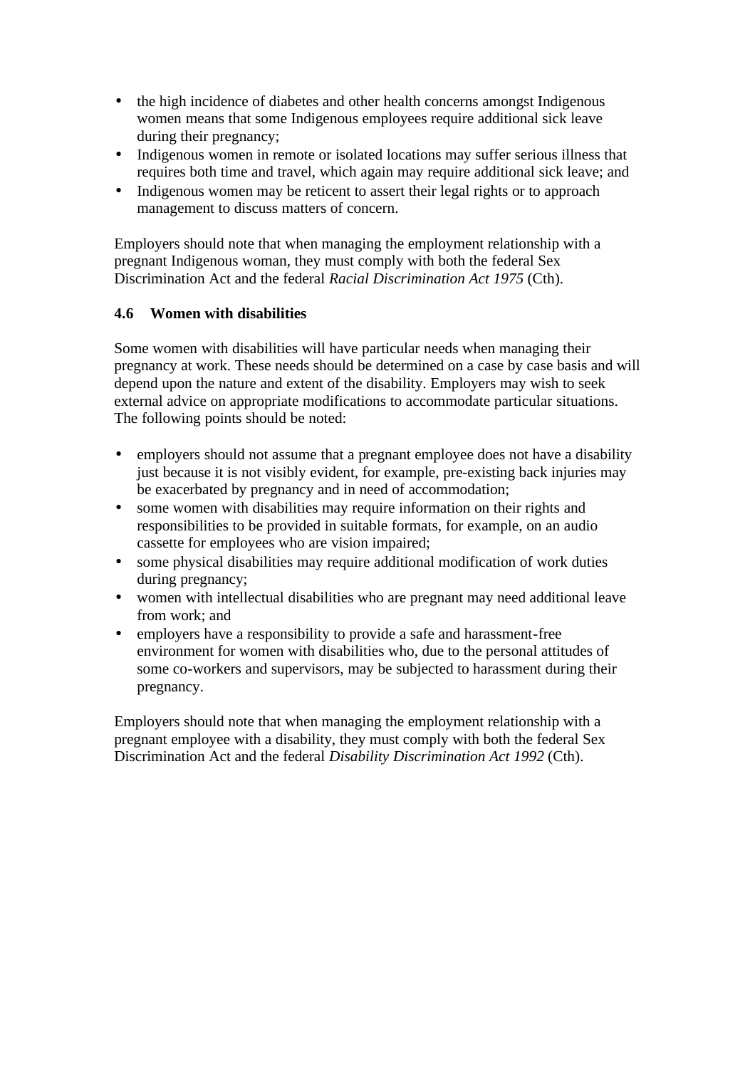- the high incidence of diabetes and other health concerns amongst Indigenous women means that some Indigenous employees require additional sick leave during their pregnancy;
- Indigenous women in remote or isolated locations may suffer serious illness that requires both time and travel, which again may require additional sick leave; and
- Indigenous women may be reticent to assert their legal rights or to approach management to discuss matters of concern.

Employers should note that when managing the employment relationship with a pregnant Indigenous woman, they must comply with both the federal Sex Discrimination Act and the federal *Racial Discrimination Act 1975* (Cth).

### 4.6 Women with disabilities

Some women with disabilities will have particular needs when managing their pregnancy at work. These needs should be determined on a case by case basis and will depend upon the nature and extent of the disability. Employers may wish to seek external advice on appropriate modifications to accommodate particular situations. The following points should be noted:

- employers should not assume that a pregnant employee does not have a disability just because it is not visibly evident, for example, pre-existing back injuries may be exacerbated by pregnancy and in need of accommodation;
- some women with disabilities may require information on their rights and responsibilities to be provided in suitable formats, for example, on an audio cassette for employees who are vision impaired;
- some physical disabilities may require additional modification of work duties during pregnancy;
- women with intellectual disabilities who are pregnant may need additional leave from work; and
- employers have a responsibility to provide a safe and harassment-free environment for women with disabilities who, due to the personal attitudes of some co-workers and supervisors, may be subjected to harassment during their pregnancy.

Employers should note that when managing the employment relationship with a pregnant employee with a disability, they must comply with both the federal Sex Discrimination Act and the federal *Disability Discrimination Act 1992* (Cth).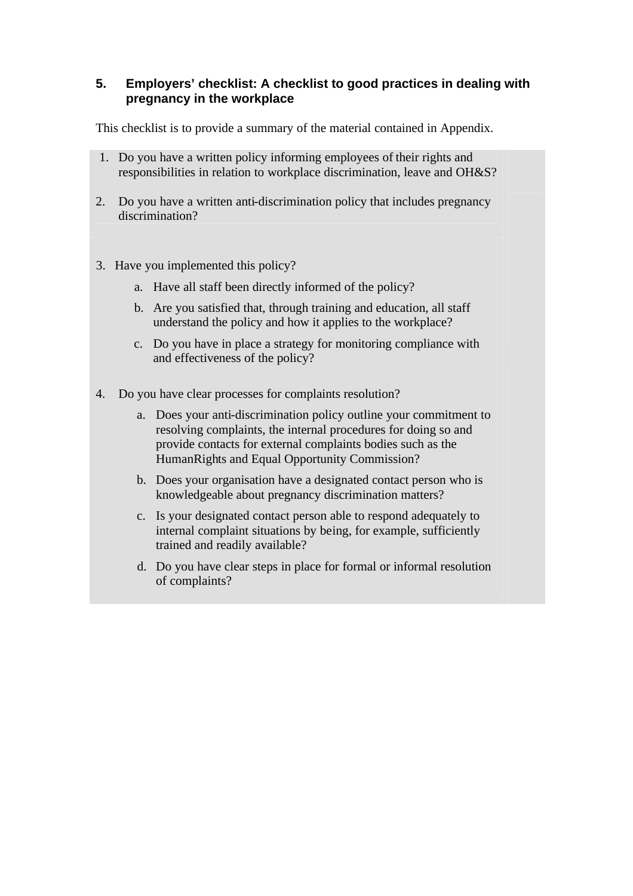## 5. Employers' checklist: A checklist to good practices in dealing with pregnancy in the workplace

This checklist is to provide a summary of the material contained in Appendix.

1. Do you have a written policy informing employees of their rights and responsibilities in relation to workplace discrimination, leave and OH&S?

2. Do you have a written anti-discrimination policy that includes pregnancy discrimination?

3. Have you implemented this policy?
   a. Have all staff been directly informed of the policy?
   b. Are you satisfied that, through training and education, all staff understand the policy and how it applies to the workplace?
   c. Do you have in place a strategy for monitoring compliance with and effectiveness of the policy?

4. Do you have clear processes for complaints resolution?
   a. Does your anti-discrimination policy outline your commitment to resolving complaints, the internal procedures for doing so and provide contacts for external complaints bodies such as the HumanRights and Equal Opportunity Commission?
   b. Does your organisation have a designated contact person who is knowledgeable about pregnancy discrimination matters?
   c. Is your designated contact person able to respond adequately to internal complaint situations by being, for example, sufficiently trained and readily available?
   d. Do you have clear steps in place for formal or informal resolution of complaints?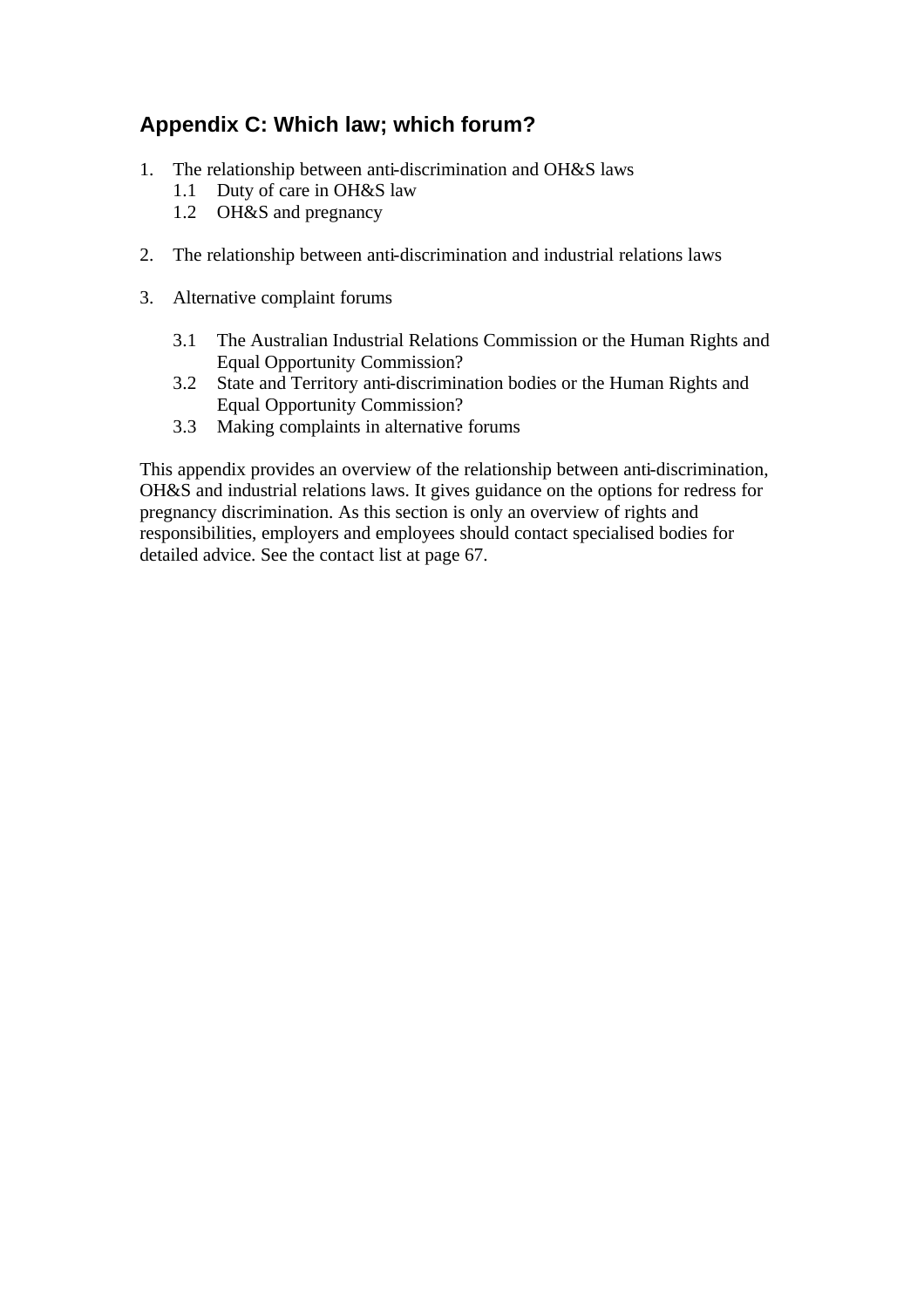## Appendix C: Which law; which forum?

1. The relationship between anti-discrimination and OH&S laws
   - 1.1 Duty of care in OH&S law
   - 1.2 OH&S and pregnancy

2. The relationship between anti-discrimination and industrial relations laws

3. Alternative complaint forums
   - 3.1 The Australian Industrial Relations Commission or the Human Rights and Equal Opportunity Commission?
   - 3.2 State and Territory anti-discrimination bodies or the Human Rights and Equal Opportunity Commission?
   - 3.3 Making complaints in alternative forums

This appendix provides an overview of the relationship between anti-discrimination, OH&S and industrial relations laws. It gives guidance on the options for redress for pregnancy discrimination. As this section is only an overview of rights and responsibilities, employers and employees should contact specialised bodies for detailed advice. See the contact list at page 67.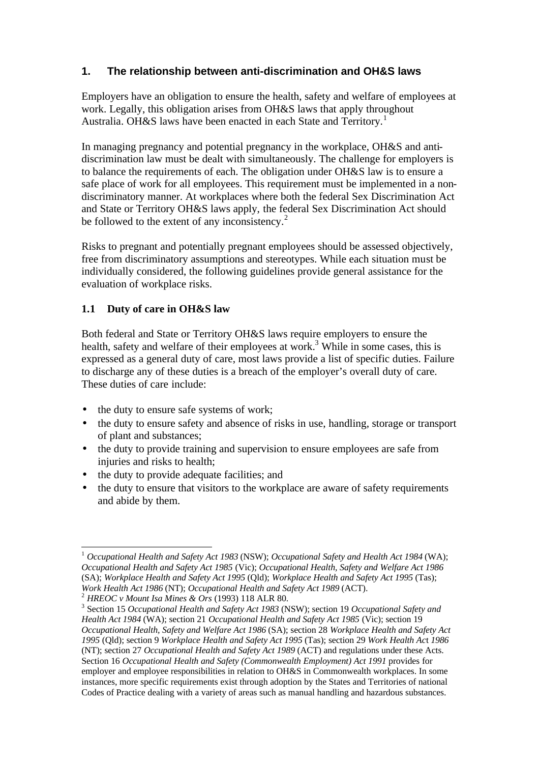## 1. The relationship between anti-discrimination and OH&S laws

Employers have an obligation to ensure the health, safety and welfare of employees at work. Legally, this obligation arises from OH&S laws that apply throughout Australia. OH&S laws have been enacted in each State and Territory.[1]

In managing pregnancy and potential pregnancy in the workplace, OH&S and anti-discrimination law must be dealt with simultaneously. The challenge for employers is to balance the requirements of each. The obligation under OH&S law is to ensure a safe place of work for all employees. This requirement must be implemented in a non-discriminatory manner. At workplaces where both the federal Sex Discrimination Act and State or Territory OH&S laws apply, the federal Sex Discrimination Act should be followed to the extent of any inconsistency.[2]

Risks to pregnant and potentially pregnant employees should be assessed objectively, free from discriminatory assumptions and stereotypes. While each situation must be individually considered, the following guidelines provide general assistance for the evaluation of workplace risks.

### 1.1 Duty of care in OH&S law

Both federal and State or Territory OH&S laws require employers to ensure the health, safety and welfare of their employees at work.[3] While in some cases, this is expressed as a general duty of care, most laws provide a list of specific duties. Failure to discharge any of these duties is a breach of the employer's overall duty of care. These duties of care include:

- the duty to ensure safe systems of work;
- the duty to ensure safety and absence of risks in use, handling, storage or transport of plant and substances;
- the duty to provide training and supervision to ensure employees are safe from injuries and risks to health;
- the duty to provide adequate facilities; and
- the duty to ensure that visitors to the workplace are aware of safety requirements and abide by them.

---

[1] *Occupational Health and Safety Act 1983* (NSW); *Occupational Safety and Health Act 1984* (WA); *Occupational Health and Safety Act 1985* (Vic); *Occupational Health, Safety and Welfare Act 1986* (SA); *Workplace Health and Safety Act 1995* (Qld); *Workplace Health and Safety Act 1995* (Tas); *Work Health Act 1986* (NT); *Occupational Health and Safety Act 1989* (ACT).

[2] *HREOC v Mount Isa Mines & Ors* (1993) 118 ALR 80.

[3] Section 15 *Occupational Health and Safety Act 1983* (NSW); section 19 *Occupational Safety and Health Act 1984* (WA); section 21 *Occupational Health and Safety Act 1985* (Vic); section 19 *Occupational Health, Safety and Welfare Act 1986* (SA); section 28 *Workplace Health and Safety Act 1995* (Qld); section 9 *Workplace Health and Safety Act 1995* (Tas); section 29 *Work Health Act 1986* (NT); section 27 *Occupational Health and Safety Act 1989* (ACT) and regulations under these Acts. Section 16 *Occupational Health and Safety (Commonwealth Employment) Act 1991* provides for employer and employee responsibilities in relation to OH&S in Commonwealth workplaces. In some instances, more specific requirements exist through adoption by the States and Territories of national Codes of Practice dealing with a variety of areas such as manual handling and hazardous substances.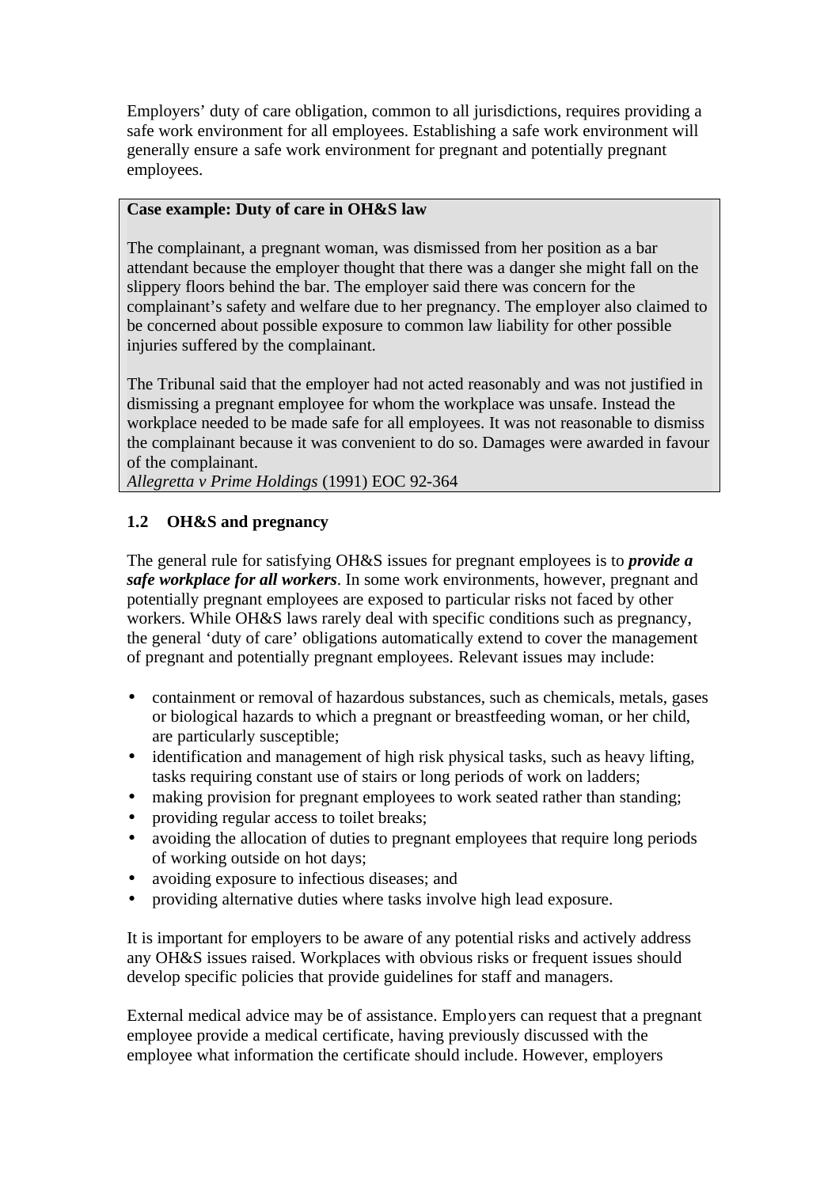Employers' duty of care obligation, common to all jurisdictions, requires providing a safe work environment for all employees. Establishing a safe work environment will generally ensure a safe work environment for pregnant and potentially pregnant employees.

> **Case example: Duty of care in OH&S law**
>
> The complainant, a pregnant woman, was dismissed from her position as a bar attendant because the employer thought that there was a danger she might fall on the slippery floors behind the bar. The employer said there was concern for the complainant's safety and welfare due to her pregnancy. The employer also claimed to be concerned about possible exposure to common law liability for other possible injuries suffered by the complainant.
>
> The Tribunal said that the employer had not acted reasonably and was not justified in dismissing a pregnant employee for whom the workplace was unsafe. Instead the workplace needed to be made safe for all employees. It was not reasonable to dismiss the complainant because it was convenient to do so. Damages were awarded in favour of the complainant.
> *Allegretta v Prime Holdings* (1991) EOC 92-364

### 1.2 OH&S and pregnancy

The general rule for satisfying OH&S issues for pregnant employees is to ***provide a safe workplace for all workers***. In some work environments, however, pregnant and potentially pregnant employees are exposed to particular risks not faced by other workers. While OH&S laws rarely deal with specific conditions such as pregnancy, the general 'duty of care' obligations automatically extend to cover the management of pregnant and potentially pregnant employees. Relevant issues may include:

- containment or removal of hazardous substances, such as chemicals, metals, gases or biological hazards to which a pregnant or breastfeeding woman, or her child, are particularly susceptible;
- identification and management of high risk physical tasks, such as heavy lifting, tasks requiring constant use of stairs or long periods of work on ladders;
- making provision for pregnant employees to work seated rather than standing;
- providing regular access to toilet breaks;
- avoiding the allocation of duties to pregnant employees that require long periods of working outside on hot days;
- avoiding exposure to infectious diseases; and
- providing alternative duties where tasks involve high lead exposure.

It is important for employers to be aware of any potential risks and actively address any OH&S issues raised. Workplaces with obvious risks or frequent issues should develop specific policies that provide guidelines for staff and managers.

External medical advice may be of assistance. Employers can request that a pregnant employee provide a medical certificate, having previously discussed with the employee what information the certificate should include. However, employers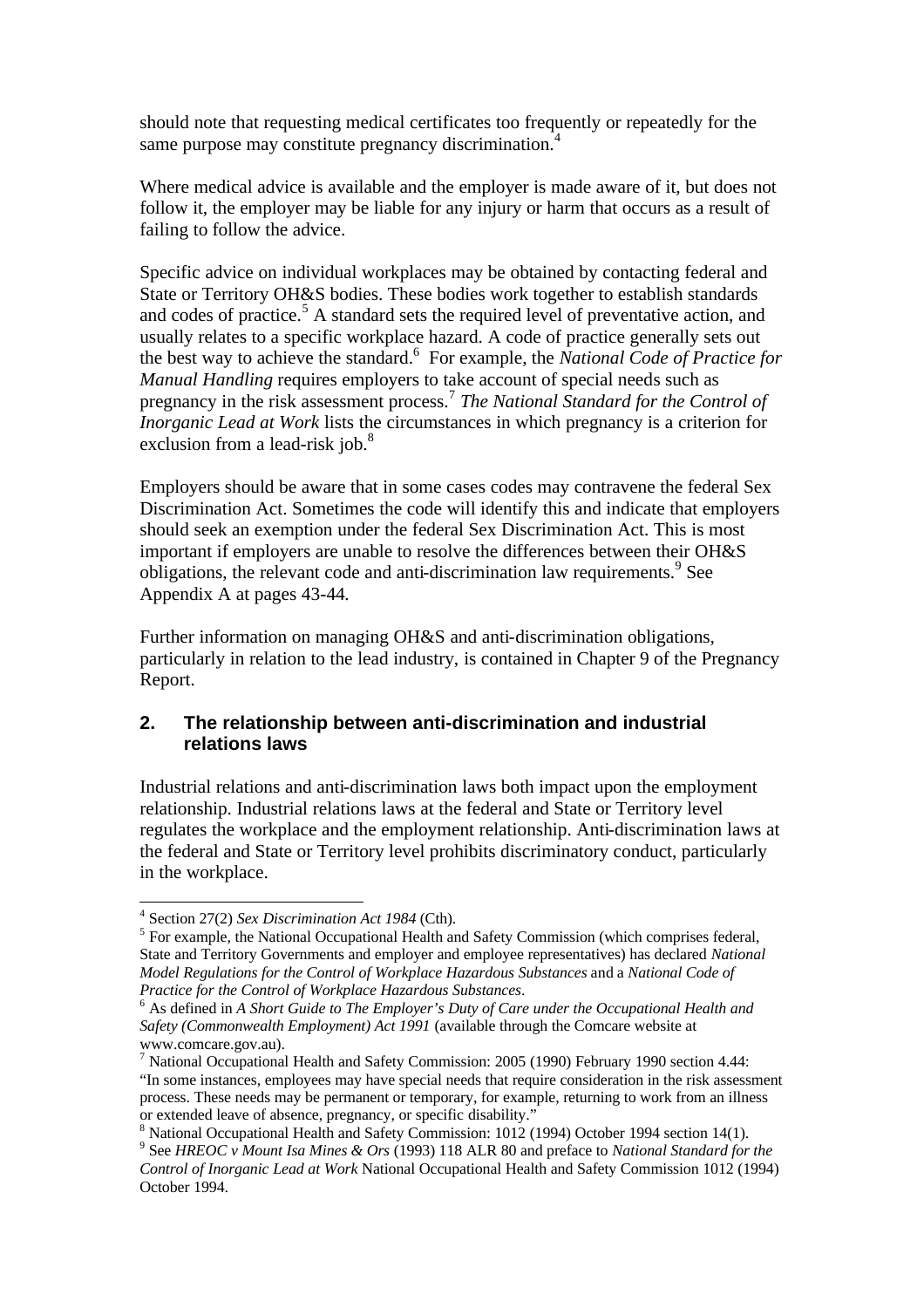should note that requesting medical certificates too frequently or repeatedly for the same purpose may constitute pregnancy discrimination.[4]

Where medical advice is available and the employer is made aware of it, but does not follow it, the employer may be liable for any injury or harm that occurs as a result of failing to follow the advice.

Specific advice on individual workplaces may be obtained by contacting federal and State or Territory OH&S bodies. These bodies work together to establish standards and codes of practice.[5] A standard sets the required level of preventative action, and usually relates to a specific workplace hazard. A code of practice generally sets out the best way to achieve the standard.[6] For example, the *National Code of Practice for Manual Handling* requires employers to take account of special needs such as pregnancy in the risk assessment process.[7] *The National Standard for the Control of Inorganic Lead at Work* lists the circumstances in which pregnancy is a criterion for exclusion from a lead-risk job.[8]

Employers should be aware that in some cases codes may contravene the federal Sex Discrimination Act. Sometimes the code will identify this and indicate that employers should seek an exemption under the federal Sex Discrimination Act. This is most important if employers are unable to resolve the differences between their OH&S obligations, the relevant code and anti-discrimination law requirements.[9] See Appendix A at pages 43-44.

Further information on managing OH&S and anti-discrimination obligations, particularly in relation to the lead industry, is contained in Chapter 9 of the Pregnancy Report.

## 2. The relationship between anti-discrimination and industrial relations laws

Industrial relations and anti-discrimination laws both impact upon the employment relationship. Industrial relations laws at the federal and State or Territory level regulates the workplace and the employment relationship. Anti-discrimination laws at the federal and State or Territory level prohibits discriminatory conduct, particularly in the workplace.

---

[4] Section 27(2) *Sex Discrimination Act 1984* (Cth).

[5] For example, the National Occupational Health and Safety Commission (which comprises federal, State and Territory Governments and employer and employee representatives) has declared *National Model Regulations for the Control of Workplace Hazardous Substances* and a *National Code of Practice for the Control of Workplace Hazardous Substances*.

[6] As defined in *A Short Guide to The Employer's Duty of Care under the Occupational Health and Safety (Commonwealth Employment) Act 1991* (available through the Comcare website at www.comcare.gov.au).

[7] National Occupational Health and Safety Commission: 2005 (1990) February 1990 section 4.44: "In some instances, employees may have special needs that require consideration in the risk assessment process. These needs may be permanent or temporary, for example, returning to work from an illness or extended leave of absence, pregnancy, or specific disability."

[8] National Occupational Health and Safety Commission: 1012 (1994) October 1994 section 14(1).

[9] See *HREOC v Mount Isa Mines & Ors* (1993) 118 ALR 80 and preface to *National Standard for the Control of Inorganic Lead at Work* National Occupational Health and Safety Commission 1012 (1994) October 1994.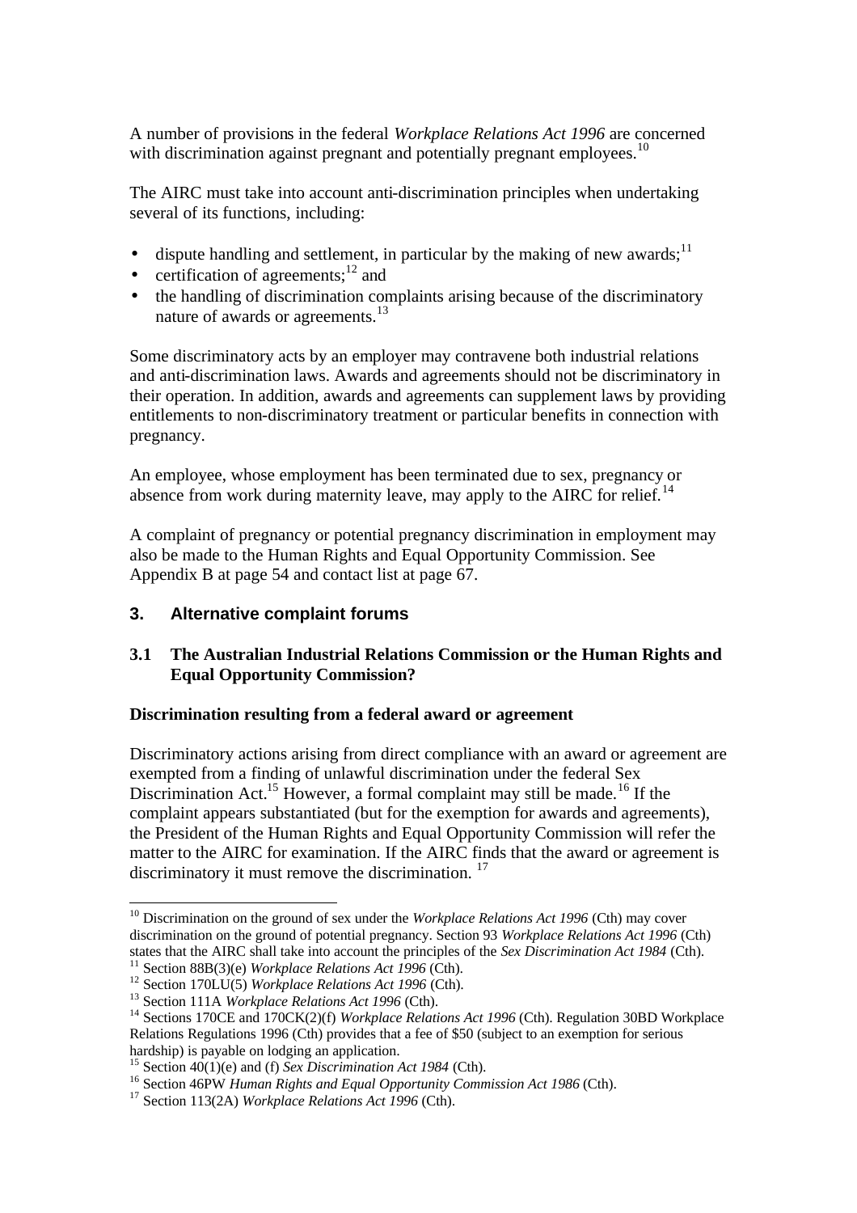A number of provisions in the federal *Workplace Relations Act 1996* are concerned with discrimination against pregnant and potentially pregnant employees.[10]

The AIRC must take into account anti-discrimination principles when undertaking several of its functions, including:

- dispute handling and settlement, in particular by the making of new awards;[11]
- certification of agreements;[12] and
- the handling of discrimination complaints arising because of the discriminatory nature of awards or agreements.[13]

Some discriminatory acts by an employer may contravene both industrial relations and anti-discrimination laws. Awards and agreements should not be discriminatory in their operation. In addition, awards and agreements can supplement laws by providing entitlements to non-discriminatory treatment or particular benefits in connection with pregnancy.

An employee, whose employment has been terminated due to sex, pregnancy or absence from work during maternity leave, may apply to the AIRC for relief.[14]

A complaint of pregnancy or potential pregnancy discrimination in employment may also be made to the Human Rights and Equal Opportunity Commission. See Appendix B at page 54 and contact list at page 67.

## 3. Alternative complaint forums

### 3.1 The Australian Industrial Relations Commission or the Human Rights and Equal Opportunity Commission?

**Discrimination resulting from a federal award or agreement**

Discriminatory actions arising from direct compliance with an award or agreement are exempted from a finding of unlawful discrimination under the federal Sex Discrimination Act.[15] However, a formal complaint may still be made.[16] If the complaint appears substantiated (but for the exemption for awards and agreements), the President of the Human Rights and Equal Opportunity Commission will refer the matter to the AIRC for examination. If the AIRC finds that the award or agreement is discriminatory it must remove the discrimination.[17]

---

[10] Discrimination on the ground of sex under the *Workplace Relations Act 1996* (Cth) may cover discrimination on the ground of potential pregnancy. Section 93 *Workplace Relations Act 1996* (Cth) states that the AIRC shall take into account the principles of the *Sex Discrimination Act 1984* (Cth).

[11] Section 88B(3)(e) *Workplace Relations Act 1996* (Cth).

[12] Section 170LU(5) *Workplace Relations Act 1996* (Cth).

[13] Section 111A *Workplace Relations Act 1996* (Cth).

[14] Sections 170CE and 170CK(2)(f) *Workplace Relations Act 1996* (Cth). Regulation 30BD Workplace Relations Regulations 1996 (Cth) provides that a fee of $50 (subject to an exemption for serious hardship) is payable on lodging an application.

[15] Section 40(1)(e) and (f) *Sex Discrimination Act 1984* (Cth).

[16] Section 46PW *Human Rights and Equal Opportunity Commission Act 1986* (Cth).

[17] Section 113(2A) *Workplace Relations Act 1996* (Cth).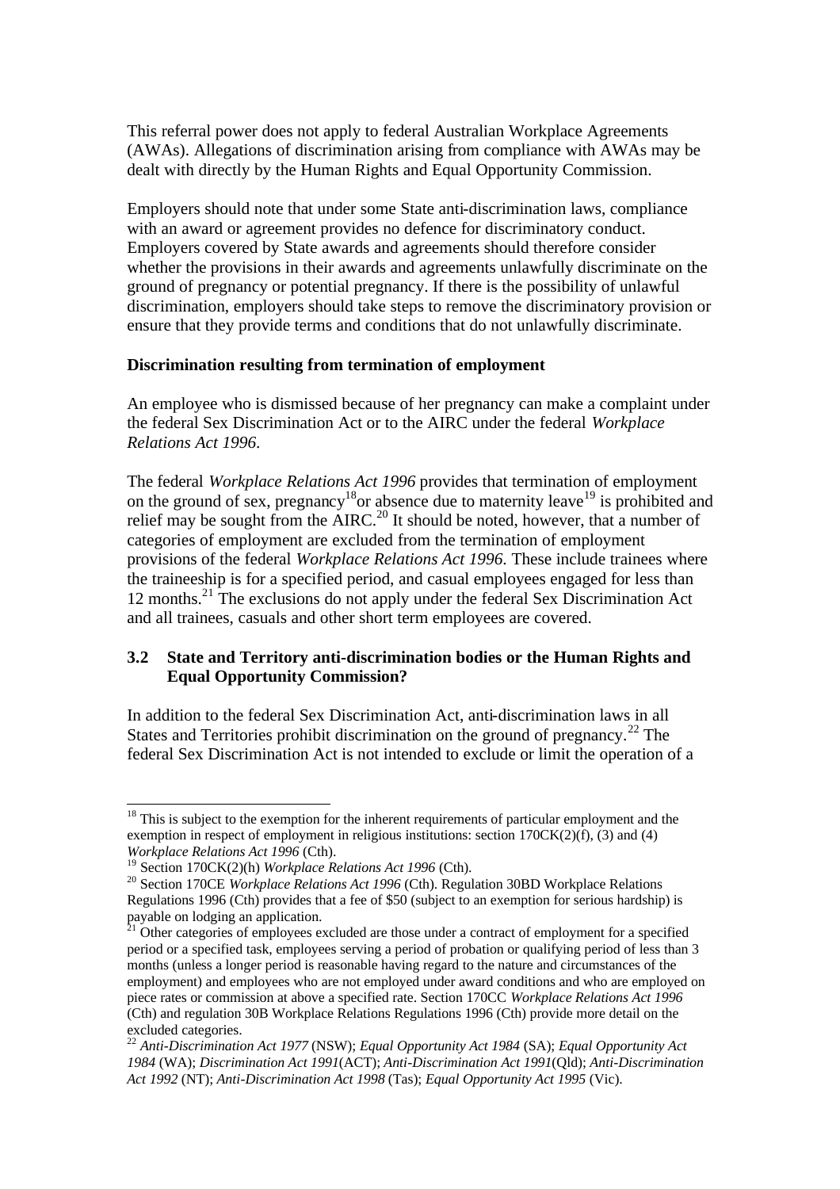This referral power does not apply to federal Australian Workplace Agreements (AWAs). Allegations of discrimination arising from compliance with AWAs may be dealt with directly by the Human Rights and Equal Opportunity Commission.

Employers should note that under some State anti-discrimination laws, compliance with an award or agreement provides no defence for discriminatory conduct. Employers covered by State awards and agreements should therefore consider whether the provisions in their awards and agreements unlawfully discriminate on the ground of pregnancy or potential pregnancy. If there is the possibility of unlawful discrimination, employers should take steps to remove the discriminatory provision or ensure that they provide terms and conditions that do not unlawfully discriminate.

**Discrimination resulting from termination of employment**

An employee who is dismissed because of her pregnancy can make a complaint under the federal Sex Discrimination Act or to the AIRC under the federal *Workplace Relations Act 1996*.

The federal *Workplace Relations Act 1996* provides that termination of employment on the ground of sex, pregnancy[18] or absence due to maternity leave[19] is prohibited and relief may be sought from the AIRC.[20] It should be noted, however, that a number of categories of employment are excluded from the termination of employment provisions of the federal *Workplace Relations Act 1996*. These include trainees where the traineeship is for a specified period, and casual employees engaged for less than 12 months.[21] The exclusions do not apply under the federal Sex Discrimination Act and all trainees, casuals and other short term employees are covered.

### 3.2 State and Territory anti-discrimination bodies or the Human Rights and Equal Opportunity Commission?

In addition to the federal Sex Discrimination Act, anti-discrimination laws in all States and Territories prohibit discrimination on the ground of pregnancy.[22] The federal Sex Discrimination Act is not intended to exclude or limit the operation of a

---

[18] This is subject to the exemption for the inherent requirements of particular employment and the exemption in respect of employment in religious institutions: section 170CK(2)(f), (3) and (4) *Workplace Relations Act 1996* (Cth).

[19] Section 170CK(2)(h) *Workplace Relations Act 1996* (Cth).

[20] Section 170CE *Workplace Relations Act 1996* (Cth). Regulation 30BD Workplace Relations Regulations 1996 (Cth) provides that a fee of $50 (subject to an exemption for serious hardship) is payable on lodging an application.

[21] Other categories of employees excluded are those under a contract of employment for a specified period or a specified task, employees serving a period of probation or qualifying period of less than 3 months (unless a longer period is reasonable having regard to the nature and circumstances of the employment) and employees who are not employed under award conditions and who are employed on piece rates or commission at above a specified rate. Section 170CC *Workplace Relations Act 1996* (Cth) and regulation 30B Workplace Relations Regulations 1996 (Cth) provide more detail on the excluded categories.

[22] *Anti-Discrimination Act 1977* (NSW); *Equal Opportunity Act 1984* (SA); *Equal Opportunity Act 1984* (WA); *Discrimination Act 1991*(ACT); *Anti-Discrimination Act 1991*(Qld); *Anti-Discrimination Act 1992* (NT); *Anti-Discrimination Act 1998* (Tas); *Equal Opportunity Act 1995* (Vic).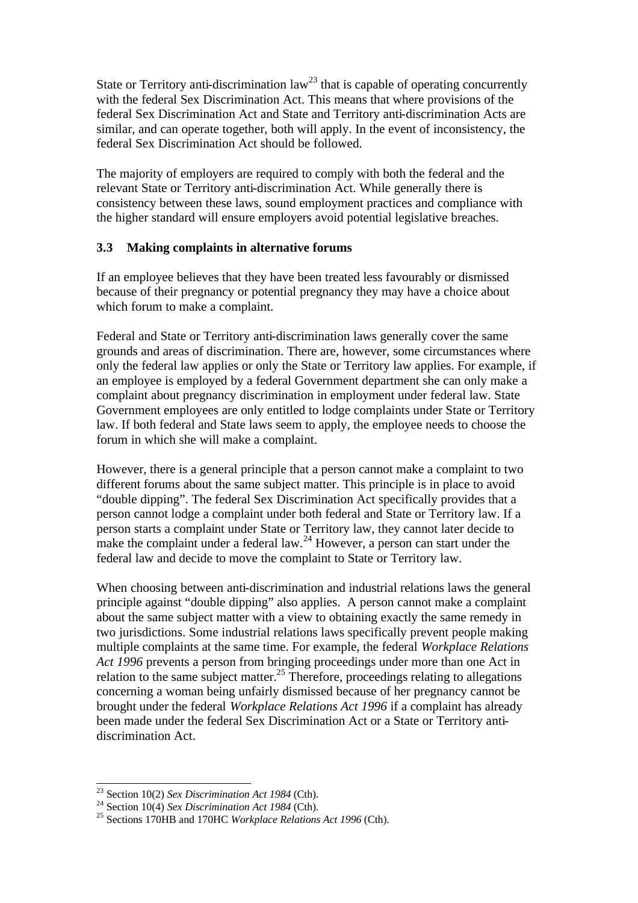State or Territory anti-discrimination law[23] that is capable of operating concurrently with the federal Sex Discrimination Act. This means that where provisions of the federal Sex Discrimination Act and State and Territory anti-discrimination Acts are similar, and can operate together, both will apply. In the event of inconsistency, the federal Sex Discrimination Act should be followed.

The majority of employers are required to comply with both the federal and the relevant State or Territory anti-discrimination Act. While generally there is consistency between these laws, sound employment practices and compliance with the higher standard will ensure employers avoid potential legislative breaches.

### 3.3 Making complaints in alternative forums

If an employee believes that they have been treated less favourably or dismissed because of their pregnancy or potential pregnancy they may have a choice about which forum to make a complaint.

Federal and State or Territory anti-discrimination laws generally cover the same grounds and areas of discrimination. There are, however, some circumstances where only the federal law applies or only the State or Territory law applies. For example, if an employee is employed by a federal Government department she can only make a complaint about pregnancy discrimination in employment under federal law. State Government employees are only entitled to lodge complaints under State or Territory law. If both federal and State laws seem to apply, the employee needs to choose the forum in which she will make a complaint.

However, there is a general principle that a person cannot make a complaint to two different forums about the same subject matter. This principle is in place to avoid "double dipping". The federal Sex Discrimination Act specifically provides that a person cannot lodge a complaint under both federal and State or Territory law. If a person starts a complaint under State or Territory law, they cannot later decide to make the complaint under a federal law.[24] However, a person can start under the federal law and decide to move the complaint to State or Territory law.

When choosing between anti-discrimination and industrial relations laws the general principle against "double dipping" also applies. A person cannot make a complaint about the same subject matter with a view to obtaining exactly the same remedy in two jurisdictions. Some industrial relations laws specifically prevent people making multiple complaints at the same time. For example, the federal *Workplace Relations Act 1996* prevents a person from bringing proceedings under more than one Act in relation to the same subject matter.[25] Therefore, proceedings relating to allegations concerning a woman being unfairly dismissed because of her pregnancy cannot be brought under the federal *Workplace Relations Act 1996* if a complaint has already been made under the federal Sex Discrimination Act or a State or Territory anti-discrimination Act.

---

[23] Section 10(2) *Sex Discrimination Act 1984* (Cth).

[24] Section 10(4) *Sex Discrimination Act 1984* (Cth).

[25] Sections 170HB and 170HC *Workplace Relations Act 1996* (Cth).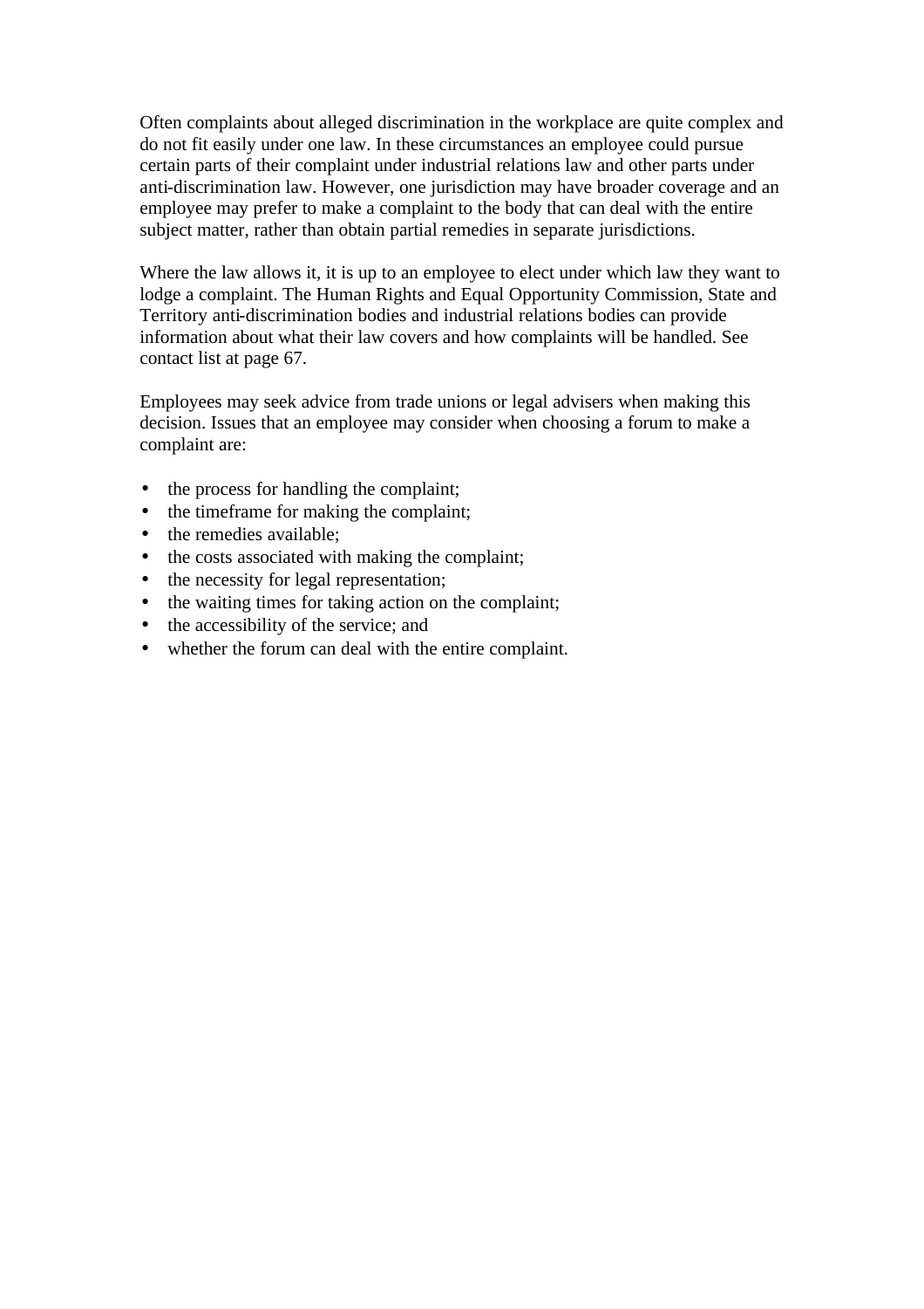Often complaints about alleged discrimination in the workplace are quite complex and do not fit easily under one law. In these circumstances an employee could pursue certain parts of their complaint under industrial relations law and other parts under anti-discrimination law. However, one jurisdiction may have broader coverage and an employee may prefer to make a complaint to the body that can deal with the entire subject matter, rather than obtain partial remedies in separate jurisdictions.

Where the law allows it, it is up to an employee to elect under which law they want to lodge a complaint. The Human Rights and Equal Opportunity Commission, State and Territory anti-discrimination bodies and industrial relations bodies can provide information about what their law covers and how complaints will be handled. See contact list at page 67.

Employees may seek advice from trade unions or legal advisers when making this decision. Issues that an employee may consider when choosing a forum to make a complaint are:

- the process for handling the complaint;
- the timeframe for making the complaint;
- the remedies available;
- the costs associated with making the complaint;
- the necessity for legal representation;
- the waiting times for taking action on the complaint;
- the accessibility of the service; and
- whether the forum can deal with the entire complaint.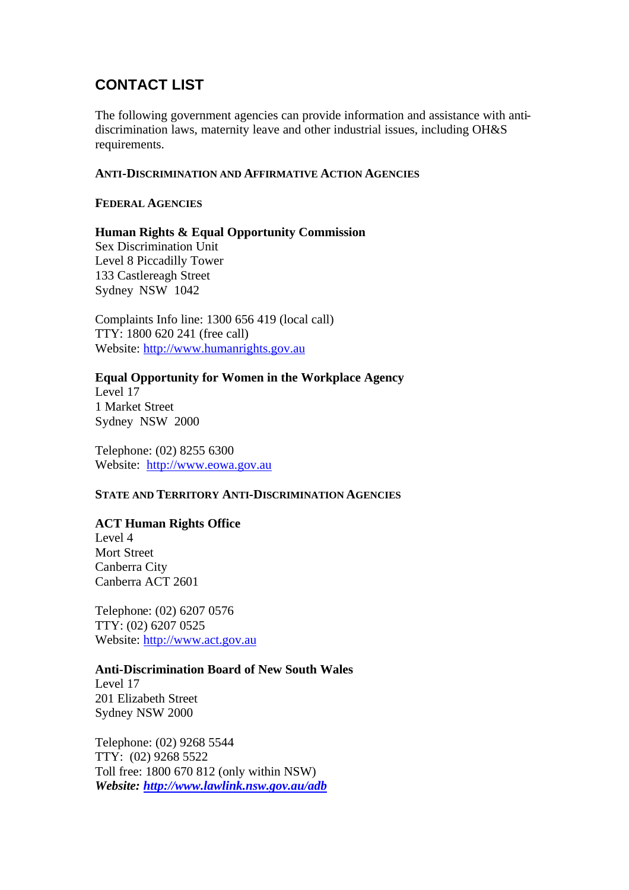## CONTACT LIST

The following government agencies can provide information and assistance with anti-discrimination laws, maternity leave and other industrial issues, including OH&S requirements.

### ANTI-DISCRIMINATION AND AFFIRMATIVE ACTION AGENCIES

#### FEDERAL AGENCIES

**Human Rights & Equal Opportunity Commission**
Sex Discrimination Unit
Level 8 Piccadilly Tower
133 Castlereagh Street
Sydney NSW 1042

Complaints Info line: 1300 656 419 (local call)
TTY: 1800 620 241 (free call)
Website: http://www.humanrights.gov.au

**Equal Opportunity for Women in the Workplace Agency**
Level 17
1 Market Street
Sydney NSW 2000

Telephone: (02) 8255 6300
Website: http://www.eowa.gov.au

#### STATE AND TERRITORY ANTI-DISCRIMINATION AGENCIES

**ACT Human Rights Office**
Level 4
Mort Street
Canberra City
Canberra ACT 2601

Telephone: (02) 6207 0576
TTY: (02) 6207 0525
Website: http://www.act.gov.au

**Anti-Discrimination Board of New South Wales**
Level 17
201 Elizabeth Street
Sydney NSW 2000

Telephone: (02) 9268 5544
TTY: (02) 9268 5522
Toll free: 1800 670 812 (only within NSW)
***Website: http://www.lawlink.nsw.gov.au/adb***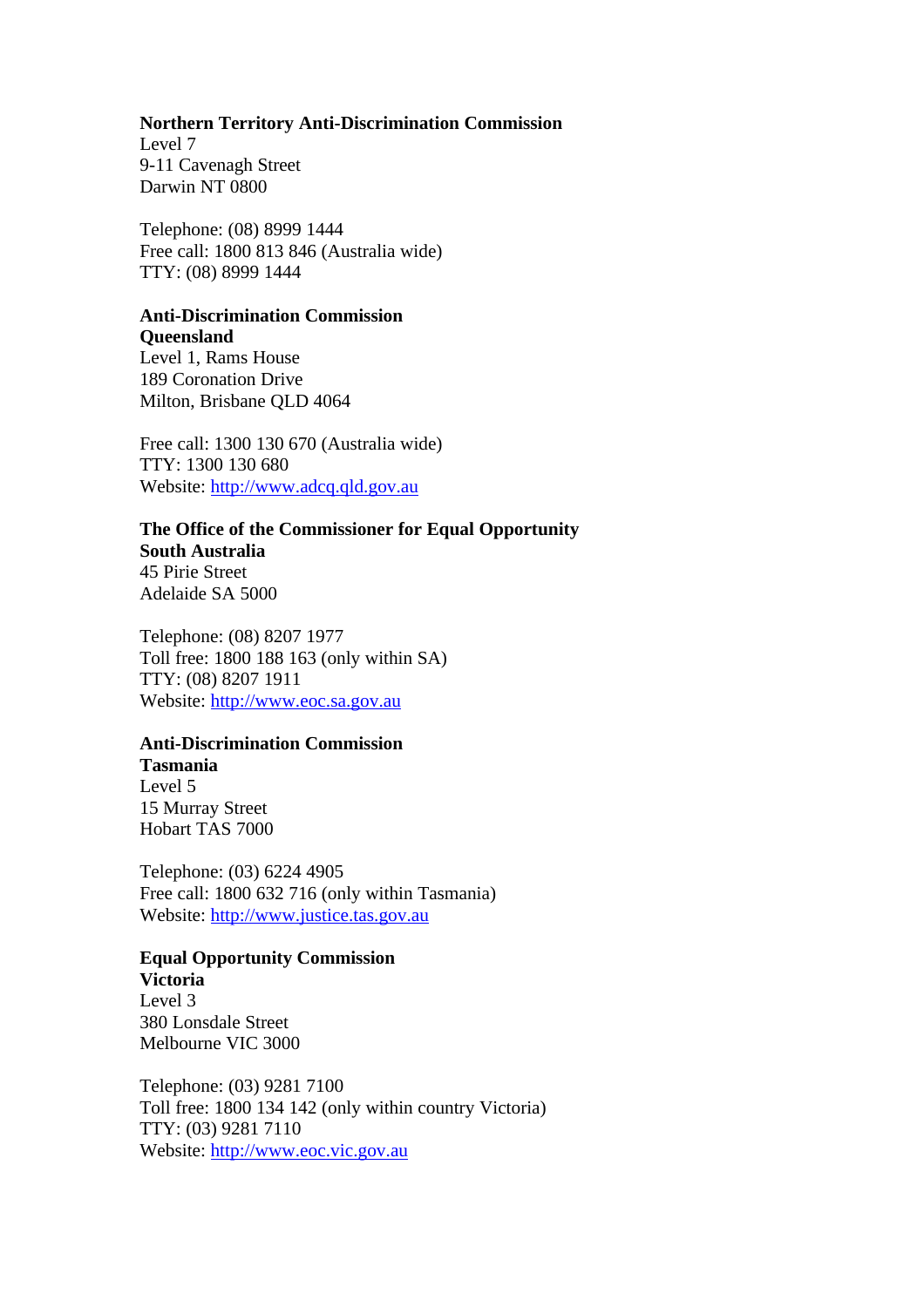**Northern Territory Anti-Discrimination Commission**
Level 7
9-11 Cavenagh Street
Darwin NT 0800

Telephone: (08) 8999 1444
Free call: 1800 813 846 (Australia wide)
TTY: (08) 8999 1444

**Anti-Discrimination Commission Queensland**
Level 1, Rams House
189 Coronation Drive
Milton, Brisbane QLD 4064

Free call: 1300 130 670 (Australia wide)
TTY: 1300 130 680
Website: [http://www.adcq.qld.gov.au](http://www.adcq.qld.gov.au)

**The Office of the Commissioner for Equal Opportunity South Australia**
45 Pirie Street
Adelaide SA 5000

Telephone: (08) 8207 1977
Toll free: 1800 188 163 (only within SA)
TTY: (08) 8207 1911
Website: [http://www.eoc.sa.gov.au](http://www.eoc.sa.gov.au)

**Anti-Discrimination Commission Tasmania**
Level 5
15 Murray Street
Hobart TAS 7000

Telephone: (03) 6224 4905
Free call: 1800 632 716 (only within Tasmania)
Website: [http://www.justice.tas.gov.au](http://www.justice.tas.gov.au)

**Equal Opportunity Commission Victoria**
Level 3
380 Lonsdale Street
Melbourne VIC 3000

Telephone: (03) 9281 7100
Toll free: 1800 134 142 (only within country Victoria)
TTY: (03) 9281 7110
Website: [http://www.eoc.vic.gov.au](http://www.eoc.vic.gov.au)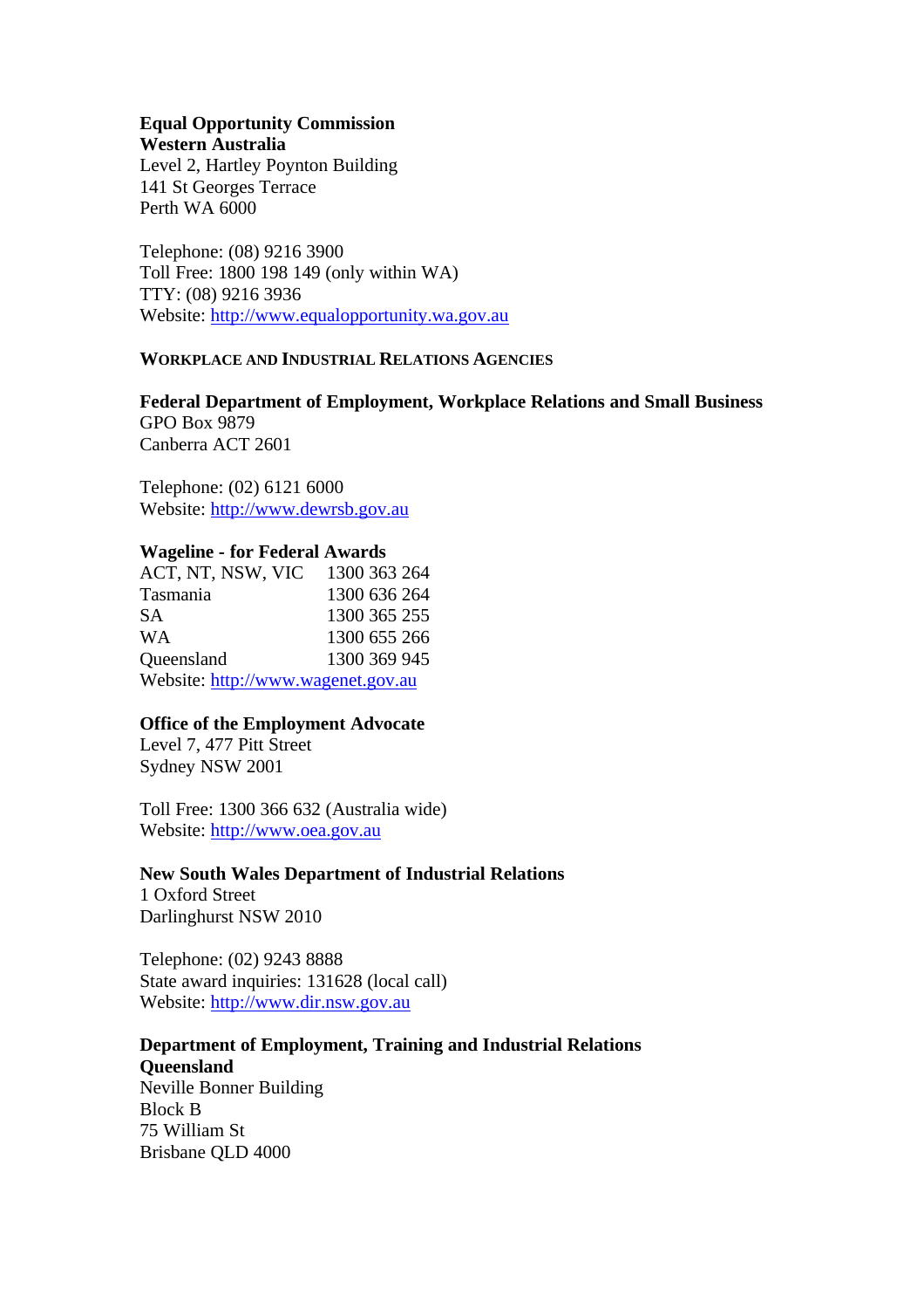**Equal Opportunity Commission**
**Western Australia**
Level 2, Hartley Poynton Building
141 St Georges Terrace
Perth WA 6000

Telephone: (08) 9216 3900
Toll Free: 1800 198 149 (only within WA)
TTY: (08) 9216 3936
Website: http://www.equalopportunity.wa.gov.au

## WORKPLACE AND INDUSTRIAL RELATIONS AGENCIES

**Federal Department of Employment, Workplace Relations and Small Business**
GPO Box 9879
Canberra ACT 2601

Telephone: (02) 6121 6000
Website: http://www.dewrsb.gov.au

**Wageline - for Federal Awards**

| | |
|---|---|
| ACT, NT, NSW, VIC | 1300 363 264 |
| Tasmania | 1300 636 264 |
| SA | 1300 365 255 |
| WA | 1300 655 266 |
| Queensland | 1300 369 945 |

Website: http://www.wagenet.gov.au

**Office of the Employment Advocate**
Level 7, 477 Pitt Street
Sydney NSW 2001

Toll Free: 1300 366 632 (Australia wide)
Website: http://www.oea.gov.au

**New South Wales Department of Industrial Relations**
1 Oxford Street
Darlinghurst NSW 2010

Telephone: (02) 9243 8888
State award inquiries: 131628 (local call)
Website: http://www.dir.nsw.gov.au

**Department of Employment, Training and Industrial Relations**
**Queensland**
Neville Bonner Building
Block B
75 William St
Brisbane QLD 4000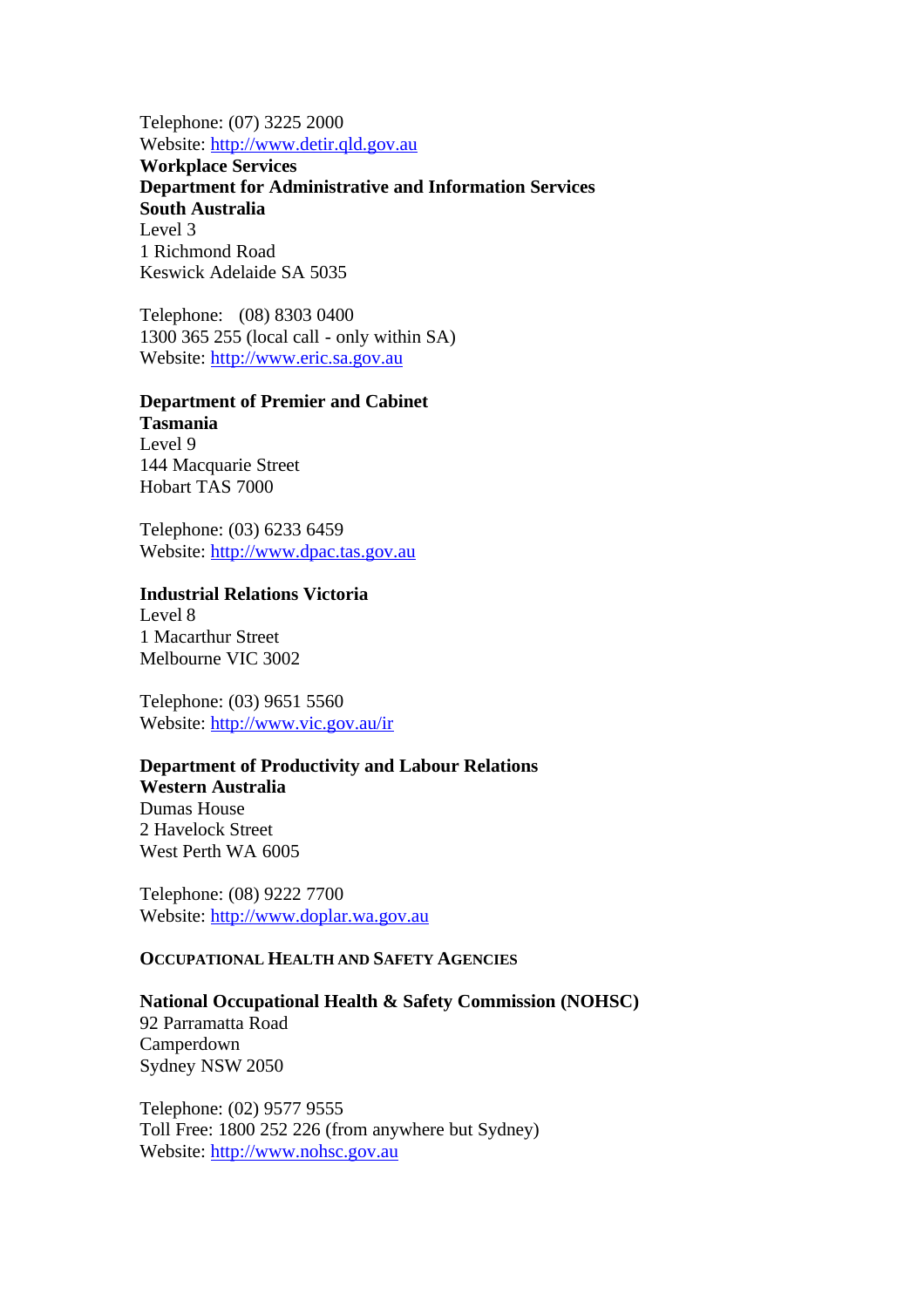Telephone: (07) 3225 2000
Website: http://www.detir.qld.gov.au

**Workplace Services**
**Department for Administrative and Information Services**
**South Australia**
Level 3
1 Richmond Road
Keswick Adelaide SA 5035

Telephone: (08) 8303 0400
1300 365 255 (local call - only within SA)
Website: http://www.eric.sa.gov.au

**Department of Premier and Cabinet**
**Tasmania**
Level 9
144 Macquarie Street
Hobart TAS 7000

Telephone: (03) 6233 6459
Website: http://www.dpac.tas.gov.au

**Industrial Relations Victoria**
Level 8
1 Macarthur Street
Melbourne VIC 3002

Telephone: (03) 9651 5560
Website: http://www.vic.gov.au/ir

**Department of Productivity and Labour Relations**
**Western Australia**
Dumas House
2 Havelock Street
West Perth WA 6005

Telephone: (08) 9222 7700
Website: http://www.doplar.wa.gov.au

### OCCUPATIONAL HEALTH AND SAFETY AGENCIES

**National Occupational Health & Safety Commission (NOHSC)**
92 Parramatta Road
Camperdown
Sydney NSW 2050

Telephone: (02) 9577 9555
Toll Free: 1800 252 226 (from anywhere but Sydney)
Website: http://www.nohsc.gov.au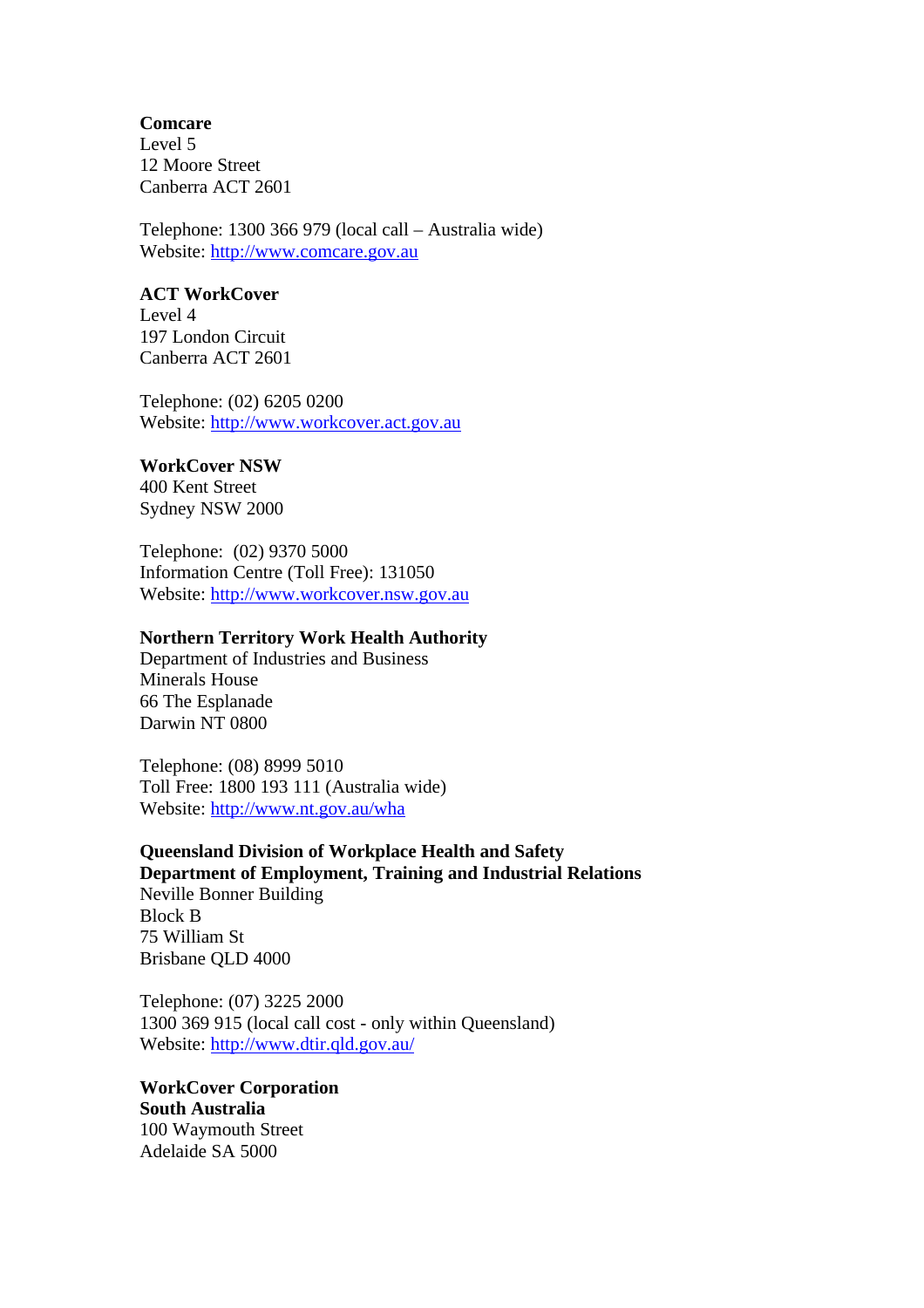**Comcare**
Level 5
12 Moore Street
Canberra ACT 2601

Telephone: 1300 366 979 (local call – Australia wide)
Website: http://www.comcare.gov.au

**ACT WorkCover**
Level 4
197 London Circuit
Canberra ACT 2601

Telephone: (02) 6205 0200
Website: http://www.workcover.act.gov.au

**WorkCover NSW**
400 Kent Street
Sydney NSW 2000

Telephone: (02) 9370 5000
Information Centre (Toll Free): 131050
Website: http://www.workcover.nsw.gov.au

**Northern Territory Work Health Authority**
Department of Industries and Business
Minerals House
66 The Esplanade
Darwin NT 0800

Telephone: (08) 8999 5010
Toll Free: 1800 193 111 (Australia wide)
Website: http://www.nt.gov.au/wha

**Queensland Division of Workplace Health and Safety**
**Department of Employment, Training and Industrial Relations**
Neville Bonner Building
Block B
75 William St
Brisbane QLD 4000

Telephone: (07) 3225 2000
1300 369 915 (local call cost - only within Queensland)
Website: http://www.dtir.qld.gov.au/

**WorkCover Corporation**
**South Australia**
100 Waymouth Street
Adelaide SA 5000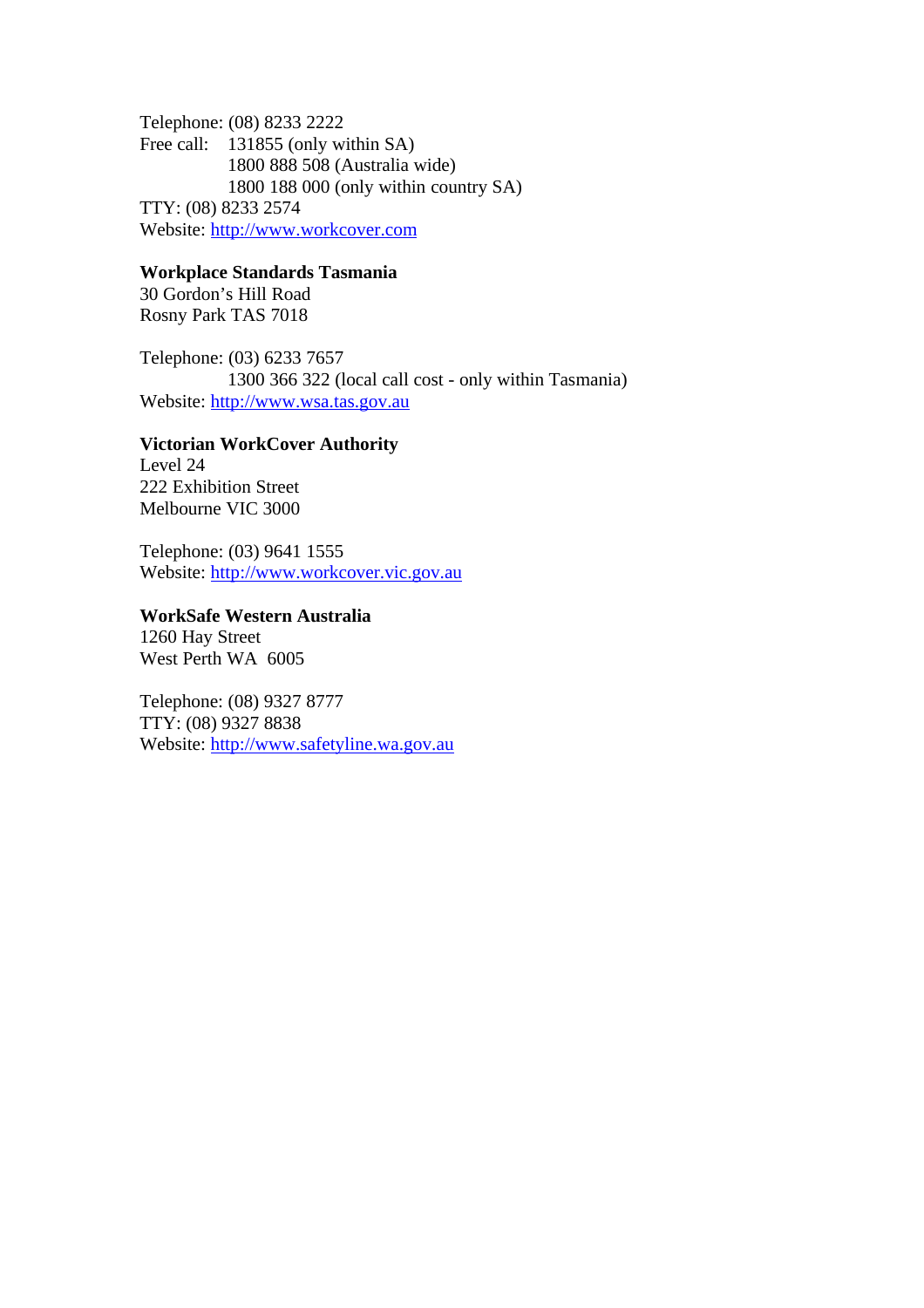Telephone: (08) 8233 2222
Free call: 131855 (only within SA)
1800 888 508 (Australia wide)
1800 188 000 (only within country SA)
TTY: (08) 8233 2574
Website: [http://www.workcover.com](http://www.workcover.com)

**Workplace Standards Tasmania**
30 Gordon's Hill Road
Rosny Park TAS 7018

Telephone: (03) 6233 7657
1300 366 322 (local call cost - only within Tasmania)
Website: [http://www.wsa.tas.gov.au](http://www.wsa.tas.gov.au)

**Victorian WorkCover Authority**
Level 24
222 Exhibition Street
Melbourne VIC 3000

Telephone: (03) 9641 1555
Website: [http://www.workcover.vic.gov.au](http://www.workcover.vic.gov.au)

**WorkSafe Western Australia**
1260 Hay Street
West Perth WA 6005

Telephone: (08) 9327 8777
TTY: (08) 9327 8838
Website: [http://www.safetyline.wa.gov.au](http://www.safetyline.wa.gov.au)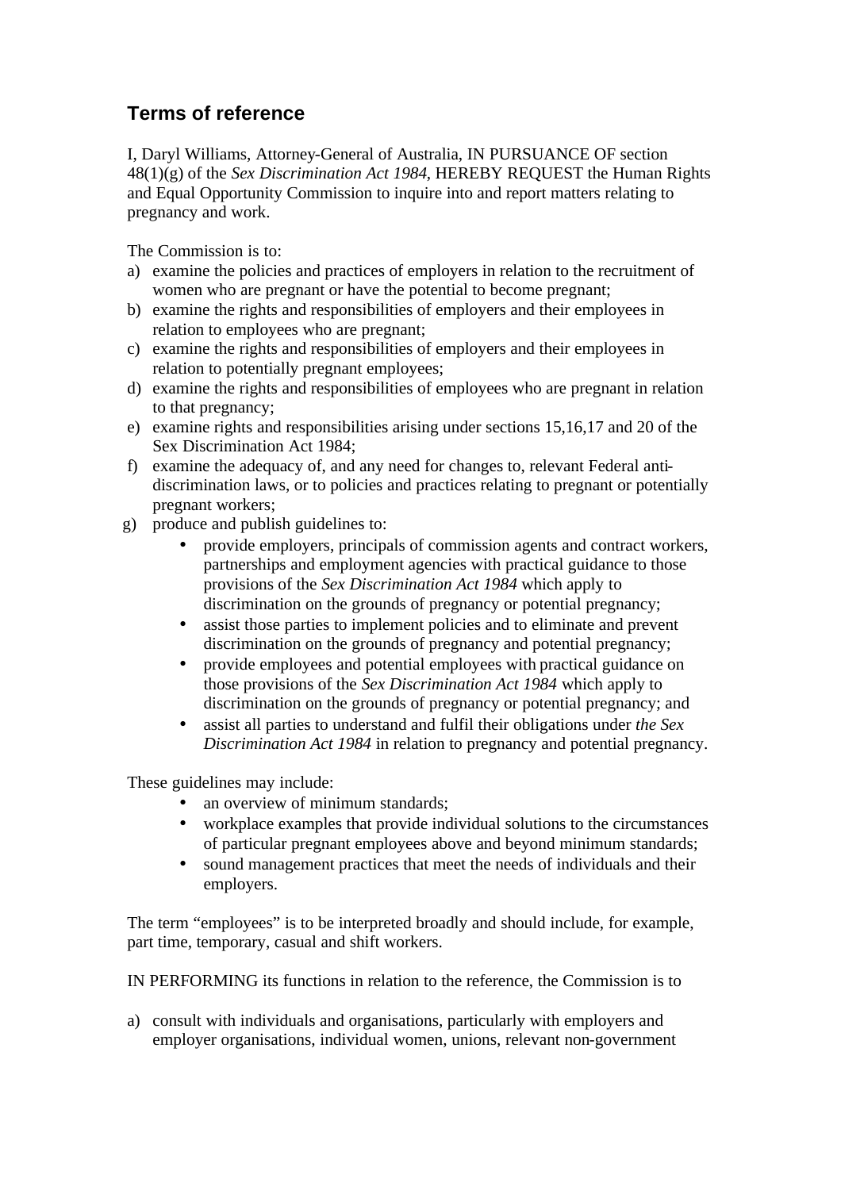## Terms of reference

I, Daryl Williams, Attorney-General of Australia, IN PURSUANCE OF section 48(1)(g) of the *Sex Discrimination Act 1984*, HEREBY REQUEST the Human Rights and Equal Opportunity Commission to inquire into and report matters relating to pregnancy and work.

The Commission is to:

a) examine the policies and practices of employers in relation to the recruitment of women who are pregnant or have the potential to become pregnant;
b) examine the rights and responsibilities of employers and their employees in relation to employees who are pregnant;
c) examine the rights and responsibilities of employers and their employees in relation to potentially pregnant employees;
d) examine the rights and responsibilities of employees who are pregnant in relation to that pregnancy;
e) examine rights and responsibilities arising under sections 15,16,17 and 20 of the Sex Discrimination Act 1984;
f) examine the adequacy of, and any need for changes to, relevant Federal anti-discrimination laws, or to policies and practices relating to pregnant or potentially pregnant workers;
g) produce and publish guidelines to:
    - provide employers, principals of commission agents and contract workers, partnerships and employment agencies with practical guidance to those provisions of the *Sex Discrimination Act 1984* which apply to discrimination on the grounds of pregnancy or potential pregnancy;
    - assist those parties to implement policies and to eliminate and prevent discrimination on the grounds of pregnancy and potential pregnancy;
    - provide employees and potential employees with practical guidance on those provisions of the *Sex Discrimination Act 1984* which apply to discrimination on the grounds of pregnancy or potential pregnancy; and
    - assist all parties to understand and fulfil their obligations under *the Sex Discrimination Act 1984* in relation to pregnancy and potential pregnancy.

These guidelines may include:

- an overview of minimum standards;
- workplace examples that provide individual solutions to the circumstances of particular pregnant employees above and beyond minimum standards;
- sound management practices that meet the needs of individuals and their employers.

The term "employees" is to be interpreted broadly and should include, for example, part time, temporary, casual and shift workers.

IN PERFORMING its functions in relation to the reference, the Commission is to

a) consult with individuals and organisations, particularly with employers and employer organisations, individual women, unions, relevant non-government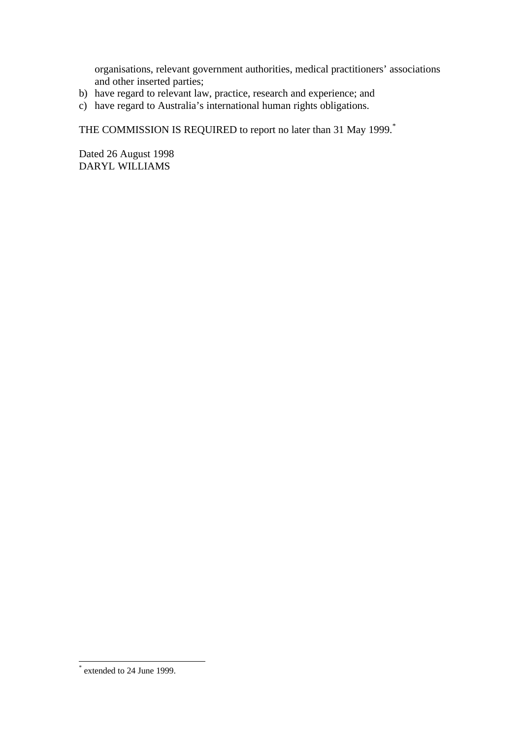organisations, relevant government authorities, medical practitioners' associations and other inserted parties;

b) have regard to relevant law, practice, research and experience; and
c) have regard to Australia's international human rights obligations.

THE COMMISSION IS REQUIRED to report no later than 31 May 1999.*

Dated 26 August 1998
DARYL WILLIAMS

---

* extended to 24 June 1999.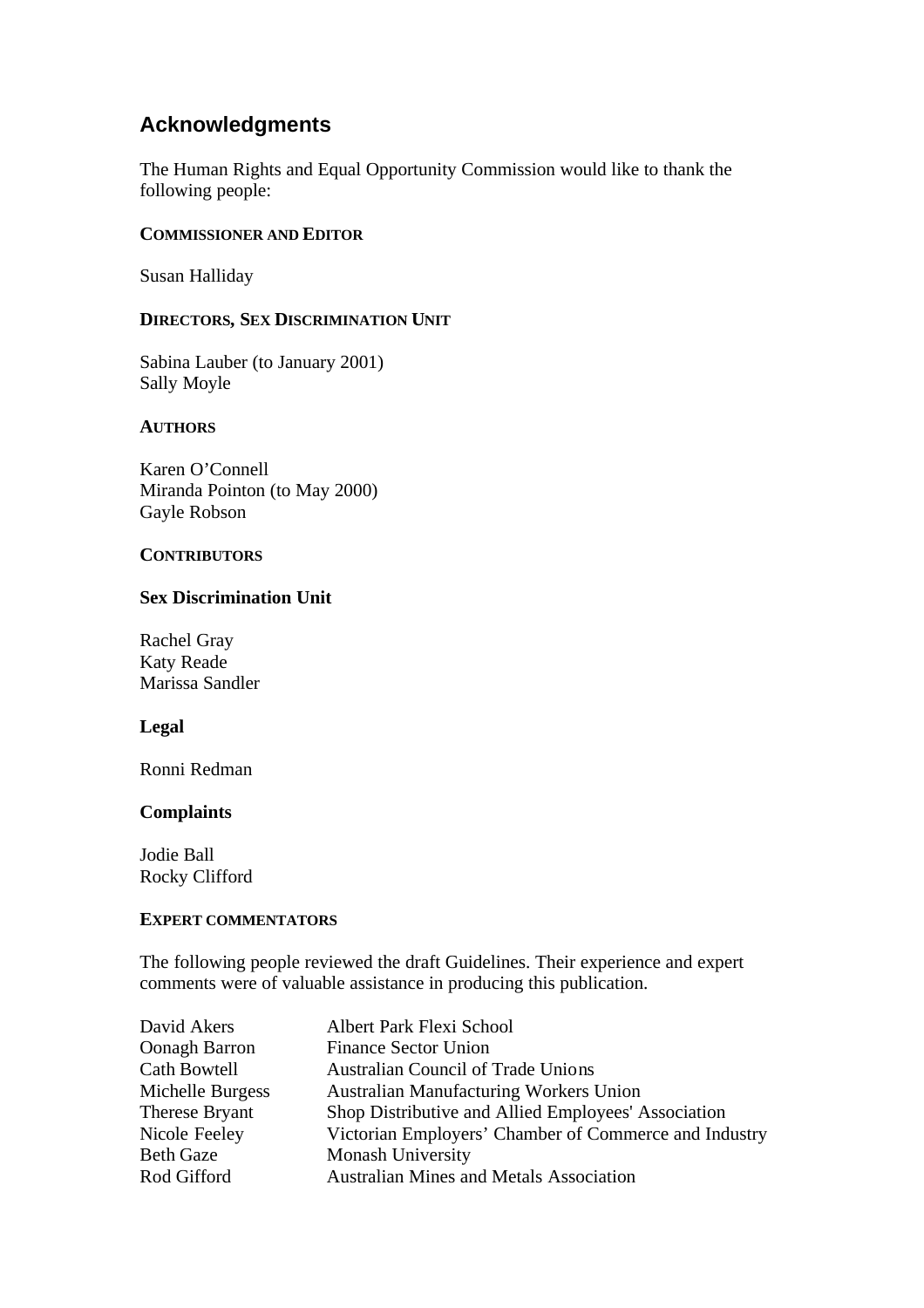## Acknowledgments

The Human Rights and Equal Opportunity Commission would like to thank the following people:

**COMMISSIONER AND EDITOR**

Susan Halliday

**DIRECTORS, SEX DISCRIMINATION UNIT**

Sabina Lauber (to January 2001)
Sally Moyle

**AUTHORS**

Karen O'Connell
Miranda Pointon (to May 2000)
Gayle Robson

**CONTRIBUTORS**

**Sex Discrimination Unit**

Rachel Gray
Katy Reade
Marissa Sandler

**Legal**

Ronni Redman

**Complaints**

Jodie Ball
Rocky Clifford

**EXPERT COMMENTATORS**

The following people reviewed the draft Guidelines. Their experience and expert comments were of valuable assistance in producing this publication.

| | |
|---|---|
| David Akers | Albert Park Flexi School |
| Oonagh Barron | Finance Sector Union |
| Cath Bowtell | Australian Council of Trade Unions |
| Michelle Burgess | Australian Manufacturing Workers Union |
| Therese Bryant | Shop Distributive and Allied Employees' Association |
| Nicole Feeley | Victorian Employers' Chamber of Commerce and Industry |
| Beth Gaze | Monash University |
| Rod Gifford | Australian Mines and Metals Association |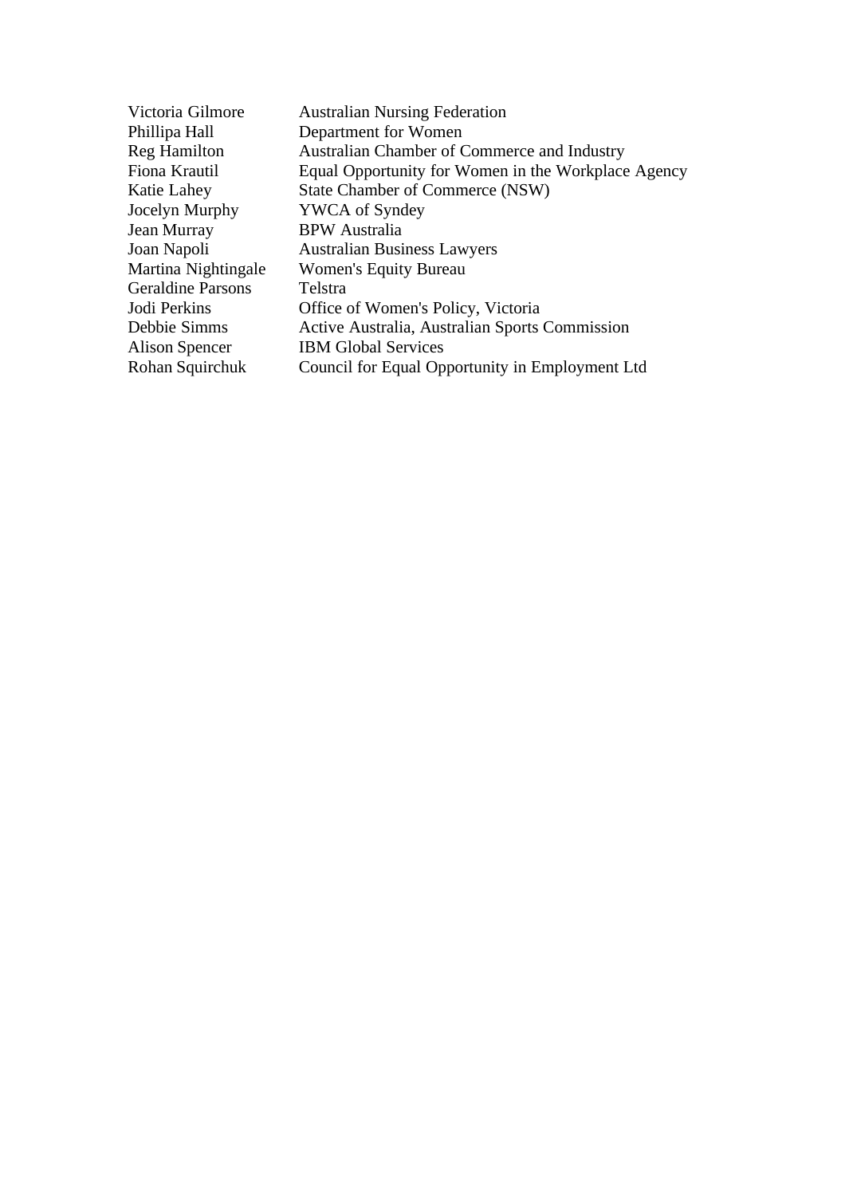| | |
|---|---|
| Victoria Gilmore | Australian Nursing Federation |
| Phillipa Hall | Department for Women |
| Reg Hamilton | Australian Chamber of Commerce and Industry |
| Fiona Krautil | Equal Opportunity for Women in the Workplace Agency |
| Katie Lahey | State Chamber of Commerce (NSW) |
| Jocelyn Murphy | YWCA of Syndey |
| Jean Murray | BPW Australia |
| Joan Napoli | Australian Business Lawyers |
| Martina Nightingale | Women's Equity Bureau |
| Geraldine Parsons | Telstra |
| Jodi Perkins | Office of Women's Policy, Victoria |
| Debbie Simms | Active Australia, Australian Sports Commission |
| Alison Spencer | IBM Global Services |
| Rohan Squirchuk | Council for Equal Opportunity in Employment Ltd |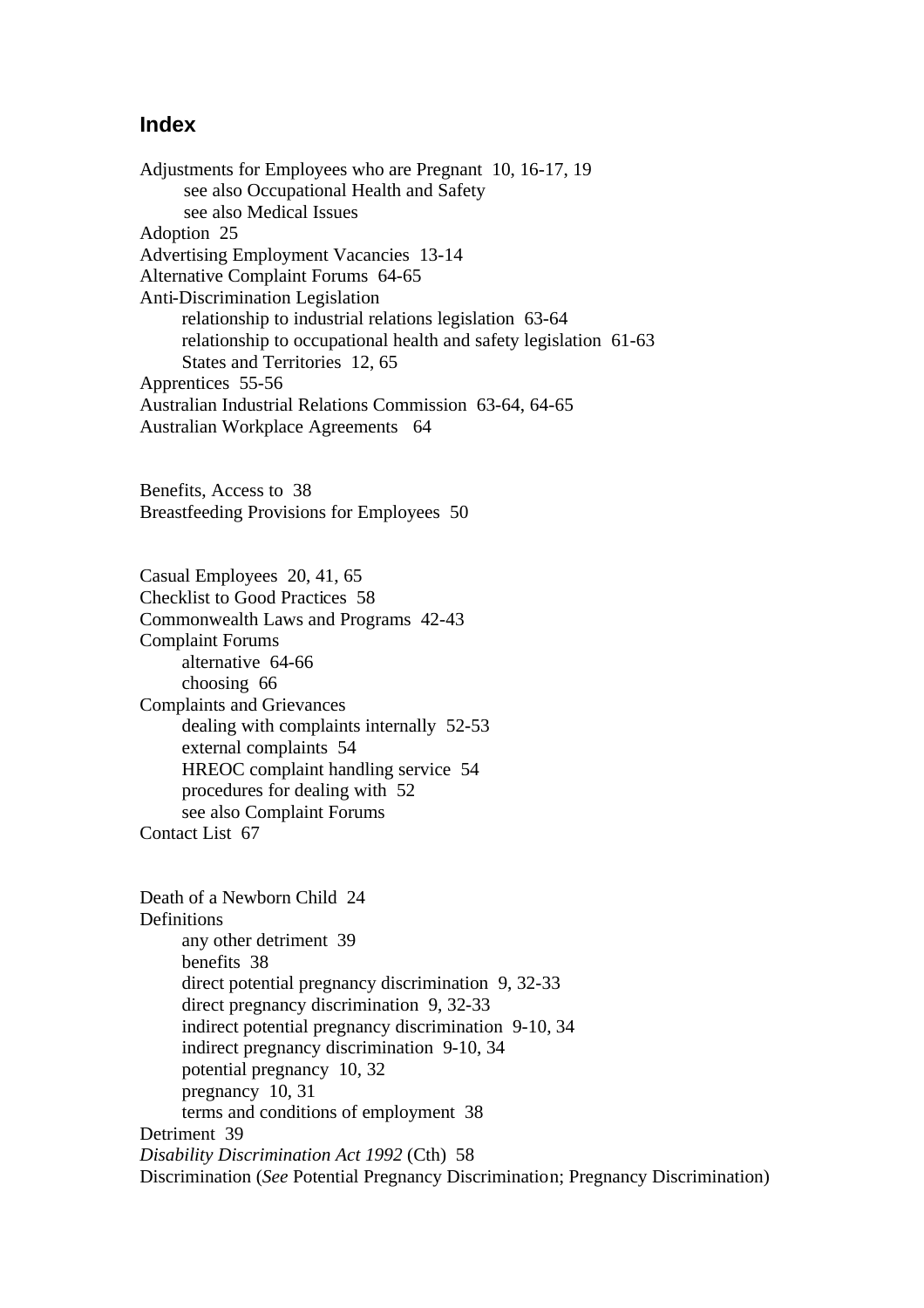## Index

Adjustments for Employees who are Pregnant 10, 16-17, 19
 see also Occupational Health and Safety
 see also Medical Issues
Adoption 25
Advertising Employment Vacancies 13-14
Alternative Complaint Forums 64-65
Anti-Discrimination Legislation
 relationship to industrial relations legislation 63-64
 relationship to occupational health and safety legislation 61-63
 States and Territories 12, 65
Apprentices 55-56
Australian Industrial Relations Commission 63-64, 64-65
Australian Workplace Agreements 64

Benefits, Access to 38
Breastfeeding Provisions for Employees 50

Casual Employees 20, 41, 65
Checklist to Good Practices 58
Commonwealth Laws and Programs 42-43
Complaint Forums
 alternative 64-66
 choosing 66
Complaints and Grievances
 dealing with complaints internally 52-53
 external complaints 54
 HREOC complaint handling service 54
 procedures for dealing with 52
 see also Complaint Forums
Contact List 67

Death of a Newborn Child 24
Definitions
 any other detriment 39
 benefits 38
 direct potential pregnancy discrimination 9, 32-33
 direct pregnancy discrimination 9, 32-33
 indirect potential pregnancy discrimination 9-10, 34
 indirect pregnancy discrimination 9-10, 34
 potential pregnancy 10, 32
 pregnancy 10, 31
 terms and conditions of employment 38
Detriment 39
*Disability Discrimination Act 1992* (Cth) 58
Discrimination (*See* Potential Pregnancy Discrimination; Pregnancy Discrimination)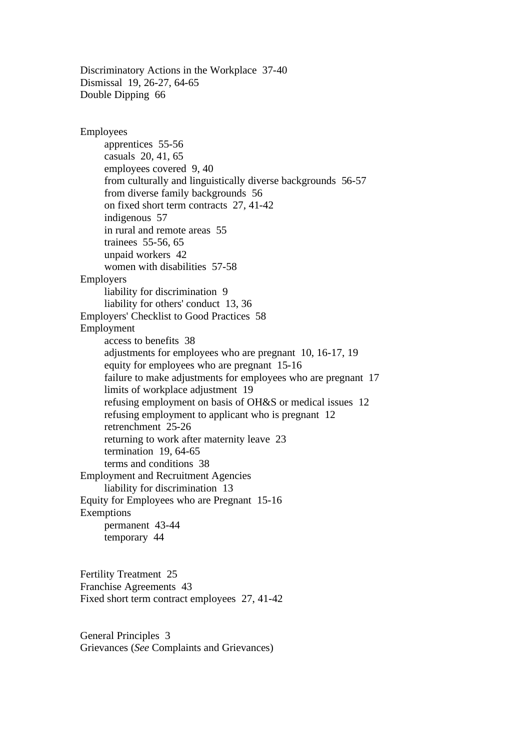Discriminatory Actions in the Workplace  37-40
Dismissal  19, 26-27, 64-65
Double Dipping  66

Employees
  apprentices  55-56
  casuals  20, 41, 65
  employees covered  9, 40
  from culturally and linguistically diverse backgrounds  56-57
  from diverse family backgrounds  56
  on fixed short term contracts  27, 41-42
  indigenous  57
  in rural and remote areas  55
  trainees  55-56, 65
  unpaid workers  42
  women with disabilities  57-58
Employers
  liability for discrimination  9
  liability for others' conduct  13, 36
Employers' Checklist to Good Practices  58
Employment
  access to benefits  38
  adjustments for employees who are pregnant  10, 16-17, 19
  equity for employees who are pregnant  15-16
  failure to make adjustments for employees who are pregnant  17
  limits of workplace adjustment  19
  refusing employment on basis of OH&S or medical issues  12
  refusing employment to applicant who is pregnant  12
  retrenchment  25-26
  returning to work after maternity leave  23
  termination  19, 64-65
  terms and conditions  38
Employment and Recruitment Agencies
  liability for discrimination  13
Equity for Employees who are Pregnant  15-16
Exemptions
  permanent  43-44
  temporary  44

Fertility Treatment  25
Franchise Agreements  43
Fixed short term contract employees  27, 41-42

General Principles  3
Grievances (*See* Complaints and Grievances)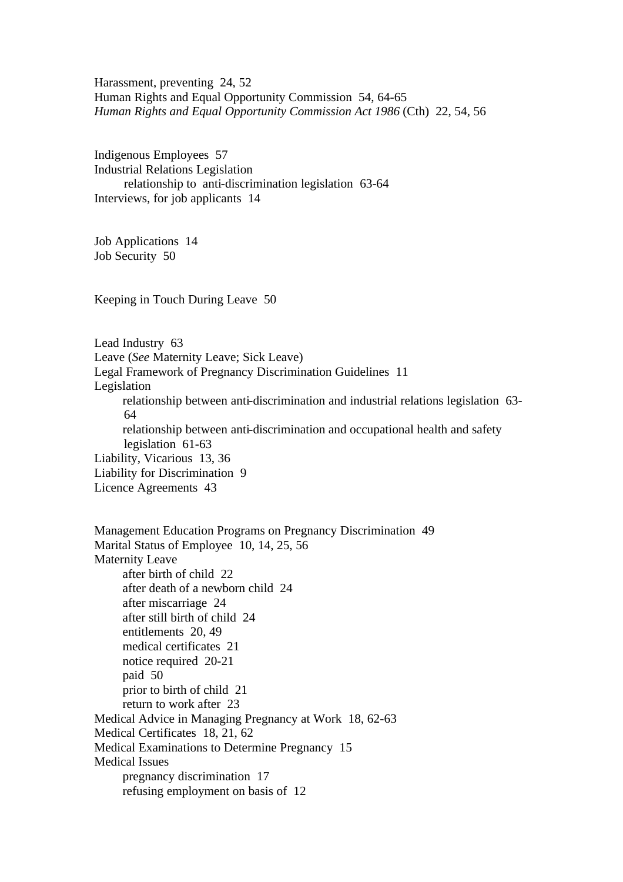Harassment, preventing  24, 52
Human Rights and Equal Opportunity Commission  54, 64-65
*Human Rights and Equal Opportunity Commission Act 1986* (Cth)  22, 54, 56

Indigenous Employees  57
Industrial Relations Legislation
    relationship to anti-discrimination legislation  63-64
Interviews, for job applicants  14

Job Applications  14
Job Security  50

Keeping in Touch During Leave  50

Lead Industry  63
Leave (*See* Maternity Leave; Sick Leave)
Legal Framework of Pregnancy Discrimination Guidelines  11
Legislation
    relationship between anti-discrimination and industrial relations legislation  63-64
    relationship between anti-discrimination and occupational health and safety legislation  61-63
Liability, Vicarious  13, 36
Liability for Discrimination  9
Licence Agreements  43

Management Education Programs on Pregnancy Discrimination  49
Marital Status of Employee  10, 14, 25, 56
Maternity Leave
    after birth of child  22
    after death of a newborn child  24
    after miscarriage  24
    after still birth of child  24
    entitlements  20, 49
    medical certificates  21
    notice required  20-21
    paid  50
    prior to birth of child  21
    return to work after  23
Medical Advice in Managing Pregnancy at Work  18, 62-63
Medical Certificates  18, 21, 62
Medical Examinations to Determine Pregnancy  15
Medical Issues
    pregnancy discrimination  17
    refusing employment on basis of  12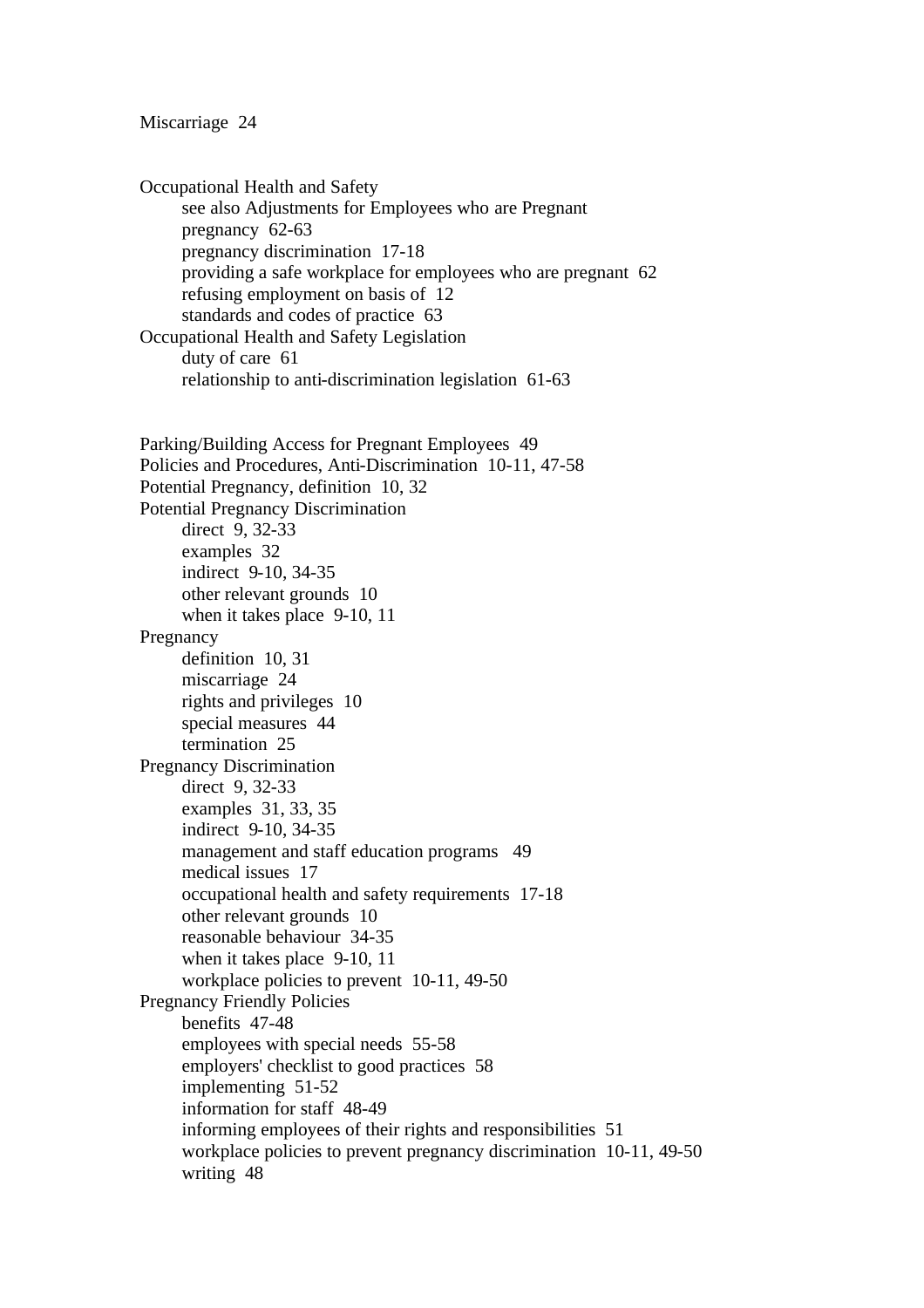Miscarriage 24

Occupational Health and Safety
- see also Adjustments for Employees who are Pregnant
- pregnancy 62-63
- pregnancy discrimination 17-18
- providing a safe workplace for employees who are pregnant 62
- refusing employment on basis of 12
- standards and codes of practice 63

Occupational Health and Safety Legislation
- duty of care 61
- relationship to anti-discrimination legislation 61-63

Parking/Building Access for Pregnant Employees 49

Policies and Procedures, Anti-Discrimination 10-11, 47-58

Potential Pregnancy, definition 10, 32

Potential Pregnancy Discrimination
- direct 9, 32-33
- examples 32
- indirect 9-10, 34-35
- other relevant grounds 10
- when it takes place 9-10, 11

Pregnancy
- definition 10, 31
- miscarriage 24
- rights and privileges 10
- special measures 44
- termination 25

Pregnancy Discrimination
- direct 9, 32-33
- examples 31, 33, 35
- indirect 9-10, 34-35
- management and staff education programs 49
- medical issues 17
- occupational health and safety requirements 17-18
- other relevant grounds 10
- reasonable behaviour 34-35
- when it takes place 9-10, 11
- workplace policies to prevent 10-11, 49-50

Pregnancy Friendly Policies
- benefits 47-48
- employees with special needs 55-58
- employers' checklist to good practices 58
- implementing 51-52
- information for staff 48-49
- informing employees of their rights and responsibilities 51
- workplace policies to prevent pregnancy discrimination 10-11, 49-50
- writing 48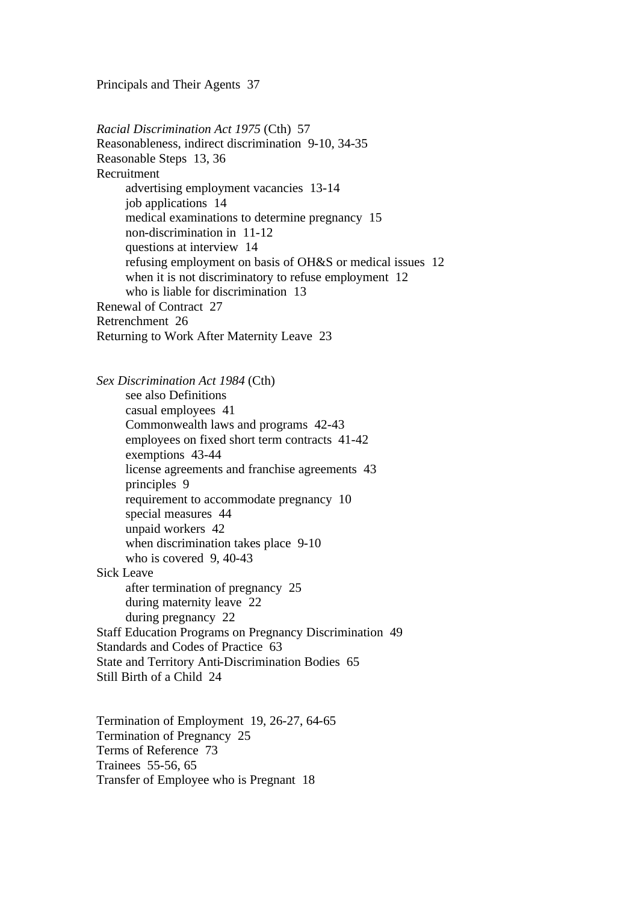Principals and Their Agents  37

*Racial Discrimination Act 1975* (Cth)  57
Reasonableness, indirect discrimination  9-10, 34-35
Reasonable Steps  13, 36
Recruitment
- advertising employment vacancies  13-14
- job applications  14
- medical examinations to determine pregnancy  15
- non-discrimination in  11-12
- questions at interview  14
- refusing employment on basis of OH&S or medical issues  12
- when it is not discriminatory to refuse employment  12
- who is liable for discrimination  13

Renewal of Contract  27
Retrenchment  26
Returning to Work After Maternity Leave  23

*Sex Discrimination Act 1984* (Cth)
- see also Definitions
- casual employees  41
- Commonwealth laws and programs  42-43
- employees on fixed short term contracts  41-42
- exemptions  43-44
- license agreements and franchise agreements  43
- principles  9
- requirement to accommodate pregnancy  10
- special measures  44
- unpaid workers  42
- when discrimination takes place  9-10
- who is covered  9, 40-43

Sick Leave
- after termination of pregnancy  25
- during maternity leave  22
- during pregnancy  22

Staff Education Programs on Pregnancy Discrimination  49
Standards and Codes of Practice  63
State and Territory Anti-Discrimination Bodies  65
Still Birth of a Child  24

Termination of Employment  19, 26-27, 64-65
Termination of Pregnancy  25
Terms of Reference  73
Trainees  55-56, 65
Transfer of Employee who is Pregnant  18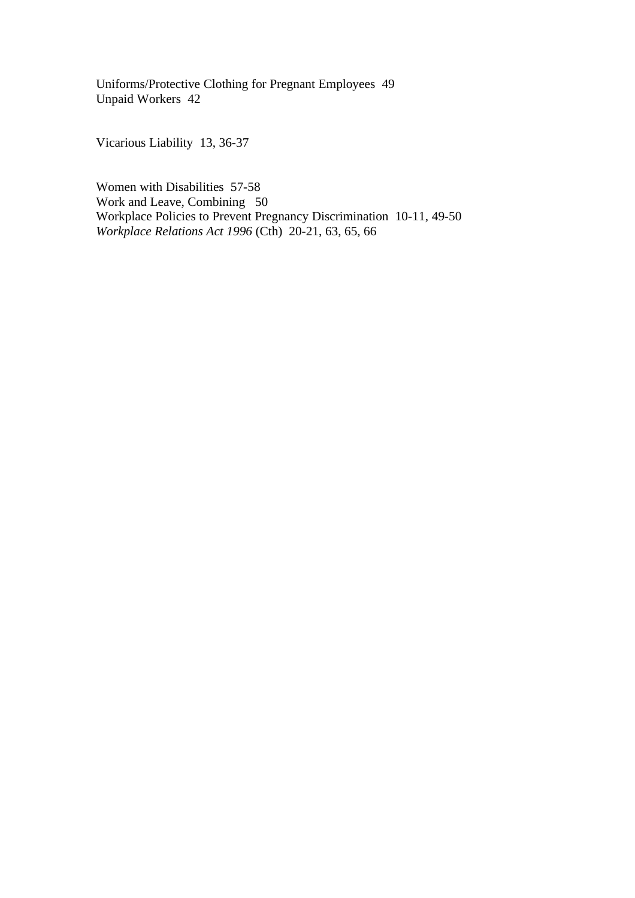Uniforms/Protective Clothing for Pregnant Employees 49
Unpaid Workers 42

Vicarious Liability 13, 36-37

Women with Disabilities 57-58
Work and Leave, Combining 50
Workplace Policies to Prevent Pregnancy Discrimination 10-11, 49-50
*Workplace Relations Act 1996* (Cth) 20-21, 63, 65, 66